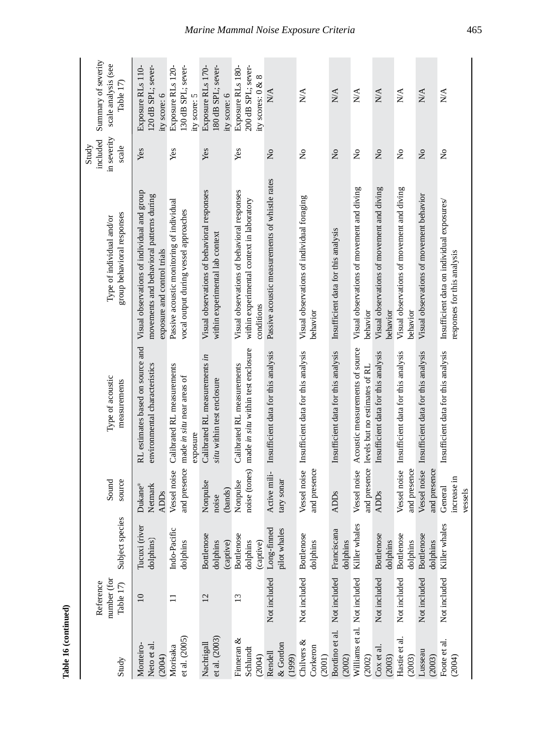**Table 16 (continued)**

| Study | Reference number (for Table 17) | Subject species | Sound source | Type of acoustic measurements | Type of individual and/or group behavioral responses | Study included in severity scale | Summary of severity scale analysis (see Table 17) |
|---|---|---|---|---|---|---|---|
| Monteiro-Neto et al. (2004) | 10 | Tucuxi (river dolphins) | Dukane® Netmark ADDs | RL estimates based on source and environmental characteristics | Visual observations of individual and group movements and behavioral patterns during exposure and control trials | Yes | Exposure RLs 110-120 dB SPL; severity score: 6 |
| Morisaka et al. (2005) | 11 | Indo-Pacific dolphins | Vessel noise and presence | Calibrated RL measurements made *in situ* near areas of exposure | Passive acoustic monitoring of individual vocal output during vessel approaches | Yes | Exposure RLs 120-130 dB SPL; severity score: 5 |
| Nachtigall et al. (2003) | 12 | Bottlenose dolphins (captive) | Nonpulse noise (bands) | Calibrated RL measurements *in situ* within test enclosure | Visual observations of behavioral responses within experimental lab context | Yes | Exposure RLs 170-180 dB SPL; severity score: 6 |
| Finneran & Schlundt (2004) | 13 | Bottlenose dolphins (captive) | Nonpulse noise (tones) | Calibrated RL measurements made *in situ* within test enclosure | Visual observations of behavioral responses within experimental context in laboratory conditions | Yes | Exposure RLs 180-200 dB SPL; severity scores: 0 & 8 |
| Rendell & Gordon (1999) | Not included | Long-finned pilot whales | Active military sonar | Insufficient data for this analysis | Passive acoustic measurements of whistle rates | No | N/A |
| Chilvers & Corkeron (2001) | Not included | Bottlenose dolphins | Vessel noise and presence | Insufficient data for this analysis | Visual observations of individual foraging behavior | No | N/A |
| Bordino et al. (2002) | Not included | Franciscana dolphins | ADDs | Insufficient data for this analysis | Insufficient data for this analysis | No | N/A |
| Williams et al. (2002) | Not included | Killer whales | Vessel noise and presence | Acoustic measurements of source levels but no estimates of RL | Visual observations of movement and diving behavior | No | N/A |
| Cox et al. (2003) | Not included | Bottlenose dolphins | ADDs | Insufficient data for this analysis | Visual observations of movement and diving behavior | No | N/A |
| Hastie et al. (2003) | Not included | Bottlenose dolphins | Vessel noise and presence | Insufficient data for this analysis | Visual observations of movement and diving behavior | No | N/A |
| Lusseau (2003) | Not included | Bottlenose dolphins | Vessel noise and presence | Insufficient data for this analysis | Visual observations of movement behavior | No | N/A |
| Foote et al. (2004) | Not included | Killer whales | General increase in vessels | Insufficient data for this analysis | Insufficient data on individual exposures/responses for this analysis | No | N/A |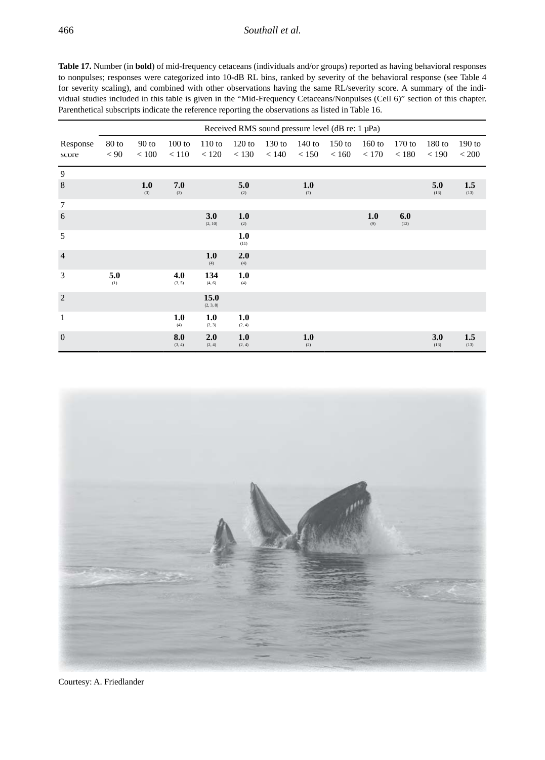**Table 17.** Number (in **bold**) of mid-frequency cetaceans (individuals and/or groups) reported as having behavioral responses to nonpulses; responses were categorized into 10-dB RL bins, ranked by severity of the behavioral response (see Table 4 for severity scaling), and combined with other observations having the same RL/severity score. A summary of the individual studies included in this table is given in the "Mid-Frequency Cetaceans/Nonpulses (Cell 6)" section of this chapter. Parenthetical subscripts indicate the reference reporting the observations as listed in Table 16.

| | Received RMS sound pressure level (dB re: 1 µPa) | | | | | | | | | | | |
|---|---|---|---|---|---|---|---|---|---|---|---|---|
| Response score | 80 to < 90 | 90 to < 100 | 100 to < 110 | 110 to < 120 | 120 to < 130 | 130 to < 140 | 140 to < 150 | 150 to < 160 | 160 to < 170 | 170 to < 180 | 180 to < 190 | 190 to < 200 |
| 9 | | | | | | | | | | | | |
| 8 | | **1.0** (3) | **7.0** (3) | | **5.0** (2) | | **1.0** (7) | | | | **5.0** (13) | **1.5** (13) |
| 7 | | | | | | | | | | | | |
| 6 | | | | **3.0** (2, 10) | **1.0** (2) | | | | **1.0** (9) | **6.0** (12) | | |
| 5 | | | | | **1.0** (11) | | | | | | | |
| 4 | | | | **1.0** (4) | **2.0** (4) | | | | | | | |
| 3 | **5.0** (1) | | **4.0** (3, 5) | **134** (4, 6) | **1.0** (4) | | | | | | | |
| 2 | | | | **15.0** (2, 3, 8) | | | | | | | | |
| 1 | | | **1.0** (4) | **1.0** (2, 3) | **1.0** (2, 4) | | | | | | | |
| 0 | | | **8.0** (3, 4) | **2.0** (2, 4) | **1.0** (2, 4) | | **1.0** (2) | | | | **3.0** (13) | **1.5** (13) |

Courtesy: A. Friedlander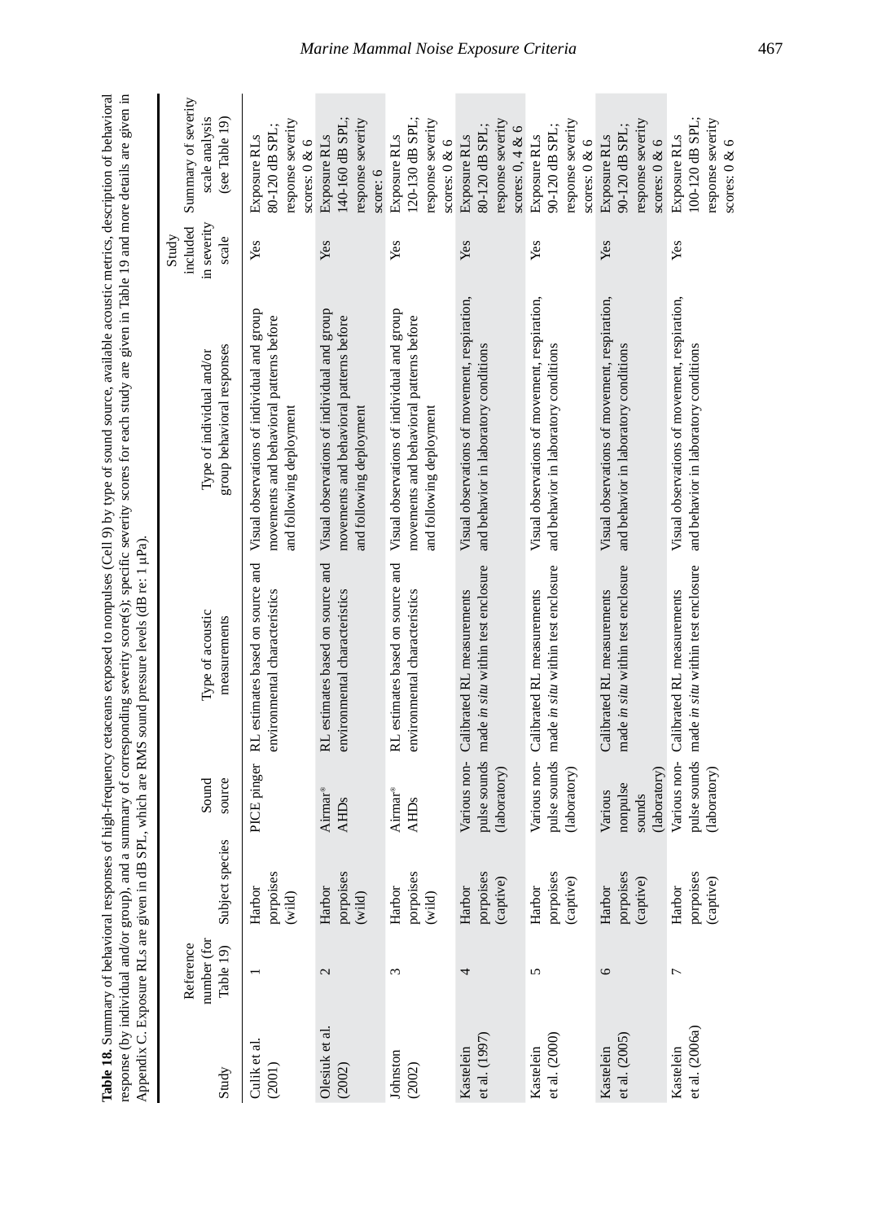**Table 18.** Summary of behavioral responses of high-frequency cetaceans exposed to nonpulses (Cell 9) by type of sound source, available acoustic metrics, description of behavioral response (by individual and/or group), and a summary of corresponding severity score(s); specific severity scores for each study are given in Table 19 and more details are given in Appendix C. Exposure RLs are given in dB SPL, which are RMS sound pressure levels (dB re: 1 µPa).

| Study | Reference number (for Table 19) | Subject species | Sound source | Type of acoustic measurements | Type of individual and/or group behavioral responses | Study included in severity scale | Summary of severity scale analysis (see Table 19) |
|---|---|---|---|---|---|---|---|
| Culik et al. (2001) | 1 | Harbor porpoises (wild) | PICE pinger | RL estimates based on source and environmental characteristics | Visual observations of individual and group movements and behavioral patterns before and following deployment | Yes | Exposure RLs 80-120 dB SPL; response severity scores: 0 & 6 |
| Olesiuk et al. (2002) | 2 | Harbor porpoises (wild) | Airmar® AHDs | RL estimates based on source and environmental characteristics | Visual observations of individual and group movements and behavioral patterns before and following deployment | Yes | Exposure RLs 140-160 dB SPL; response severity score: 6 |
| Johnston (2002) | 3 | Harbor porpoises (wild) | Airmar® AHDs | RL estimates based on source and environmental characteristics | Visual observations of individual and group movements and behavioral patterns before and following deployment | Yes | Exposure RLs 120-130 dB SPL; response severity scores: 0 & 6 |
| Kastelein et al. (1997) | 4 | Harbor porpoises (captive) | Various non-pulse sounds (laboratory) | Calibrated RL measurements made *in situ* within test enclosure | Visual observations of movement, respiration, and behavior in laboratory conditions | Yes | Exposure RLs 80-120 dB SPL; response severity scores: 0, 4 & 6 |
| Kastelein et al. (2000) | 5 | Harbor porpoises (captive) | Various non-pulse sounds (laboratory) | Calibrated RL measurements made *in situ* within test enclosure | Visual observations of movement, respiration, and behavior in laboratory conditions | Yes | Exposure RLs 90-120 dB SPL; response severity scores: 0 & 6 |
| Kastelein et al. (2005) | 6 | Harbor porpoises (captive) | Various nonpulse sounds (laboratory) | Calibrated RL measurements made *in situ* within test enclosure | Visual observations of movement, respiration, and behavior in laboratory conditions | Yes | Exposure RLs 90-120 dB SPL; response severity scores: 0 & 6 |
| Kastelein et al. (2006a) | 7 | Harbor porpoises (captive) | Various non-pulse sounds (laboratory) | Calibrated RL measurements made *in situ* within test enclosure | Visual observations of movement, respiration, and behavior in laboratory conditions | Yes | Exposure RLs 100-120 dB SPL; response severity scores: 0 & 6 |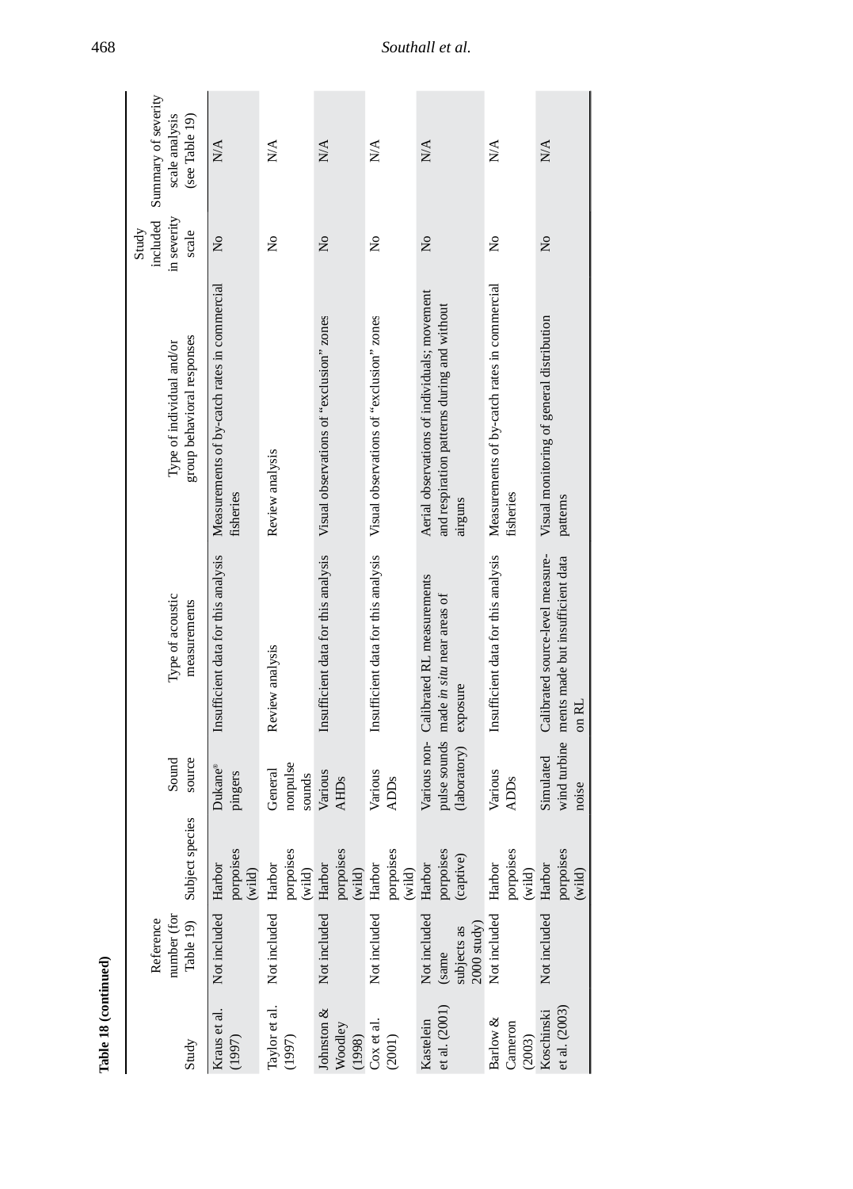**Table 18 (continued)**

| Study | Reference number (for Table 19) | Subject species | Sound source | Type of acoustic measurements | Type of individual and/or group behavioral responses | Study included in severity scale | Summary of severity scale analysis (see Table 19) |
|---|---|---|---|---|---|---|---|
| Kraus et al. (1997) | Not included | Harbor porpoises (wild) | Dukane® pingers | Insufficient data for this analysis | Measurements of by-catch rates in commercial fisheries | No | N/A |
| Taylor et al. (1997) | Not included | Harbor porpoises (wild) | General nonpulse sounds | Review analysis | Review analysis | No | N/A |
| Johnston & Woodley (1998) | Not included | Harbor porpoises (wild) | Various AHDs | Insufficient data for this analysis | Visual observations of "exclusion" zones | No | N/A |
| Cox et al. (2001) | Not included | Harbor porpoises (wild) | Various ADDs | Insufficient data for this analysis | Visual observations of "exclusion" zones | No | N/A |
| Kastelein et al. (2001) | Not included (same subjects as 2000 study) | Harbor porpoises (captive) | Various non-pulse sounds (laboratory) | Calibrated RL measurements made *in situ* near areas of exposure | Aerial observations of individuals; movement and respiration patterns during and without airguns | No | N/A |
| Barlow & Cameron (2003) | Not included | Harbor porpoises (wild) | Various ADDs | Insufficient data for this analysis | Measurements of by-catch rates in commercial fisheries | No | N/A |
| Koschinski et al. (2003) | Not included | Harbor porpoises (wild) | Simulated wind turbine noise | Calibrated source-level measurements made but insufficient data on RL | Visual monitoring of general distribution patterns | No | N/A |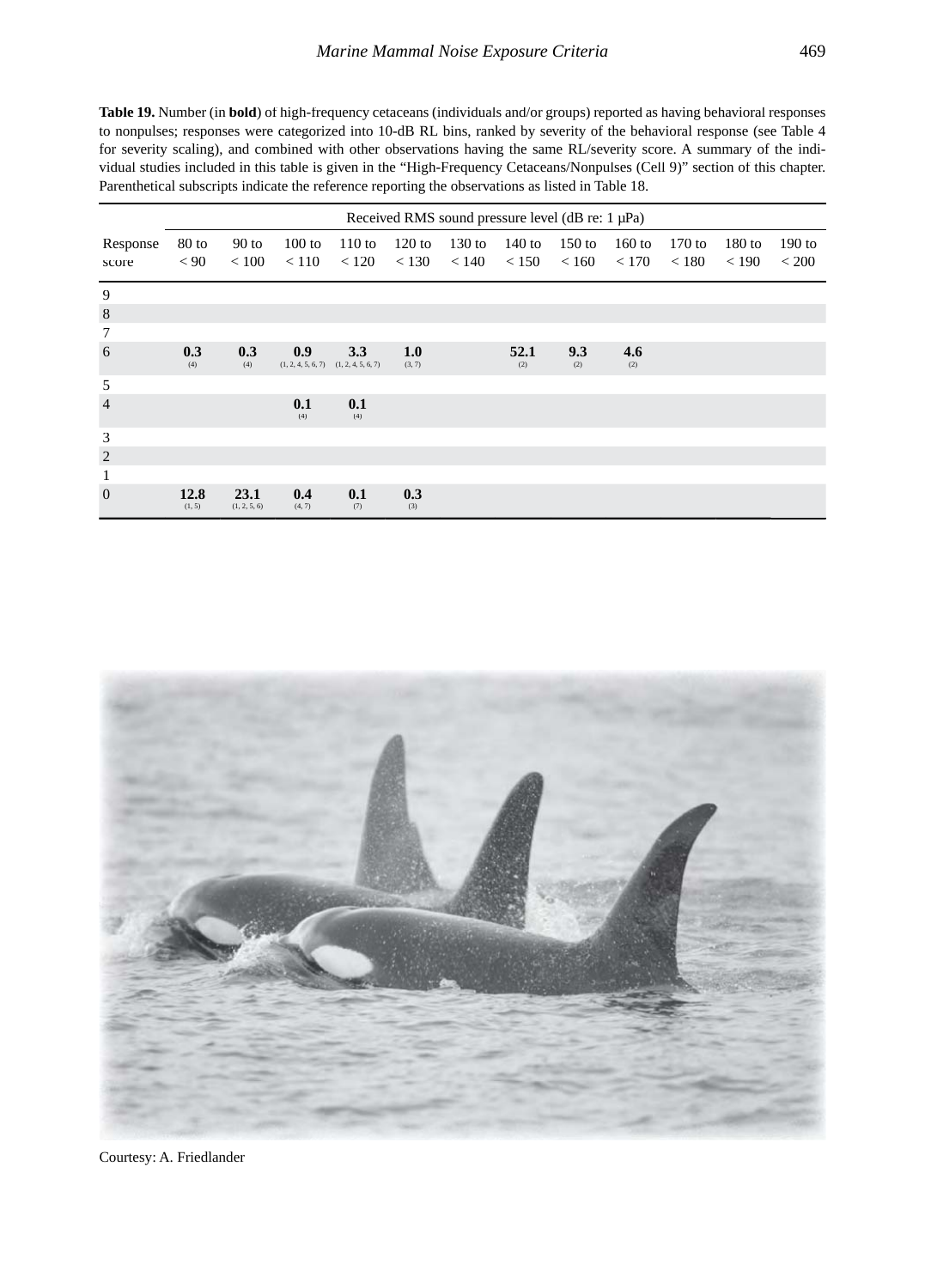**Table 19.** Number (in **bold**) of high-frequency cetaceans (individuals and/or groups) reported as having behavioral responses to nonpulses; responses were categorized into 10-dB RL bins, ranked by severity of the behavioral response (see Table 4 for severity scaling), and combined with other observations having the same RL/severity score. A summary of the individual studies included in this table is given in the "High-Frequency Cetaceans/Nonpulses (Cell 9)" section of this chapter. Parenthetical subscripts indicate the reference reporting the observations as listed in Table 18.

| | Received RMS sound pressure level (dB re: 1 µPa) | | | | | | | | | | | |
|---|---|---|---|---|---|---|---|---|---|---|---|---|
| Response score | 80 to < 90 | 90 to < 100 | 100 to < 110 | 110 to < 120 | 120 to < 130 | 130 to < 140 | 140 to < 150 | 150 to < 160 | 160 to < 170 | 170 to < 180 | 180 to < 190 | 190 to < 200 |
| 9 | | | | | | | | | | | | |
| 8 | | | | | | | | | | | | |
| 7 | | | | | | | | | | | | |
| 6 | **0.3** (4) | **0.3** (4) | **0.9** (1, 2, 4, 5, 6, 7) | **3.3** (1, 2, 4, 5, 6, 7) | **1.0** (3, 7) | | **52.1** (2) | **9.3** (2) | **4.6** (2) | | | |
| 5 | | | | | | | | | | | | |
| 4 | | | **0.1** (4) | **0.1** (4) | | | | | | | | |
| 3 | | | | | | | | | | | | |
| 2 | | | | | | | | | | | | |
| 1 | | | | | | | | | | | | |
| 0 | **12.8** (1, 5) | **23.1** (1, 2, 5, 6) | **0.4** (4, 7) | **0.1** (7) | **0.3** (3) | | | | | | | |

Courtesy: A. Friedlander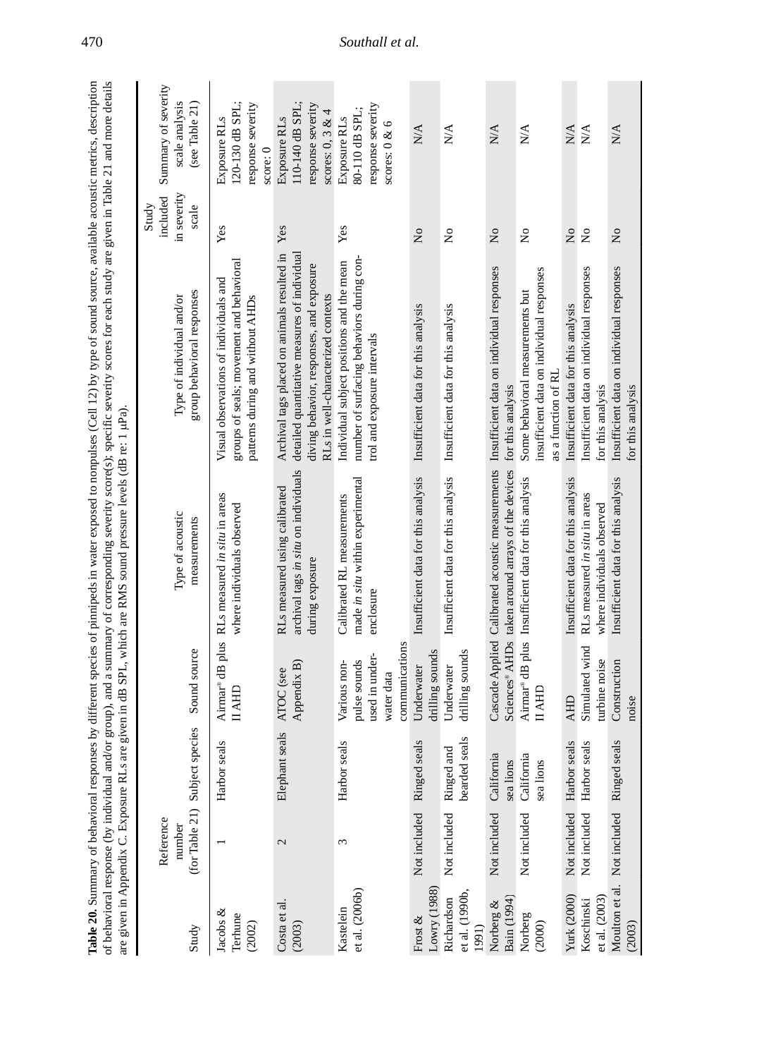**Table 20.** Summary of behavioral responses by different species of pinnipeds in water exposed to nonpulses (Cell 12) by type of sound source, available acoustic metrics, description of behavioral response (by individual and/or group), and a summary of corresponding severity score(s); specific severity scores for each study are given in Table 21 and more details are given in Appendix C. Exposure RLs are given in dB SPL, which are RMS sound pressure levels (dB re: 1 µPa).

| Study | Reference number (for Table 21) | Subject species | Sound source | Type of acoustic measurements | Type of individual and/or group behavioral responses | Study included in severity scale | Summary of severity scale analysis (see Table 21) |
|---|---|---|---|---|---|---|---|
| Jacobs & Terhune (2002) | 1 | Harbor seals | Airmar® dB plus II AHD | RLs measured *in situ* in areas where individuals observed | Visual observations of individuals and groups of seals; movement and behavioral patterns during and without AHDs | Yes | Exposure RLs 120-130 dB SPL; response severity score: 0 |
| Costa et al. (2003) | 2 | Elephant seals | ATOC (see Appendix B) | RLs measured using calibrated archival tags *in situ* on individuals during exposure | Archival tags placed on animals resulted in detailed quantitative measures of individual diving behavior, responses, and exposure RLs in well-characterized contexts | Yes | Exposure RLs 110-140 dB SPL; response severity scores: 0, 3 & 4 |
| Kastelein et al. (2006b) | 3 | Harbor seals | Various non-pulse sounds used in underwater data communications | Calibrated RL measurements made *in situ* within experimental enclosure | Individual subject positions and the mean number of surfacing behaviors during control and exposure intervals | Yes | Exposure RLs 80-110 dB SPL; response severity scores: 0 & 6 |
| Frost & Lowry (1988) | Not included | Ringed seals | Underwater drilling sounds | Insufficient data for this analysis | Insufficient data for this analysis | No | N/A |
| Richardson et al. (1990b, 1991) | Not included | Ringed and bearded seals | Underwater drilling sounds | Insufficient data for this analysis | Insufficient data for this analysis | No | N/A |
| Norberg & Bain (1994) | Not included | California sea lions | Cascade Applied Sciences® AHDs | Calibrated acoustic measurements taken around arrays of the devices | Insufficient data on individual responses for this analysis | No | N/A |
| Norberg (2000) | Not included | California sea lions | Airmar® dB plus II AHD | Insufficient data for this analysis | Some behavioral measurements but insufficient data on individual responses as a function of RL | No | N/A |
| Yurk (2000) | Not included | Harbor seals | AHD | Insufficient data for this analysis | Insufficient data for this analysis | No | N/A |
| Koschinski et al. (2003) | Not included | Harbor seals | Simulated wind turbine noise | RLs measured *in situ* in areas where individuals observed | Insufficient data on individual responses for this analysis | No | N/A |
| Moulton et al. (2003) | Not included | Ringed seals | Construction noise | Insufficient data for this analysis | Insufficient data on individual responses for this analysis | No | N/A |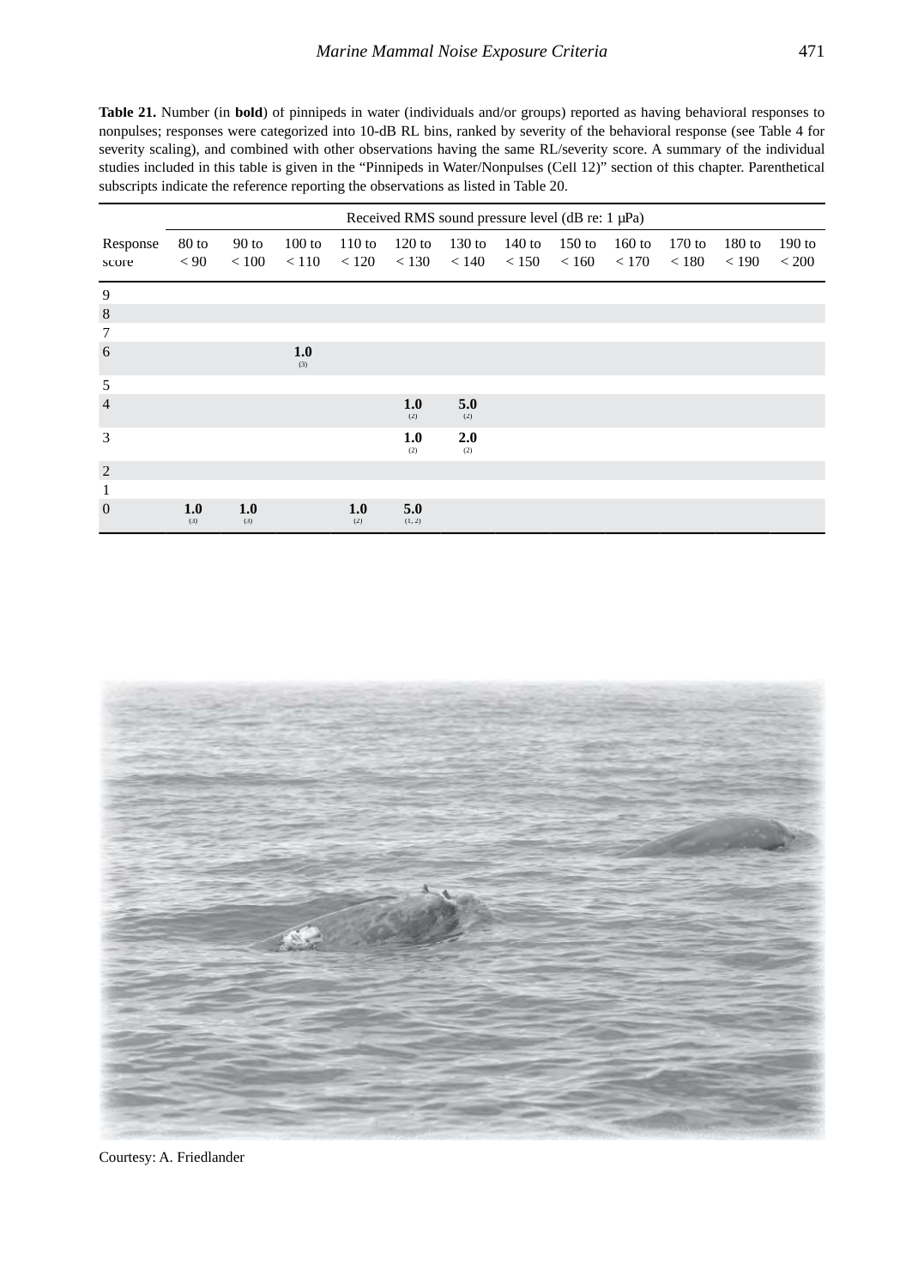**Table 21.** Number (in **bold**) of pinnipeds in water (individuals and/or groups) reported as having behavioral responses to nonpulses; responses were categorized into 10-dB RL bins, ranked by severity of the behavioral response (see Table 4 for severity scaling), and combined with other observations having the same RL/severity score. A summary of the individual studies included in this table is given in the "Pinnipeds in Water/Nonpulses (Cell 12)" section of this chapter. Parenthetical subscripts indicate the reference reporting the observations as listed in Table 20.

| | Received RMS sound pressure level (dB re: 1 µPa) | | | | | | | | | | | |
|---|---|---|---|---|---|---|---|---|---|---|---|---|
| Response score | 80 to < 90 | 90 to < 100 | 100 to < 110 | 110 to < 120 | 120 to < 130 | 130 to < 140 | 140 to < 150 | 150 to < 160 | 160 to < 170 | 170 to < 180 | 180 to < 190 | 190 to < 200 |
| 9 | | | | | | | | | | | | |
| 8 | | | | | | | | | | | | |
| 7 | | | | | | | | | | | | |
| 6 | | | **1.0** (3) | | | | | | | | | |
| 5 | | | | | | | | | | | | |
| 4 | | | | | **1.0** (2) | **5.0** (2) | | | | | | |
| 3 | | | | | **1.0** (2) | **2.0** (2) | | | | | | |
| 2 | | | | | | | | | | | | |
| 1 | | | | | | | | | | | | |
| 0 | **1.0** (3) | **1.0** (3) | | **1.0** (2) | **5.0** (1, 2) | | | | | | | |

Courtesy: A. Friedlander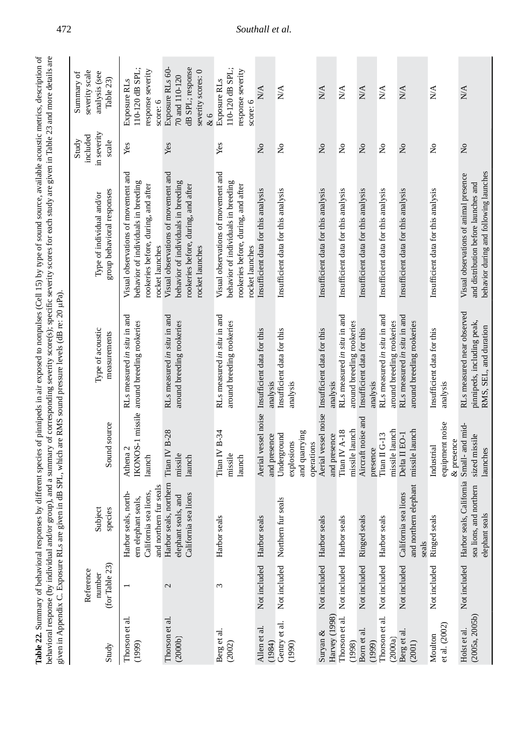**Table 22.** Summary of behavioral responses by different species of pinnipeds in air exposed to nonpulses (Cell 15) by type of sound source, available acoustic metrics, description of behavioral response (by individual and/or group), and a summary of corresponding severity score(s); specific severity scores for each study are given in Table 23 and more details are given in Appendix C. Exposure RLs are given in dB SPL, which are RMS sound pressure levels (dB re: 20 µPa).

| Study | Reference number (for Table 23) | Subject species | Sound source | Type of acoustic measurements | Type of individual and/or group behavioral responses | Study included in severity scale | Summary of severity scale analysis (see Table 23) |
|---|---|---|---|---|---|---|---|
| Thorson et al. (1999) | 1 | Harbor seals, northern elephant seals, California sea lions, and northern fur seals | Athena 2 IKONOS-1 missile launch | RLs measured *in situ* in and around breeding rookeries | Visual observations of movement and behavior of individuals in breeding rookeries before, during, and after rocket launches | Yes | Exposure RLs 110-120 dB SPL; response severity score: 6 |
| Thorson et al. (2000b) | 2 | Harbor seals, northern elephant seals, and California sea lions | Titan IV B-28 missile launch | RLs measured *in situ* in and around breeding rookeries | Visual observations of movement and behavior of individuals in breeding rookeries before, during, and after rocket launches | Yes | Exposure RLs 60-70 and 110-120 dB SPL; response severity scores: 0 & 6 |
| Berg et al. (2002) | 3 | Harbor seals | Titan IV B-34 missile launch | RLs measured *in situ* in and around breeding rookeries | Visual observations of movement and behavior of individuals in breeding rookeries before, during, and after rocket launches | Yes | Exposure RLs 110-120 dB SPL; response severity score: 6 |
| Allen et al. (1984) | Not included | Harbor seals | Aerial vessel noise and presence | Insufficient data for this analysis | Insufficient data for this analysis | No | N/A |
| Gentry et al. (1990) | Not included | Northern fur seals | Underground explosions and quarrying operations | Insufficient data for this analysis | Insufficient data for this analysis | No | N/A |
| Suryan & Harvey (1998) | Not included | Harbor seals | Aerial vessel noise and presence | Insufficient data for this analysis | Insufficient data for this analysis | No | N/A |
| Thorson et al. (1998) | Not included | Harbor seals | Titan IV A-18 missile launch | RLs measured *in situ* in and around breeding rookeries | Insufficient data for this analysis | No | N/A |
| Born et al. (1999) | Not included | Ringed seals | Aircraft noise and presence | Insufficient data for this analysis | Insufficient data for this analysis | No | N/A |
| Thorson et al. (2000a) | Not included | Harbor seals | Titan II G-13 missile launch | RLs measured *in situ* in and around breeding rookeries | Insufficient data for this analysis | No | N/A |
| Berg et al. (2001) | Not included | California sea lions and northern elephant seals | Delta II EO-1 missile launch | RLs measured *in situ* in and around breeding rookeries | Insufficient data for this analysis | No | N/A |
| Moulton et al. (2002) | Not included | Ringed seals | Industrial equipment noise & presence | Insufficient data for this analysis | Insufficient data for this analysis | No | N/A |
| Holst et al. (2005a, 2005b) | Not included | Harbor seals, California sea lions, and northern elephant seals | Small- and mid-sized missile launches | RLs measured near observed pinnipeds, including peak, RMS, SEL, and duration | Visual observations of animal presence and distribution before launches and behavior during and following launches | No | N/A |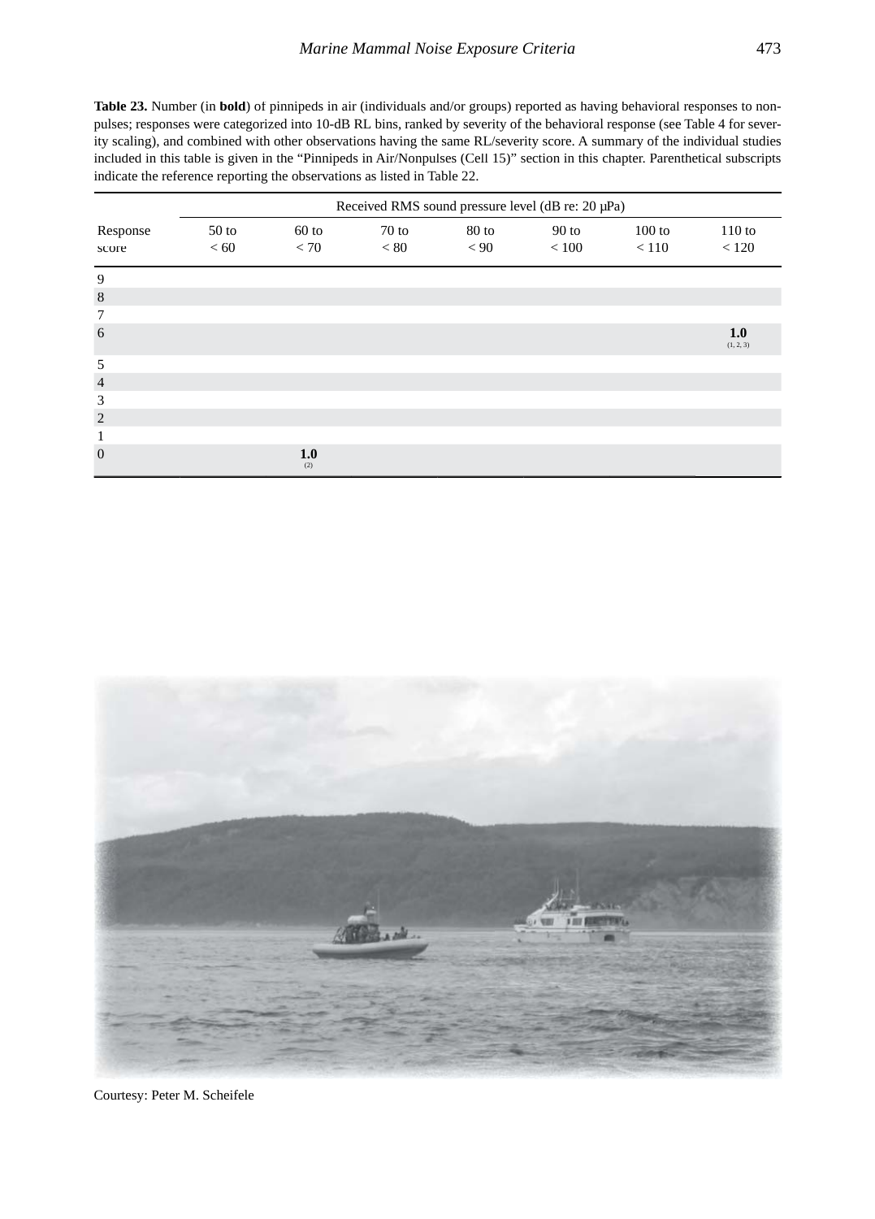**Table 23.** Number (in **bold**) of pinnipeds in air (individuals and/or groups) reported as having behavioral responses to non-pulses; responses were categorized into 10-dB RL bins, ranked by severity of the behavioral response (see Table 4 for severity scaling), and combined with other observations having the same RL/severity score. A summary of the individual studies included in this table is given in the "Pinnipeds in Air/Nonpulses (Cell 15)" section in this chapter. Parenthetical subscripts indicate the reference reporting the observations as listed in Table 22.

| | Received RMS sound pressure level (dB re: 20 µPa) | | | | | | |
|---|---|---|---|---|---|---|---|
| Response score | 50 to < 60 | 60 to < 70 | 70 to < 80 | 80 to < 90 | 90 to < 100 | 100 to < 110 | 110 to < 120 |
| 9 | | | | | | | |
| 8 | | | | | | | |
| 7 | | | | | | | |
| 6 | | | | | | | **1.0** (1, 2, 3) |
| 5 | | | | | | | |
| 4 | | | | | | | |
| 3 | | | | | | | |
| 2 | | | | | | | |
| 1 | | | | | | | |
| 0 | | **1.0** (2) | | | | | |

Courtesy: Peter M. Scheifele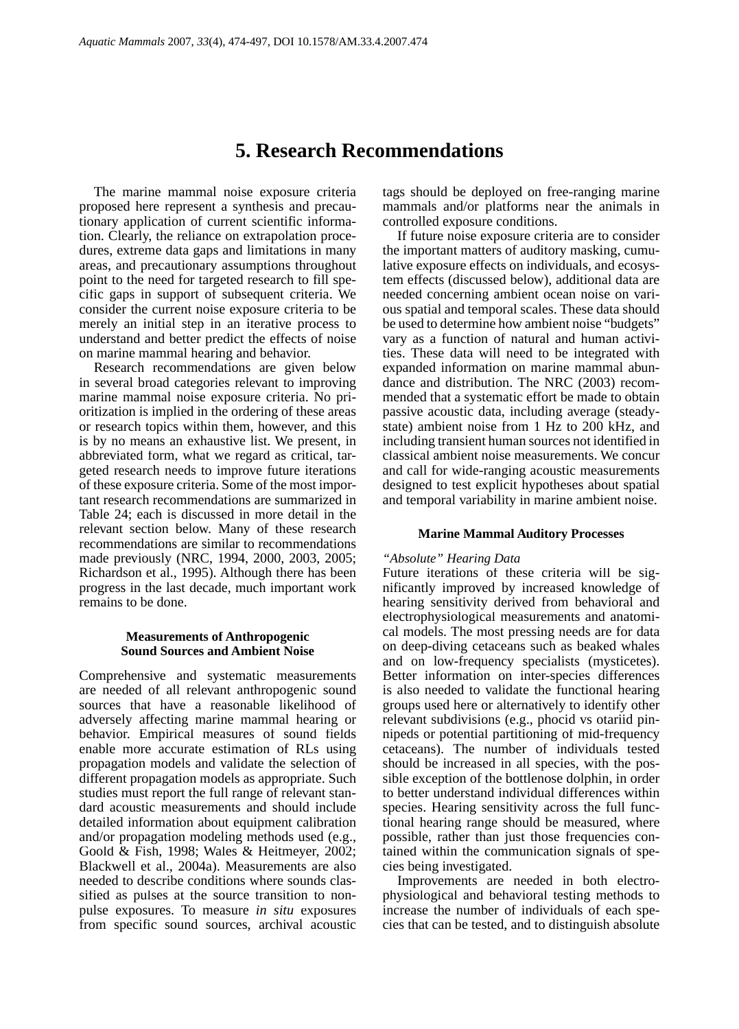# 5. Research Recommendations

The marine mammal noise exposure criteria proposed here represent a synthesis and precautionary application of current scientific information. Clearly, the reliance on extrapolation procedures, extreme data gaps and limitations in many areas, and precautionary assumptions throughout point to the need for targeted research to fill specific gaps in support of subsequent criteria. We consider the current noise exposure criteria to be merely an initial step in an iterative process to understand and better predict the effects of noise on marine mammal hearing and behavior.

Research recommendations are given below in several broad categories relevant to improving marine mammal noise exposure criteria. No prioritization is implied in the ordering of these areas or research topics within them, however, and this is by no means an exhaustive list. We present, in abbreviated form, what we regard as critical, targeted research needs to improve future iterations of these exposure criteria. Some of the most important research recommendations are summarized in Table 24; each is discussed in more detail in the relevant section below. Many of these research recommendations are similar to recommendations made previously (NRC, 1994, 2000, 2003, 2005; Richardson et al., 1995). Although there has been progress in the last decade, much important work remains to be done.

### Measurements of Anthropogenic Sound Sources and Ambient Noise

Comprehensive and systematic measurements are needed of all relevant anthropogenic sound sources that have a reasonable likelihood of adversely affecting marine mammal hearing or behavior. Empirical measures of sound fields enable more accurate estimation of RLs using propagation models and validate the selection of different propagation models as appropriate. Such studies must report the full range of relevant standard acoustic measurements and should include detailed information about equipment calibration and/or propagation modeling methods used (e.g., Goold & Fish, 1998; Wales & Heitmeyer, 2002; Blackwell et al., 2004a). Measurements are also needed to describe conditions where sounds classified as pulses at the source transition to nonpulse exposures. To measure *in situ* exposures from specific sound sources, archival acoustic tags should be deployed on free-ranging marine mammals and/or platforms near the animals in controlled exposure conditions.

If future noise exposure criteria are to consider the important matters of auditory masking, cumulative exposure effects on individuals, and ecosystem effects (discussed below), additional data are needed concerning ambient ocean noise on various spatial and temporal scales. These data should be used to determine how ambient noise "budgets" vary as a function of natural and human activities. These data will need to be integrated with expanded information on marine mammal abundance and distribution. The NRC (2003) recommended that a systematic effort be made to obtain passive acoustic data, including average (steady-state) ambient noise from 1 Hz to 200 kHz, and including transient human sources not identified in classical ambient noise measurements. We concur and call for wide-ranging acoustic measurements designed to test explicit hypotheses about spatial and temporal variability in marine ambient noise.

### Marine Mammal Auditory Processes

*"Absolute" Hearing Data*

Future iterations of these criteria will be significantly improved by increased knowledge of hearing sensitivity derived from behavioral and electrophysiological measurements and anatomical models. The most pressing needs are for data on deep-diving cetaceans such as beaked whales and on low-frequency specialists (mysticetes). Better information on inter-species differences is also needed to validate the functional hearing groups used here or alternatively to identify other relevant subdivisions (e.g., phocid vs otariid pinnipeds or potential partitioning of mid-frequency cetaceans). The number of individuals tested should be increased in all species, with the possible exception of the bottlenose dolphin, in order to better understand individual differences within species. Hearing sensitivity across the full functional hearing range should be measured, where possible, rather than just those frequencies contained within the communication signals of species being investigated.

Improvements are needed in both electrophysiological and behavioral testing methods to increase the number of individuals of each species that can be tested, and to distinguish absolute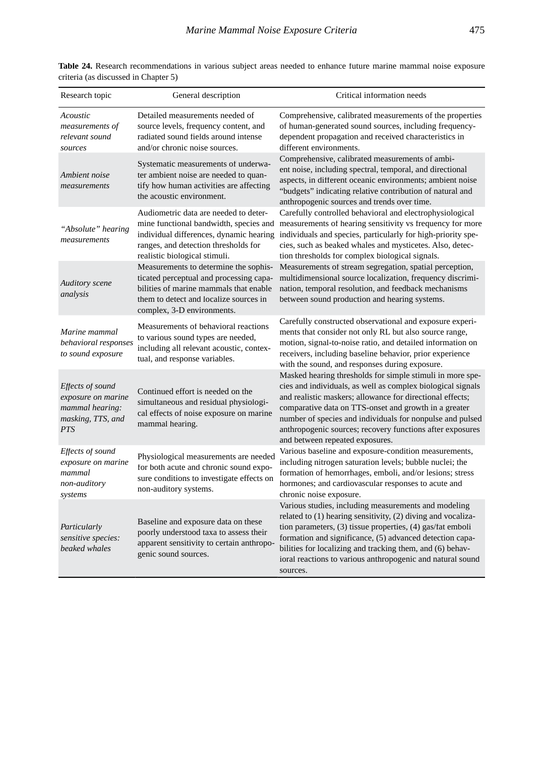**Table 24.** Research recommendations in various subject areas needed to enhance future marine mammal noise exposure criteria (as discussed in Chapter 5)

| Research topic | General description | Critical information needs |
|---|---|---|
| *Acoustic measurements of relevant sound sources* | Detailed measurements needed of source levels, frequency content, and radiated sound fields around intense and/or chronic noise sources. | Comprehensive, calibrated measurements of the properties of human-generated sound sources, including frequency-dependent propagation and received characteristics in different environments. |
| *Ambient noise measurements* | Systematic measurements of underwater ambient noise are needed to quantify how human activities are affecting the acoustic environment. | Comprehensive, calibrated measurements of ambient noise, including spectral, temporal, and directional aspects, in different oceanic environments; ambient noise "budgets" indicating relative contribution of natural and anthropogenic sources and trends over time. |
| *"Absolute" hearing measurements* | Audiometric data are needed to determine functional bandwidth, species and individual differences, dynamic hearing ranges, and detection thresholds for realistic biological stimuli. | Carefully controlled behavioral and electrophysiological measurements of hearing sensitivity vs frequency for more individuals and species, particularly for high-priority species, such as beaked whales and mysticetes. Also, detection thresholds for complex biological signals. |
| *Auditory scene analysis* | Measurements to determine the sophisticated perceptual and processing capabilities of marine mammals that enable them to detect and localize sources in complex, 3-D environments. | Measurements of stream segregation, spatial perception, multidimensional source localization, frequency discrimination, temporal resolution, and feedback mechanisms between sound production and hearing systems. |
| *Marine mammal behavioral responses to sound exposure* | Measurements of behavioral reactions to various sound types are needed, including all relevant acoustic, contextual, and response variables. | Carefully constructed observational and exposure experiments that consider not only RL but also source range, motion, signal-to-noise ratio, and detailed information on receivers, including baseline behavior, prior experience with the sound, and responses during exposure. |
| *Effects of sound exposure on marine mammal hearing: masking, TTS, and PTS* | Continued effort is needed on the simultaneous and residual physiological effects of noise exposure on marine mammal hearing. | Masked hearing thresholds for simple stimuli in more species and individuals, as well as complex biological signals and realistic maskers; allowance for directional effects; comparative data on TTS-onset and growth in a greater number of species and individuals for nonpulse and pulsed anthropogenic sources; recovery functions after exposures and between repeated exposures. |
| *Effects of sound exposure on marine mammal non-auditory systems* | Physiological measurements are needed for both acute and chronic sound exposure conditions to investigate effects on non-auditory systems. | Various baseline and exposure-condition measurements, including nitrogen saturation levels; bubble nuclei; the formation of hemorrhages, emboli, and/or lesions; stress hormones; and cardiovascular responses to acute and chronic noise exposure. |
| *Particularly sensitive species: beaked whales* | Baseline and exposure data on these poorly understood taxa to assess their apparent sensitivity to certain anthropogenic sound sources. | Various studies, including measurements and modeling related to (1) hearing sensitivity, (2) diving and vocalization parameters, (3) tissue properties, (4) gas/fat emboli formation and significance, (5) advanced detection capabilities for localizing and tracking them, and (6) behavioral reactions to various anthropogenic and natural sound sources. |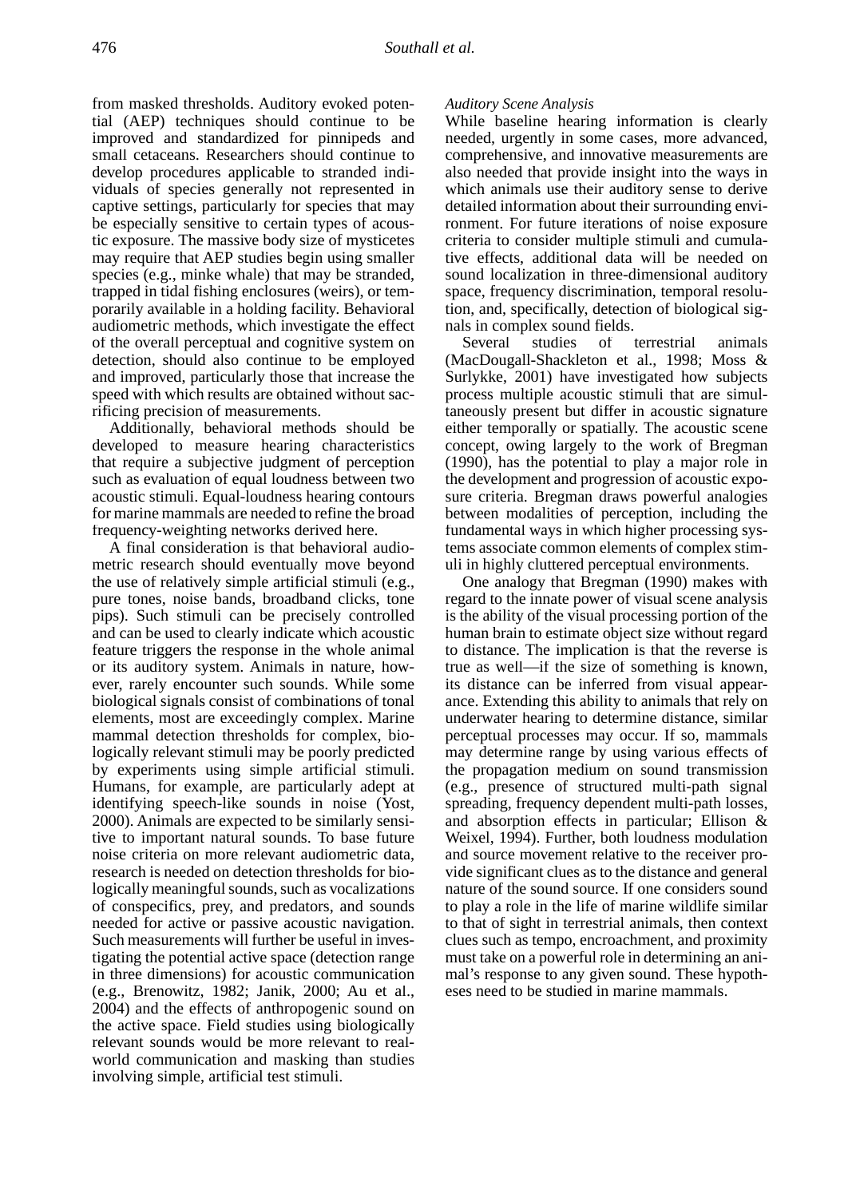from masked thresholds. Auditory evoked potential (AEP) techniques should continue to be improved and standardized for pinnipeds and small cetaceans. Researchers should continue to develop procedures applicable to stranded individuals of species generally not represented in captive settings, particularly for species that may be especially sensitive to certain types of acoustic exposure. The massive body size of mysticetes may require that AEP studies begin using smaller species (e.g., minke whale) that may be stranded, trapped in tidal fishing enclosures (weirs), or temporarily available in a holding facility. Behavioral audiometric methods, which investigate the effect of the overall perceptual and cognitive system on detection, should also continue to be employed and improved, particularly those that increase the speed with which results are obtained without sacrificing precision of measurements.

Additionally, behavioral methods should be developed to measure hearing characteristics that require a subjective judgment of perception such as evaluation of equal loudness between two acoustic stimuli. Equal-loudness hearing contours for marine mammals are needed to refine the broad frequency-weighting networks derived here.

A final consideration is that behavioral audiometric research should eventually move beyond the use of relatively simple artificial stimuli (e.g., pure tones, noise bands, broadband clicks, tone pips). Such stimuli can be precisely controlled and can be used to clearly indicate which acoustic feature triggers the response in the whole animal or its auditory system. Animals in nature, however, rarely encounter such sounds. While some biological signals consist of combinations of tonal elements, most are exceedingly complex. Marine mammal detection thresholds for complex, biologically relevant stimuli may be poorly predicted by experiments using simple artificial stimuli. Humans, for example, are particularly adept at identifying speech-like sounds in noise (Yost, 2000). Animals are expected to be similarly sensitive to important natural sounds. To base future noise criteria on more relevant audiometric data, research is needed on detection thresholds for biologically meaningful sounds, such as vocalizations of conspecifics, prey, and predators, and sounds needed for active or passive acoustic navigation. Such measurements will further be useful in investigating the potential active space (detection range in three dimensions) for acoustic communication (e.g., Brenowitz, 1982; Janik, 2000; Au et al., 2004) and the effects of anthropogenic sound on the active space. Field studies using biologically relevant sounds would be more relevant to real-world communication and masking than studies involving simple, artificial test stimuli.

*Auditory Scene Analysis*

While baseline hearing information is clearly needed, urgently in some cases, more advanced, comprehensive, and innovative measurements are also needed that provide insight into the ways in which animals use their auditory sense to derive detailed information about their surrounding environment. For future iterations of noise exposure criteria to consider multiple stimuli and cumulative effects, additional data will be needed on sound localization in three-dimensional auditory space, frequency discrimination, temporal resolution, and, specifically, detection of biological signals in complex sound fields.

Several studies of terrestrial animals (MacDougall-Shackleton et al., 1998; Moss & Surlykke, 2001) have investigated how subjects process multiple acoustic stimuli that are simultaneously present but differ in acoustic signature either temporally or spatially. The acoustic scene concept, owing largely to the work of Bregman (1990), has the potential to play a major role in the development and progression of acoustic exposure criteria. Bregman draws powerful analogies between modalities of perception, including the fundamental ways in which higher processing systems associate common elements of complex stimuli in highly cluttered perceptual environments.

One analogy that Bregman (1990) makes with regard to the innate power of visual scene analysis is the ability of the visual processing portion of the human brain to estimate object size without regard to distance. The implication is that the reverse is true as well—if the size of something is known, its distance can be inferred from visual appearance. Extending this ability to animals that rely on underwater hearing to determine distance, similar perceptual processes may occur. If so, mammals may determine range by using various effects of the propagation medium on sound transmission (e.g., presence of structured multi-path signal spreading, frequency dependent multi-path losses, and absorption effects in particular; Ellison & Weixel, 1994). Further, both loudness modulation and source movement relative to the receiver provide significant clues as to the distance and general nature of the sound source. If one considers sound to play a role in the life of marine wildlife similar to that of sight in terrestrial animals, then context clues such as tempo, encroachment, and proximity must take on a powerful role in determining an animal's response to any given sound. These hypotheses need to be studied in marine mammals.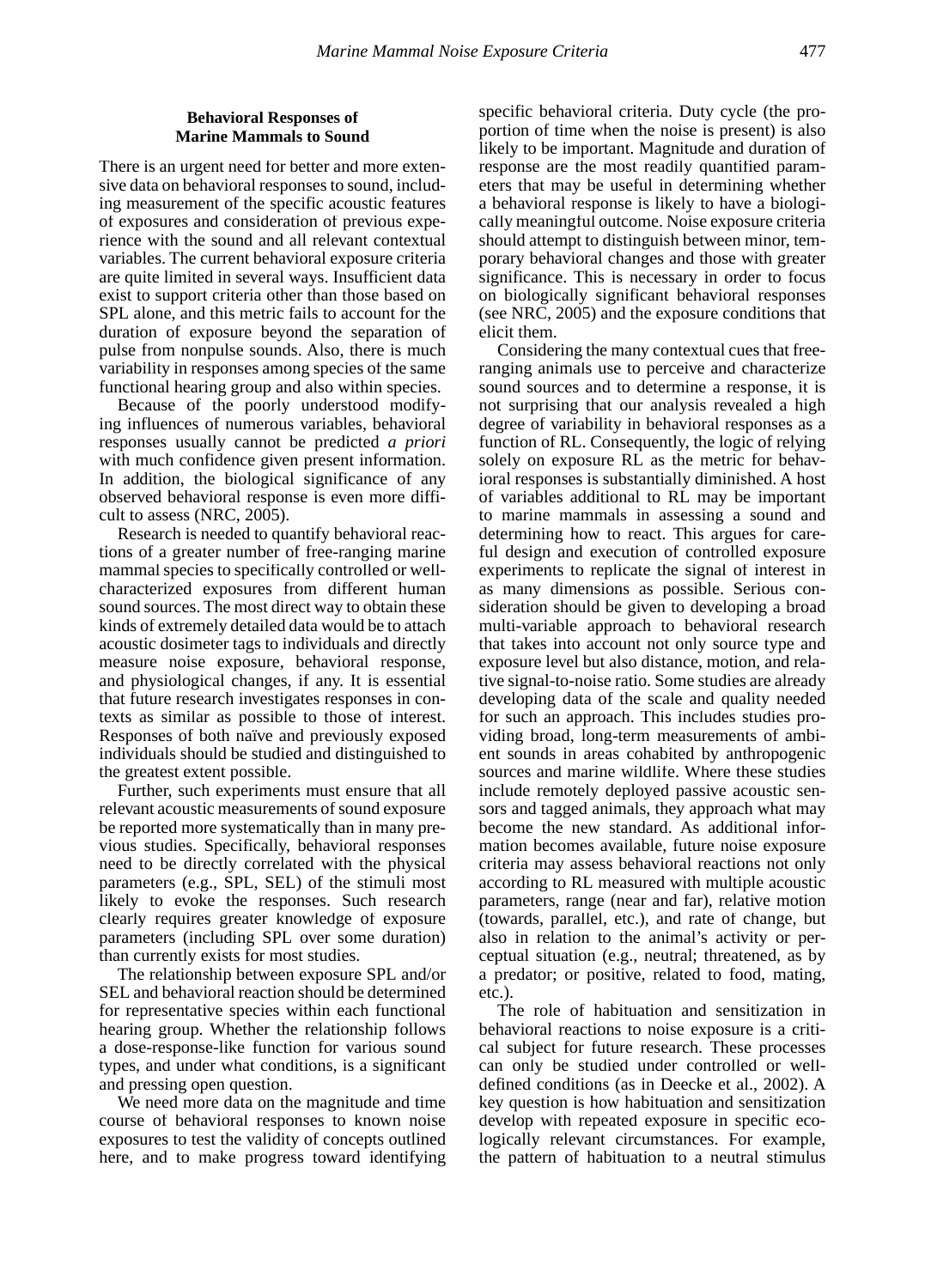## Behavioral Responses of Marine Mammals to Sound

There is an urgent need for better and more extensive data on behavioral responses to sound, including measurement of the specific acoustic features of exposures and consideration of previous experience with the sound and all relevant contextual variables. The current behavioral exposure criteria are quite limited in several ways. Insufficient data exist to support criteria other than those based on SPL alone, and this metric fails to account for the duration of exposure beyond the separation of pulse from nonpulse sounds. Also, there is much variability in responses among species of the same functional hearing group and also within species.

Because of the poorly understood modifying influences of numerous variables, behavioral responses usually cannot be predicted *a priori* with much confidence given present information. In addition, the biological significance of any observed behavioral response is even more difficult to assess (NRC, 2005).

Research is needed to quantify behavioral reactions of a greater number of free-ranging marine mammal species to specifically controlled or well-characterized exposures from different human sound sources. The most direct way to obtain these kinds of extremely detailed data would be to attach acoustic dosimeter tags to individuals and directly measure noise exposure, behavioral response, and physiological changes, if any. It is essential that future research investigates responses in contexts as similar as possible to those of interest. Responses of both naïve and previously exposed individuals should be studied and distinguished to the greatest extent possible.

Further, such experiments must ensure that all relevant acoustic measurements of sound exposure be reported more systematically than in many previous studies. Specifically, behavioral responses need to be directly correlated with the physical parameters (e.g., SPL, SEL) of the stimuli most likely to evoke the responses. Such research clearly requires greater knowledge of exposure parameters (including SPL over some duration) than currently exists for most studies.

The relationship between exposure SPL and/or SEL and behavioral reaction should be determined for representative species within each functional hearing group. Whether the relationship follows a dose-response-like function for various sound types, and under what conditions, is a significant and pressing open question.

We need more data on the magnitude and time course of behavioral responses to known noise exposures to test the validity of concepts outlined here, and to make progress toward identifying specific behavioral criteria. Duty cycle (the proportion of time when the noise is present) is also likely to be important. Magnitude and duration of response are the most readily quantified parameters that may be useful in determining whether a behavioral response is likely to have a biologically meaningful outcome. Noise exposure criteria should attempt to distinguish between minor, temporary behavioral changes and those with greater significance. This is necessary in order to focus on biologically significant behavioral responses (see NRC, 2005) and the exposure conditions that elicit them.

Considering the many contextual cues that free-ranging animals use to perceive and characterize sound sources and to determine a response, it is not surprising that our analysis revealed a high degree of variability in behavioral responses as a function of RL. Consequently, the logic of relying solely on exposure RL as the metric for behavioral responses is substantially diminished. A host of variables additional to RL may be important to marine mammals in assessing a sound and determining how to react. This argues for careful design and execution of controlled exposure experiments to replicate the signal of interest in as many dimensions as possible. Serious consideration should be given to developing a broad multi-variable approach to behavioral research that takes into account not only source type and exposure level but also distance, motion, and relative signal-to-noise ratio. Some studies are already developing data of the scale and quality needed for such an approach. This includes studies providing broad, long-term measurements of ambient sounds in areas cohabited by anthropogenic sources and marine wildlife. Where these studies include remotely deployed passive acoustic sensors and tagged animals, they approach what may become the new standard. As additional information becomes available, future noise exposure criteria may assess behavioral reactions not only according to RL measured with multiple acoustic parameters, range (near and far), relative motion (towards, parallel, etc.), and rate of change, but also in relation to the animal's activity or perceptual situation (e.g., neutral; threatened, as by a predator; or positive, related to food, mating, etc.).

The role of habituation and sensitization in behavioral reactions to noise exposure is a critical subject for future research. These processes can only be studied under controlled or well-defined conditions (as in Deecke et al., 2002). A key question is how habituation and sensitization develop with repeated exposure in specific ecologically relevant circumstances. For example, the pattern of habituation to a neutral stimulus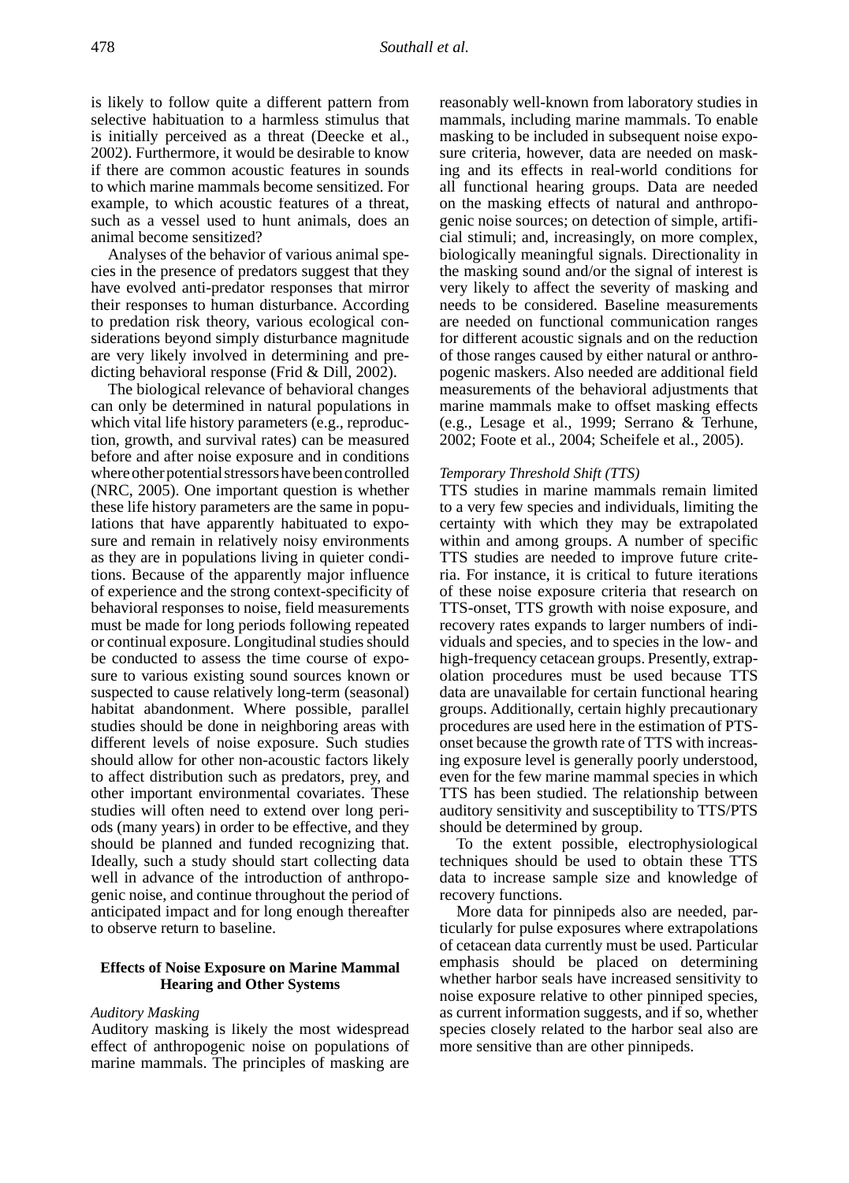is likely to follow quite a different pattern from selective habituation to a harmless stimulus that is initially perceived as a threat (Deecke et al., 2002). Furthermore, it would be desirable to know if there are common acoustic features in sounds to which marine mammals become sensitized. For example, to which acoustic features of a threat, such as a vessel used to hunt animals, does an animal become sensitized?

Analyses of the behavior of various animal species in the presence of predators suggest that they have evolved anti-predator responses that mirror their responses to human disturbance. According to predation risk theory, various ecological considerations beyond simply disturbance magnitude are very likely involved in determining and predicting behavioral response (Frid & Dill, 2002).

The biological relevance of behavioral changes can only be determined in natural populations in which vital life history parameters (e.g., reproduction, growth, and survival rates) can be measured before and after noise exposure and in conditions where other potential stressors have been controlled (NRC, 2005). One important question is whether these life history parameters are the same in populations that have apparently habituated to exposure and remain in relatively noisy environments as they are in populations living in quieter conditions. Because of the apparently major influence of experience and the strong context-specificity of behavioral responses to noise, field measurements must be made for long periods following repeated or continual exposure. Longitudinal studies should be conducted to assess the time course of exposure to various existing sound sources known or suspected to cause relatively long-term (seasonal) habitat abandonment. Where possible, parallel studies should be done in neighboring areas with different levels of noise exposure. Such studies should allow for other non-acoustic factors likely to affect distribution such as predators, prey, and other important environmental covariates. These studies will often need to extend over long periods (many years) in order to be effective, and they should be planned and funded recognizing that. Ideally, such a study should start collecting data well in advance of the introduction of anthropogenic noise, and continue throughout the period of anticipated impact and for long enough thereafter to observe return to baseline.

## Effects of Noise Exposure on Marine Mammal Hearing and Other Systems

### *Auditory Masking*

Auditory masking is likely the most widespread effect of anthropogenic noise on populations of marine mammals. The principles of masking are reasonably well-known from laboratory studies in mammals, including marine mammals. To enable masking to be included in subsequent noise exposure criteria, however, data are needed on masking and its effects in real-world conditions for all functional hearing groups. Data are needed on the masking effects of natural and anthropogenic noise sources; on detection of simple, artificial stimuli; and, increasingly, on more complex, biologically meaningful signals. Directionality in the masking sound and/or the signal of interest is very likely to affect the severity of masking and needs to be considered. Baseline measurements are needed on functional communication ranges for different acoustic signals and on the reduction of those ranges caused by either natural or anthropogenic maskers. Also needed are additional field measurements of the behavioral adjustments that marine mammals make to offset masking effects (e.g., Lesage et al., 1999; Serrano & Terhune, 2002; Foote et al., 2004; Scheifele et al., 2005).

### *Temporary Threshold Shift (TTS)*

TTS studies in marine mammals remain limited to a very few species and individuals, limiting the certainty with which they may be extrapolated within and among groups. A number of specific TTS studies are needed to improve future criteria. For instance, it is critical to future iterations of these noise exposure criteria that research on TTS-onset, TTS growth with noise exposure, and recovery rates expands to larger numbers of individuals and species, and to species in the low- and high-frequency cetacean groups. Presently, extrapolation procedures must be used because TTS data are unavailable for certain functional hearing groups. Additionally, certain highly precautionary procedures are used here in the estimation of PTS-onset because the growth rate of TTS with increasing exposure level is generally poorly understood, even for the few marine mammal species in which TTS has been studied. The relationship between auditory sensitivity and susceptibility to TTS/PTS should be determined by group.

To the extent possible, electrophysiological techniques should be used to obtain these TTS data to increase sample size and knowledge of recovery functions.

More data for pinnipeds also are needed, particularly for pulse exposures where extrapolations of cetacean data currently must be used. Particular emphasis should be placed on determining whether harbor seals have increased sensitivity to noise exposure relative to other pinniped species, as current information suggests, and if so, whether species closely related to the harbor seal also are more sensitive than are other pinnipeds.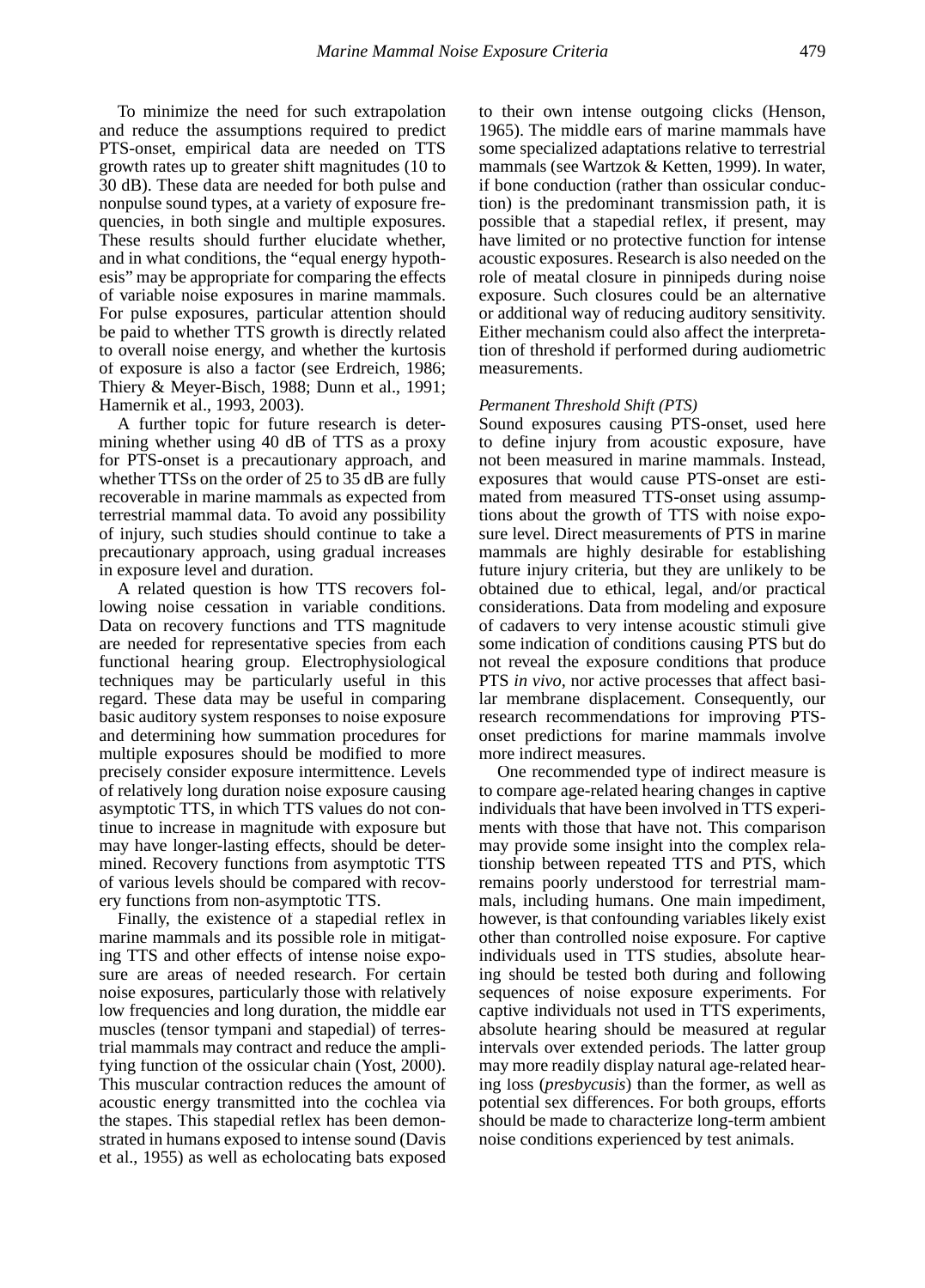To minimize the need for such extrapolation and reduce the assumptions required to predict PTS-onset, empirical data are needed on TTS growth rates up to greater shift magnitudes (10 to 30 dB). These data are needed for both pulse and nonpulse sound types, at a variety of exposure frequencies, in both single and multiple exposures. These results should further elucidate whether, and in what conditions, the "equal energy hypothesis" may be appropriate for comparing the effects of variable noise exposures in marine mammals. For pulse exposures, particular attention should be paid to whether TTS growth is directly related to overall noise energy, and whether the kurtosis of exposure is also a factor (see Erdreich, 1986; Thiery & Meyer-Bisch, 1988; Dunn et al., 1991; Hamernik et al., 1993, 2003).

A further topic for future research is determining whether using 40 dB of TTS as a proxy for PTS-onset is a precautionary approach, and whether TTSs on the order of 25 to 35 dB are fully recoverable in marine mammals as expected from terrestrial mammal data. To avoid any possibility of injury, such studies should continue to take a precautionary approach, using gradual increases in exposure level and duration.

A related question is how TTS recovers following noise cessation in variable conditions. Data on recovery functions and TTS magnitude are needed for representative species from each functional hearing group. Electrophysiological techniques may be particularly useful in this regard. These data may be useful in comparing basic auditory system responses to noise exposure and determining how summation procedures for multiple exposures should be modified to more precisely consider exposure intermittence. Levels of relatively long duration noise exposure causing asymptotic TTS, in which TTS values do not continue to increase in magnitude with exposure but may have longer-lasting effects, should be determined. Recovery functions from asymptotic TTS of various levels should be compared with recovery functions from non-asymptotic TTS.

Finally, the existence of a stapedial reflex in marine mammals and its possible role in mitigating TTS and other effects of intense noise exposure are areas of needed research. For certain noise exposures, particularly those with relatively low frequencies and long duration, the middle ear muscles (tensor tympani and stapedial) of terrestrial mammals may contract and reduce the amplifying function of the ossicular chain (Yost, 2000). This muscular contraction reduces the amount of acoustic energy transmitted into the cochlea via the stapes. This stapedial reflex has been demonstrated in humans exposed to intense sound (Davis et al., 1955) as well as echolocating bats exposed to their own intense outgoing clicks (Henson, 1965). The middle ears of marine mammals have some specialized adaptations relative to terrestrial mammals (see Wartzok & Ketten, 1999). In water, if bone conduction (rather than ossicular conduction) is the predominant transmission path, it is possible that a stapedial reflex, if present, may have limited or no protective function for intense acoustic exposures. Research is also needed on the role of meatal closure in pinnipeds during noise exposure. Such closures could be an alternative or additional way of reducing auditory sensitivity. Either mechanism could also affect the interpretation of threshold if performed during audiometric measurements.

*Permanent Threshold Shift (PTS)*

Sound exposures causing PTS-onset, used here to define injury from acoustic exposure, have not been measured in marine mammals. Instead, exposures that would cause PTS-onset are estimated from measured TTS-onset using assumptions about the growth of TTS with noise exposure level. Direct measurements of PTS in marine mammals are highly desirable for establishing future injury criteria, but they are unlikely to be obtained due to ethical, legal, and/or practical considerations. Data from modeling and exposure of cadavers to very intense acoustic stimuli give some indication of conditions causing PTS but do not reveal the exposure conditions that produce PTS *in vivo*, nor active processes that affect basilar membrane displacement. Consequently, our research recommendations for improving PTS-onset predictions for marine mammals involve more indirect measures.

One recommended type of indirect measure is to compare age-related hearing changes in captive individuals that have been involved in TTS experiments with those that have not. This comparison may provide some insight into the complex relationship between repeated TTS and PTS, which remains poorly understood for terrestrial mammals, including humans. One main impediment, however, is that confounding variables likely exist other than controlled noise exposure. For captive individuals used in TTS studies, absolute hearing should be tested both during and following sequences of noise exposure experiments. For captive individuals not used in TTS experiments, absolute hearing should be measured at regular intervals over extended periods. The latter group may more readily display natural age-related hearing loss (*presbycusis*) than the former, as well as potential sex differences. For both groups, efforts should be made to characterize long-term ambient noise conditions experienced by test animals.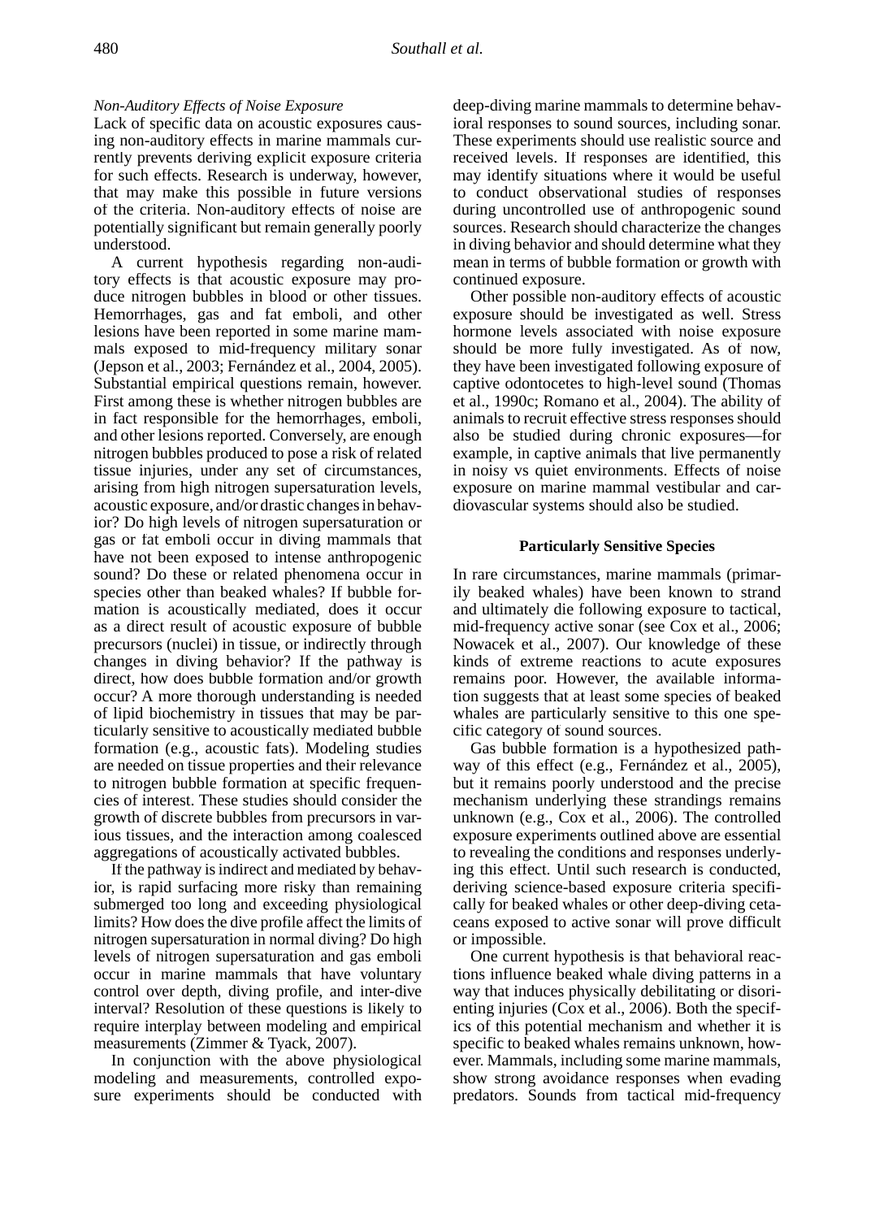*Non-Auditory Effects of Noise Exposure*

Lack of specific data on acoustic exposures causing non-auditory effects in marine mammals currently prevents deriving explicit exposure criteria for such effects. Research is underway, however, that may make this possible in future versions of the criteria. Non-auditory effects of noise are potentially significant but remain generally poorly understood.

A current hypothesis regarding non-auditory effects is that acoustic exposure may produce nitrogen bubbles in blood or other tissues. Hemorrhages, gas and fat emboli, and other lesions have been reported in some marine mammals exposed to mid-frequency military sonar (Jepson et al., 2003; Fernández et al., 2004, 2005). Substantial empirical questions remain, however. First among these is whether nitrogen bubbles are in fact responsible for the hemorrhages, emboli, and other lesions reported. Conversely, are enough nitrogen bubbles produced to pose a risk of related tissue injuries, under any set of circumstances, arising from high nitrogen supersaturation levels, acoustic exposure, and/or drastic changes in behavior? Do high levels of nitrogen supersaturation or gas or fat emboli occur in diving mammals that have not been exposed to intense anthropogenic sound? Do these or related phenomena occur in species other than beaked whales? If bubble formation is acoustically mediated, does it occur as a direct result of acoustic exposure of bubble precursors (nuclei) in tissue, or indirectly through changes in diving behavior? If the pathway is direct, how does bubble formation and/or growth occur? A more thorough understanding is needed of lipid biochemistry in tissues that may be particularly sensitive to acoustically mediated bubble formation (e.g., acoustic fats). Modeling studies are needed on tissue properties and their relevance to nitrogen bubble formation at specific frequencies of interest. These studies should consider the growth of discrete bubbles from precursors in various tissues, and the interaction among coalesced aggregations of acoustically activated bubbles.

If the pathway is indirect and mediated by behavior, is rapid surfacing more risky than remaining submerged too long and exceeding physiological limits? How does the dive profile affect the limits of nitrogen supersaturation in normal diving? Do high levels of nitrogen supersaturation and gas emboli occur in marine mammals that have voluntary control over depth, diving profile, and inter-dive interval? Resolution of these questions is likely to require interplay between modeling and empirical measurements (Zimmer & Tyack, 2007).

In conjunction with the above physiological modeling and measurements, controlled exposure experiments should be conducted with deep-diving marine mammals to determine behavioral responses to sound sources, including sonar. These experiments should use realistic source and received levels. If responses are identified, this may identify situations where it would be useful to conduct observational studies of responses during uncontrolled use of anthropogenic sound sources. Research should characterize the changes in diving behavior and should determine what they mean in terms of bubble formation or growth with continued exposure.

Other possible non-auditory effects of acoustic exposure should be investigated as well. Stress hormone levels associated with noise exposure should be more fully investigated. As of now, they have been investigated following exposure of captive odontocetes to high-level sound (Thomas et al., 1990c; Romano et al., 2004). The ability of animals to recruit effective stress responses should also be studied during chronic exposures—for example, in captive animals that live permanently in noisy vs quiet environments. Effects of noise exposure on marine mammal vestibular and cardiovascular systems should also be studied.

## Particularly Sensitive Species

In rare circumstances, marine mammals (primarily beaked whales) have been known to strand and ultimately die following exposure to tactical, mid-frequency active sonar (see Cox et al., 2006; Nowacek et al., 2007). Our knowledge of these kinds of extreme reactions to acute exposures remains poor. However, the available information suggests that at least some species of beaked whales are particularly sensitive to this one specific category of sound sources.

Gas bubble formation is a hypothesized pathway of this effect (e.g., Fernández et al., 2005), but it remains poorly understood and the precise mechanism underlying these strandings remains unknown (e.g., Cox et al., 2006). The controlled exposure experiments outlined above are essential to revealing the conditions and responses underlying this effect. Until such research is conducted, deriving science-based exposure criteria specifically for beaked whales or other deep-diving cetaceans exposed to active sonar will prove difficult or impossible.

One current hypothesis is that behavioral reactions influence beaked whale diving patterns in a way that induces physically debilitating or disorienting injuries (Cox et al., 2006). Both the specifics of this potential mechanism and whether it is specific to beaked whales remains unknown, however. Mammals, including some marine mammals, show strong avoidance responses when evading predators. Sounds from tactical mid-frequency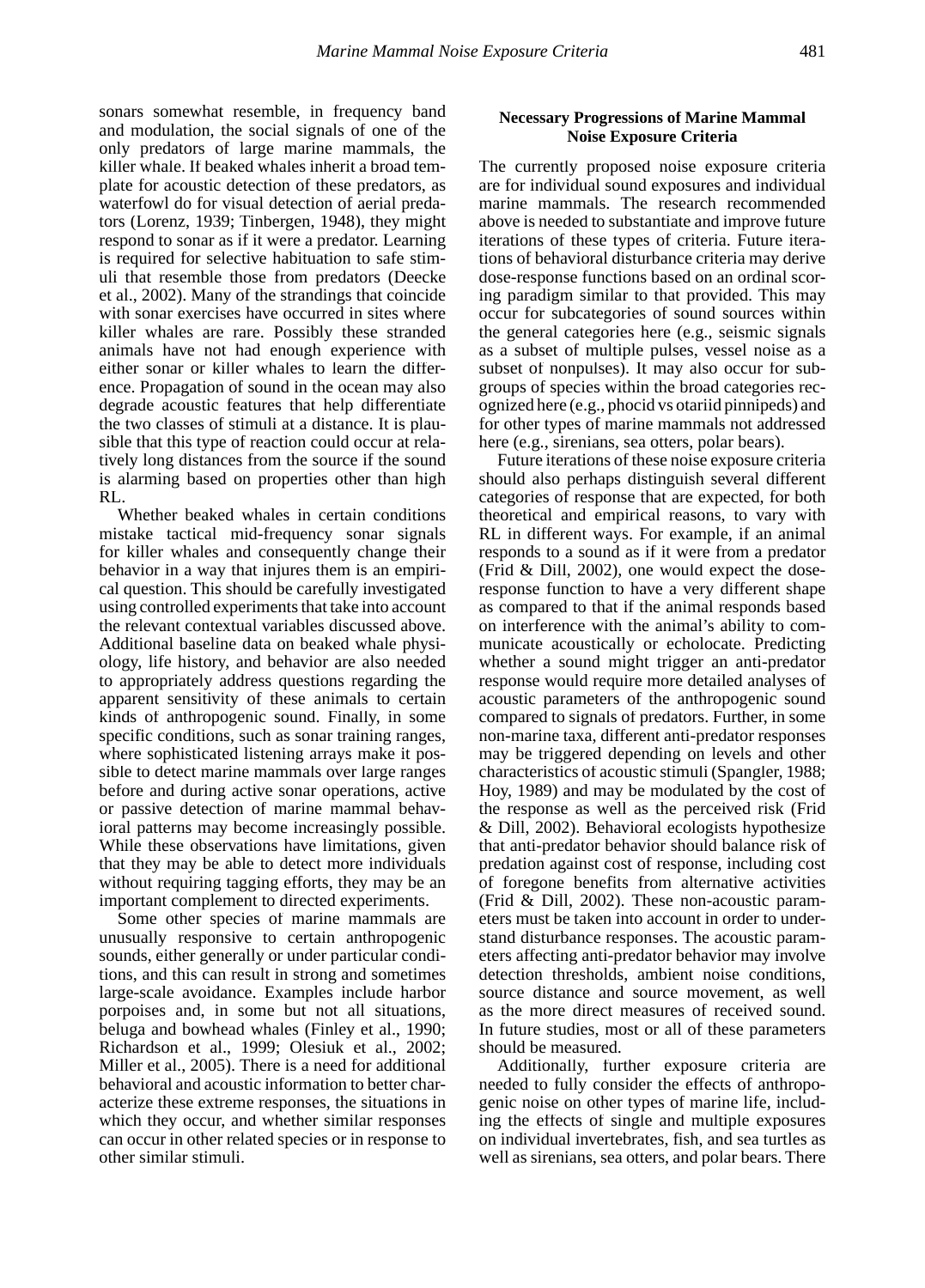sonars somewhat resemble, in frequency band and modulation, the social signals of one of the only predators of large marine mammals, the killer whale. If beaked whales inherit a broad template for acoustic detection of these predators, as waterfowl do for visual detection of aerial predators (Lorenz, 1939; Tinbergen, 1948), they might respond to sonar as if it were a predator. Learning is required for selective habituation to safe stimuli that resemble those from predators (Deecke et al., 2002). Many of the strandings that coincide with sonar exercises have occurred in sites where killer whales are rare. Possibly these stranded animals have not had enough experience with either sonar or killer whales to learn the difference. Propagation of sound in the ocean may also degrade acoustic features that help differentiate the two classes of stimuli at a distance. It is plausible that this type of reaction could occur at relatively long distances from the source if the sound is alarming based on properties other than high RL.

Whether beaked whales in certain conditions mistake tactical mid-frequency sonar signals for killer whales and consequently change their behavior in a way that injures them is an empirical question. This should be carefully investigated using controlled experiments that take into account the relevant contextual variables discussed above. Additional baseline data on beaked whale physiology, life history, and behavior are also needed to appropriately address questions regarding the apparent sensitivity of these animals to certain kinds of anthropogenic sound. Finally, in some specific conditions, such as sonar training ranges, where sophisticated listening arrays make it possible to detect marine mammals over large ranges before and during active sonar operations, active or passive detection of marine mammal behavioral patterns may become increasingly possible. While these observations have limitations, given that they may be able to detect more individuals without requiring tagging efforts, they may be an important complement to directed experiments.

Some other species of marine mammals are unusually responsive to certain anthropogenic sounds, either generally or under particular conditions, and this can result in strong and sometimes large-scale avoidance. Examples include harbor porpoises and, in some but not all situations, beluga and bowhead whales (Finley et al., 1990; Richardson et al., 1999; Olesiuk et al., 2002; Miller et al., 2005). There is a need for additional behavioral and acoustic information to better characterize these extreme responses, the situations in which they occur, and whether similar responses can occur in other related species or in response to other similar stimuli.

### Necessary Progressions of Marine Mammal Noise Exposure Criteria

The currently proposed noise exposure criteria are for individual sound exposures and individual marine mammals. The research recommended above is needed to substantiate and improve future iterations of these types of criteria. Future iterations of behavioral disturbance criteria may derive dose-response functions based on an ordinal scoring paradigm similar to that provided. This may occur for subcategories of sound sources within the general categories here (e.g., seismic signals as a subset of multiple pulses, vessel noise as a subset of nonpulses). It may also occur for subgroups of species within the broad categories recognized here (e.g., phocid vs otariid pinnipeds) and for other types of marine mammals not addressed here (e.g., sirenians, sea otters, polar bears).

Future iterations of these noise exposure criteria should also perhaps distinguish several different categories of response that are expected, for both theoretical and empirical reasons, to vary with RL in different ways. For example, if an animal responds to a sound as if it were from a predator (Frid & Dill, 2002), one would expect the dose-response function to have a very different shape as compared to that if the animal responds based on interference with the animal's ability to communicate acoustically or echolocate. Predicting whether a sound might trigger an anti-predator response would require more detailed analyses of acoustic parameters of the anthropogenic sound compared to signals of predators. Further, in some non-marine taxa, different anti-predator responses may be triggered depending on levels and other characteristics of acoustic stimuli (Spangler, 1988; Hoy, 1989) and may be modulated by the cost of the response as well as the perceived risk (Frid & Dill, 2002). Behavioral ecologists hypothesize that anti-predator behavior should balance risk of predation against cost of response, including cost of foregone benefits from alternative activities (Frid & Dill, 2002). These non-acoustic parameters must be taken into account in order to understand disturbance responses. The acoustic parameters affecting anti-predator behavior may involve detection thresholds, ambient noise conditions, source distance and source movement, as well as the more direct measures of received sound. In future studies, most or all of these parameters should be measured.

Additionally, further exposure criteria are needed to fully consider the effects of anthropogenic noise on other types of marine life, including the effects of single and multiple exposures on individual invertebrates, fish, and sea turtles as well as sirenians, sea otters, and polar bears. There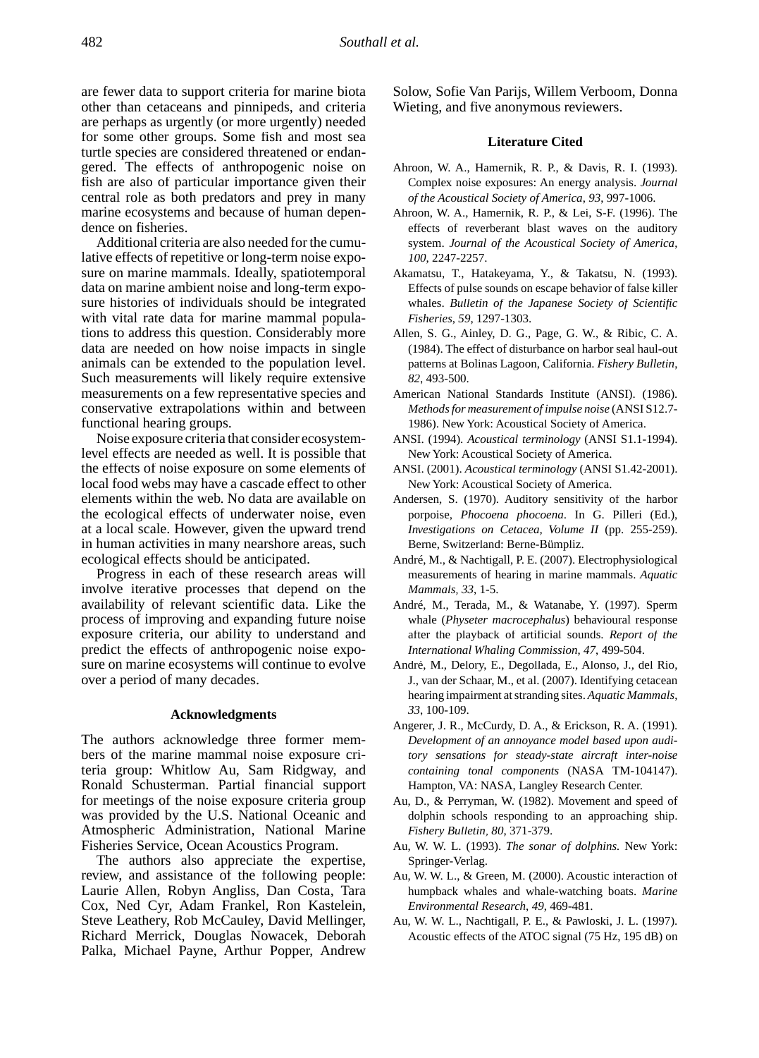are fewer data to support criteria for marine biota other than cetaceans and pinnipeds, and criteria are perhaps as urgently (or more urgently) needed for some other groups. Some fish and most sea turtle species are considered threatened or endangered. The effects of anthropogenic noise on fish are also of particular importance given their central role as both predators and prey in many marine ecosystems and because of human dependence on fisheries.

Additional criteria are also needed for the cumulative effects of repetitive or long-term noise exposure on marine mammals. Ideally, spatiotemporal data on marine ambient noise and long-term exposure histories of individuals should be integrated with vital rate data for marine mammal populations to address this question. Considerably more data are needed on how noise impacts in single animals can be extended to the population level. Such measurements will likely require extensive measurements on a few representative species and conservative extrapolations within and between functional hearing groups.

Noise exposure criteria that consider ecosystem-level effects are needed as well. It is possible that the effects of noise exposure on some elements of local food webs may have a cascade effect to other elements within the web. No data are available on the ecological effects of underwater noise, even at a local scale. However, given the upward trend in human activities in many nearshore areas, such ecological effects should be anticipated.

Progress in each of these research areas will involve iterative processes that depend on the availability of relevant scientific data. Like the process of improving and expanding future noise exposure criteria, our ability to understand and predict the effects of anthropogenic noise exposure on marine ecosystems will continue to evolve over a period of many decades.

## Acknowledgments

The authors acknowledge three former members of the marine mammal noise exposure criteria group: Whitlow Au, Sam Ridgway, and Ronald Schusterman. Partial financial support for meetings of the noise exposure criteria group was provided by the U.S. National Oceanic and Atmospheric Administration, National Marine Fisheries Service, Ocean Acoustics Program.

The authors also appreciate the expertise, review, and assistance of the following people: Laurie Allen, Robyn Angliss, Dan Costa, Tara Cox, Ned Cyr, Adam Frankel, Ron Kastelein, Steve Leathery, Rob McCauley, David Mellinger, Richard Merrick, Douglas Nowacek, Deborah Palka, Michael Payne, Arthur Popper, Andrew Solow, Sofie Van Parijs, Willem Verboom, Donna Wieting, and five anonymous reviewers.

## Literature Cited

Ahroon, W. A., Hamernik, R. P., & Davis, R. I. (1993). Complex noise exposures: An energy analysis. *Journal of the Acoustical Society of America*, *93*, 997-1006.

Ahroon, W. A., Hamernik, R. P., & Lei, S-F. (1996). The effects of reverberant blast waves on the auditory system. *Journal of the Acoustical Society of America*, *100*, 2247-2257.

Akamatsu, T., Hatakeyama, Y., & Takatsu, N. (1993). Effects of pulse sounds on escape behavior of false killer whales. *Bulletin of the Japanese Society of Scientific Fisheries*, *59*, 1297-1303.

Allen, S. G., Ainley, D. G., Page, G. W., & Ribic, C. A. (1984). The effect of disturbance on harbor seal haul-out patterns at Bolinas Lagoon, California. *Fishery Bulletin*, *82*, 493-500.

American National Standards Institute (ANSI). (1986). *Methods for measurement of impulse noise* (ANSI S12.7-1986). New York: Acoustical Society of America.

ANSI. (1994). *Acoustical terminology* (ANSI S1.1-1994). New York: Acoustical Society of America.

ANSI. (2001). *Acoustical terminology* (ANSI S1.42-2001). New York: Acoustical Society of America.

Andersen, S. (1970). Auditory sensitivity of the harbor porpoise, *Phocoena phocoena*. In G. Pilleri (Ed.), *Investigations on Cetacea, Volume II* (pp. 255-259). Berne, Switzerland: Berne-Bümpliz.

André, M., & Nachtigall, P. E. (2007). Electrophysiological measurements of hearing in marine mammals. *Aquatic Mammals*, *33*, 1-5.

André, M., Terada, M., & Watanabe, Y. (1997). Sperm whale (*Physeter macrocephalus*) behavioural response after the playback of artificial sounds. *Report of the International Whaling Commission*, *47*, 499-504.

André, M., Delory, E., Degollada, E., Alonso, J., del Rio, J., van der Schaar, M., et al. (2007). Identifying cetacean hearing impairment at stranding sites. *Aquatic Mammals*, *33*, 100-109.

Angerer, J. R., McCurdy, D. A., & Erickson, R. A. (1991). *Development of an annoyance model based upon auditory sensations for steady-state aircraft inter-noise containing tonal components* (NASA TM-104147). Hampton, VA: NASA, Langley Research Center.

Au, D., & Perryman, W. (1982). Movement and speed of dolphin schools responding to an approaching ship. *Fishery Bulletin*, *80*, 371-379.

Au, W. W. L. (1993). *The sonar of dolphins*. New York: Springer-Verlag.

Au, W. W. L., & Green, M. (2000). Acoustic interaction of humpback whales and whale-watching boats. *Marine Environmental Research*, *49*, 469-481.

Au, W. W. L., Nachtigall, P. E., & Pawloski, J. L. (1997). Acoustic effects of the ATOC signal (75 Hz, 195 dB) on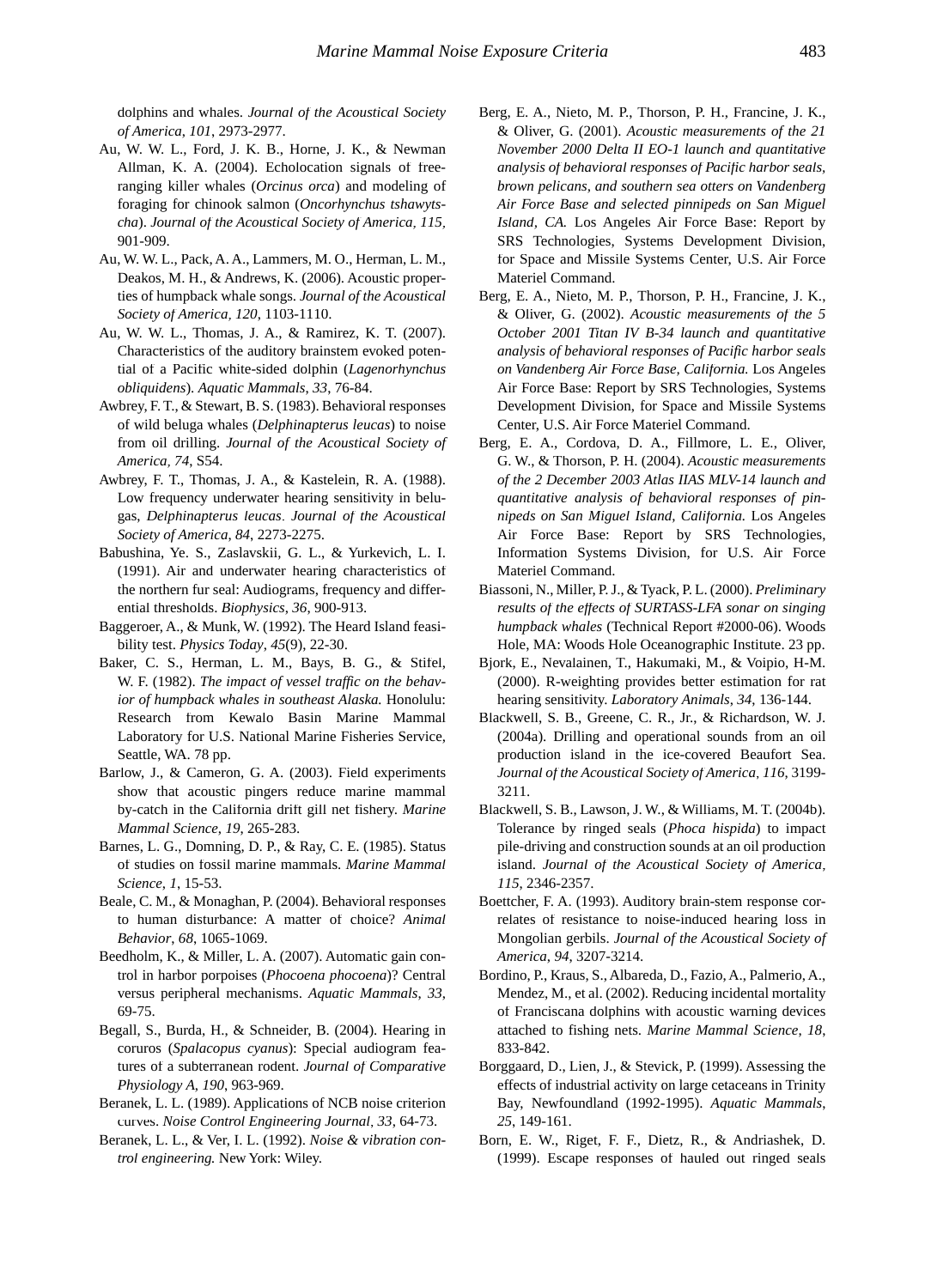dolphins and whales. *Journal of the Acoustical Society of America*, *101*, 2973-2977.

Au, W. W. L., Ford, J. K. B., Horne, J. K., & Newman Allman, K. A. (2004). Echolocation signals of free-ranging killer whales (*Orcinus orca*) and modeling of foraging for chinook salmon (*Oncorhynchus tshawytscha*). *Journal of the Acoustical Society of America, 115*, 901-909.

Au, W. W. L., Pack, A. A., Lammers, M. O., Herman, L. M., Deakos, M. H., & Andrews, K. (2006). Acoustic properties of humpback whale songs. *Journal of the Acoustical Society of America, 120*, 1103-1110.

Au, W. W. L., Thomas, J. A., & Ramirez, K. T. (2007). Characteristics of the auditory brainstem evoked potential of a Pacific white-sided dolphin (*Lagenorhynchus obliquidens*). *Aquatic Mammals*, *33*, 76-84.

Awbrey, F. T., & Stewart, B. S. (1983). Behavioral responses of wild beluga whales (*Delphinapterus leucas*) to noise from oil drilling. *Journal of the Acoustical Society of America, 74*, S54.

Awbrey, F. T., Thomas, J. A., & Kastelein, R. A. (1988). Low frequency underwater hearing sensitivity in belugas, *Delphinapterus leucas*. *Journal of the Acoustical Society of America, 84*, 2273-2275.

Babushina, Ye. S., Zaslavskii, G. L., & Yurkevich, L. I. (1991). Air and underwater hearing characteristics of the northern fur seal: Audiograms, frequency and differential thresholds. *Biophysics*, *36*, 900-913.

Baggeroer, A., & Munk, W. (1992). The Heard Island feasibility test. *Physics Today*, *45*(9), 22-30.

Baker, C. S., Herman, L. M., Bays, B. G., & Stifel, W. F. (1982). *The impact of vessel traffic on the behavior of humpback whales in southeast Alaska.* Honolulu: Research from Kewalo Basin Marine Mammal Laboratory for U.S. National Marine Fisheries Service, Seattle, WA. 78 pp.

Barlow, J., & Cameron, G. A. (2003). Field experiments show that acoustic pingers reduce marine mammal by-catch in the California drift gill net fishery. *Marine Mammal Science*, *19*, 265-283.

Barnes, L. G., Domning, D. P., & Ray, C. E. (1985). Status of studies on fossil marine mammals. *Marine Mammal Science*, *1*, 15-53.

Beale, C. M., & Monaghan, P. (2004). Behavioral responses to human disturbance: A matter of choice? *Animal Behavior*, *68*, 1065-1069.

Beedholm, K., & Miller, L. A. (2007). Automatic gain control in harbor porpoises (*Phocoena phocoena*)? Central versus peripheral mechanisms. *Aquatic Mammals*, *33*, 69-75.

Begall, S., Burda, H., & Schneider, B. (2004). Hearing in coruros (*Spalacopus cyanus*): Special audiogram features of a subterranean rodent. *Journal of Comparative Physiology A*, *190*, 963-969.

Beranek, L. L. (1989). Applications of NCB noise criterion curves. *Noise Control Engineering Journal*, *33*, 64-73.

Beranek, L. L., & Ver, I. L. (1992). *Noise & vibration control engineering.* New York: Wiley.

Berg, E. A., Nieto, M. P., Thorson, P. H., Francine, J. K., & Oliver, G. (2001). *Acoustic measurements of the 21 November 2000 Delta II EO-1 launch and quantitative analysis of behavioral responses of Pacific harbor seals, brown pelicans, and southern sea otters on Vandenberg Air Force Base and selected pinnipeds on San Miguel Island, CA.* Los Angeles Air Force Base: Report by SRS Technologies, Systems Development Division, for Space and Missile Systems Center, U.S. Air Force Materiel Command.

Berg, E. A., Nieto, M. P., Thorson, P. H., Francine, J. K., & Oliver, G. (2002). *Acoustic measurements of the 5 October 2001 Titan IV B-34 launch and quantitative analysis of behavioral responses of Pacific harbor seals on Vandenberg Air Force Base, California.* Los Angeles Air Force Base: Report by SRS Technologies, Systems Development Division, for Space and Missile Systems Center, U.S. Air Force Materiel Command.

Berg, E. A., Cordova, D. A., Fillmore, L. E., Oliver, G. W., & Thorson, P. H. (2004). *Acoustic measurements of the 2 December 2003 Atlas IIAS MLV-14 launch and quantitative analysis of behavioral responses of pinnipeds on San Miguel Island, California.* Los Angeles Air Force Base: Report by SRS Technologies, Information Systems Division, for U.S. Air Force Materiel Command.

Biassoni, N., Miller, P. J., & Tyack, P. L. (2000). *Preliminary results of the effects of SURTASS-LFA sonar on singing humpback whales* (Technical Report #2000-06). Woods Hole, MA: Woods Hole Oceanographic Institute. 23 pp.

Bjork, E., Nevalainen, T., Hakumaki, M., & Voipio, H-M. (2000). R-weighting provides better estimation for rat hearing sensitivity. *Laboratory Animals*, *34*, 136-144.

Blackwell, S. B., Greene, C. R., Jr., & Richardson, W. J. (2004a). Drilling and operational sounds from an oil production island in the ice-covered Beaufort Sea. *Journal of the Acoustical Society of America, 116*, 3199-3211.

Blackwell, S. B., Lawson, J. W., & Williams, M. T. (2004b). Tolerance by ringed seals (*Phoca hispida*) to impact pile-driving and construction sounds at an oil production island. *Journal of the Acoustical Society of America, 115*, 2346-2357.

Boettcher, F. A. (1993). Auditory brain-stem response correlates of resistance to noise-induced hearing loss in Mongolian gerbils. *Journal of the Acoustical Society of America*, *94*, 3207-3214.

Bordino, P., Kraus, S., Albareda, D., Fazio, A., Palmerio, A., Mendez, M., et al. (2002). Reducing incidental mortality of Franciscana dolphins with acoustic warning devices attached to fishing nets. *Marine Mammal Science*, *18*, 833-842.

Borggaard, D., Lien, J., & Stevick, P. (1999). Assessing the effects of industrial activity on large cetaceans in Trinity Bay, Newfoundland (1992-1995). *Aquatic Mammals*, *25*, 149-161.

Born, E. W., Riget, F. F., Dietz, R., & Andriashek, D. (1999). Escape responses of hauled out ringed seals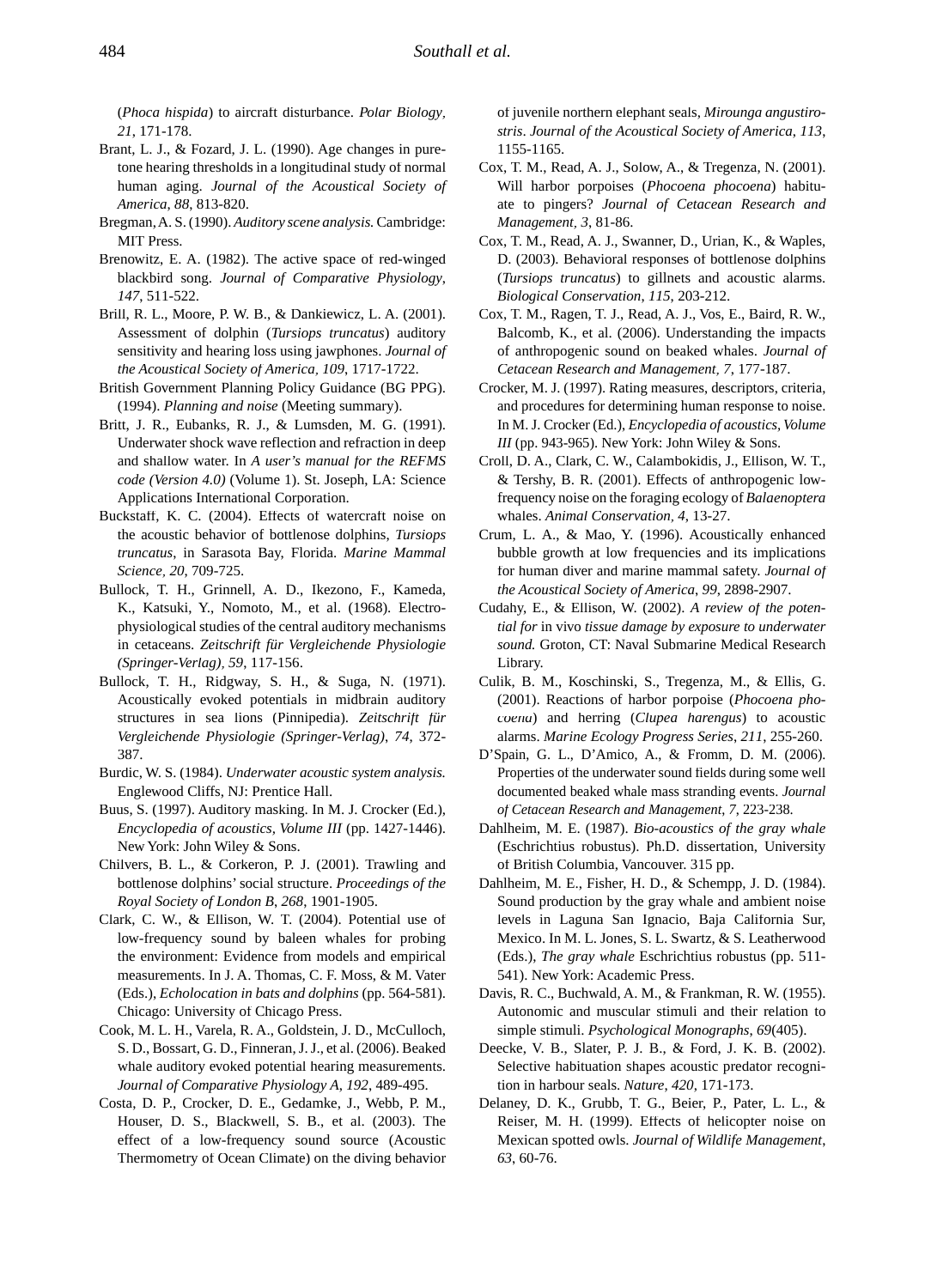(*Phoca hispida*) to aircraft disturbance. *Polar Biology, 21*, 171-178.

Brant, L. J., & Fozard, J. L. (1990). Age changes in pure-tone hearing thresholds in a longitudinal study of normal human aging. *Journal of the Acoustical Society of America, 88*, 813-820.

Bregman, A. S. (1990). *Auditory scene analysis.* Cambridge: MIT Press.

Brenowitz, E. A. (1982). The active space of red-winged blackbird song. *Journal of Comparative Physiology, 147*, 511-522.

Brill, R. L., Moore, P. W. B., & Dankiewicz, L. A. (2001). Assessment of dolphin (*Tursiops truncatus*) auditory sensitivity and hearing loss using jawphones. *Journal of the Acoustical Society of America, 109*, 1717-1722.

British Government Planning Policy Guidance (BG PPG). (1994). *Planning and noise* (Meeting summary).

Britt, J. R., Eubanks, R. J., & Lumsden, M. G. (1991). Underwater shock wave reflection and refraction in deep and shallow water. In *A user's manual for the REFMS code (Version 4.0)* (Volume 1). St. Joseph, LA: Science Applications International Corporation.

Buckstaff, K. C. (2004). Effects of watercraft noise on the acoustic behavior of bottlenose dolphins, *Tursiops truncatus*, in Sarasota Bay, Florida. *Marine Mammal Science, 20*, 709-725.

Bullock, T. H., Grinnell, A. D., Ikezono, F., Kameda, K., Katsuki, Y., Nomoto, M., et al. (1968). Electrophysiological studies of the central auditory mechanisms in cetaceans. *Zeitschrift für Vergleichende Physiologie (Springer-Verlag), 59*, 117-156.

Bullock, T. H., Ridgway, S. H., & Suga, N. (1971). Acoustically evoked potentials in midbrain auditory structures in sea lions (Pinnipedia). *Zeitschrift für Vergleichende Physiologie (Springer-Verlag), 74*, 372-387.

Burdic, W. S. (1984). *Underwater acoustic system analysis.* Englewood Cliffs, NJ: Prentice Hall.

Buus, S. (1997). Auditory masking. In M. J. Crocker (Ed.), *Encyclopedia of acoustics, Volume III* (pp. 1427-1446). New York: John Wiley & Sons.

Chilvers, B. L., & Corkeron, P. J. (2001). Trawling and bottlenose dolphins' social structure. *Proceedings of the Royal Society of London B, 268*, 1901-1905.

Clark, C. W., & Ellison, W. T. (2004). Potential use of low-frequency sound by baleen whales for probing the environment: Evidence from models and empirical measurements. In J. A. Thomas, C. F. Moss, & M. Vater (Eds.), *Echolocation in bats and dolphins* (pp. 564-581). Chicago: University of Chicago Press.

Cook, M. L. H., Varela, R. A., Goldstein, J. D., McCulloch, S. D., Bossart, G. D., Finneran, J. J., et al. (2006). Beaked whale auditory evoked potential hearing measurements. *Journal of Comparative Physiology A, 192*, 489-495.

Costa, D. P., Crocker, D. E., Gedamke, J., Webb, P. M., Houser, D. S., Blackwell, S. B., et al. (2003). The effect of a low-frequency sound source (Acoustic Thermometry of Ocean Climate) on the diving behavior of juvenile northern elephant seals, *Mirounga angustirostris*. *Journal of the Acoustical Society of America, 113*, 1155-1165.

Cox, T. M., Read, A. J., Solow, A., & Tregenza, N. (2001). Will harbor porpoises (*Phocoena phocoena*) habituate to pingers? *Journal of Cetacean Research and Management, 3*, 81-86.

Cox, T. M., Read, A. J., Swanner, D., Urian, K., & Waples, D. (2003). Behavioral responses of bottlenose dolphins (*Tursiops truncatus*) to gillnets and acoustic alarms. *Biological Conservation, 115*, 203-212.

Cox, T. M., Ragen, T. J., Read, A. J., Vos, E., Baird, R. W., Balcomb, K., et al. (2006). Understanding the impacts of anthropogenic sound on beaked whales. *Journal of Cetacean Research and Management, 7*, 177-187.

Crocker, M. J. (1997). Rating measures, descriptors, criteria, and procedures for determining human response to noise. In M. J. Crocker (Ed.), *Encyclopedia of acoustics, Volume III* (pp. 943-965). New York: John Wiley & Sons.

Croll, D. A., Clark, C. W., Calambokidis, J., Ellison, W. T., & Tershy, B. R. (2001). Effects of anthropogenic low-frequency noise on the foraging ecology of *Balaenoptera* whales. *Animal Conservation, 4*, 13-27.

Crum, L. A., & Mao, Y. (1996). Acoustically enhanced bubble growth at low frequencies and its implications for human diver and marine mammal safety. *Journal of the Acoustical Society of America, 99*, 2898-2907.

Cudahy, E., & Ellison, W. (2002). *A review of the potential for* in vivo *tissue damage by exposure to underwater sound.* Groton, CT: Naval Submarine Medical Research Library.

Culik, B. M., Koschinski, S., Tregenza, M., & Ellis, G. (2001). Reactions of harbor porpoise (*Phocoena phocoena*) and herring (*Clupea harengus*) to acoustic alarms. *Marine Ecology Progress Series, 211*, 255-260.

D'Spain, G. L., D'Amico, A., & Fromm, D. M. (2006). Properties of the underwater sound fields during some well documented beaked whale mass stranding events. *Journal of Cetacean Research and Management, 7*, 223-238.

Dahlheim, M. E. (1987). *Bio-acoustics of the gray whale* (Eschrichtius robustus). Ph.D. dissertation, University of British Columbia, Vancouver. 315 pp.

Dahlheim, M. E., Fisher, H. D., & Schempp, J. D. (1984). Sound production by the gray whale and ambient noise levels in Laguna San Ignacio, Baja California Sur, Mexico. In M. L. Jones, S. L. Swartz, & S. Leatherwood (Eds.), *The gray whale* Eschrichtius robustus (pp. 511-541). New York: Academic Press.

Davis, R. C., Buchwald, A. M., & Frankman, R. W. (1955). Autonomic and muscular stimuli and their relation to simple stimuli. *Psychological Monographs, 69*(405).

Deecke, V. B., Slater, P. J. B., & Ford, J. K. B. (2002). Selective habituation shapes acoustic predator recognition in harbour seals. *Nature, 420*, 171-173.

Delaney, D. K., Grubb, T. G., Beier, P., Pater, L. L., & Reiser, M. H. (1999). Effects of helicopter noise on Mexican spotted owls. *Journal of Wildlife Management, 63*, 60-76.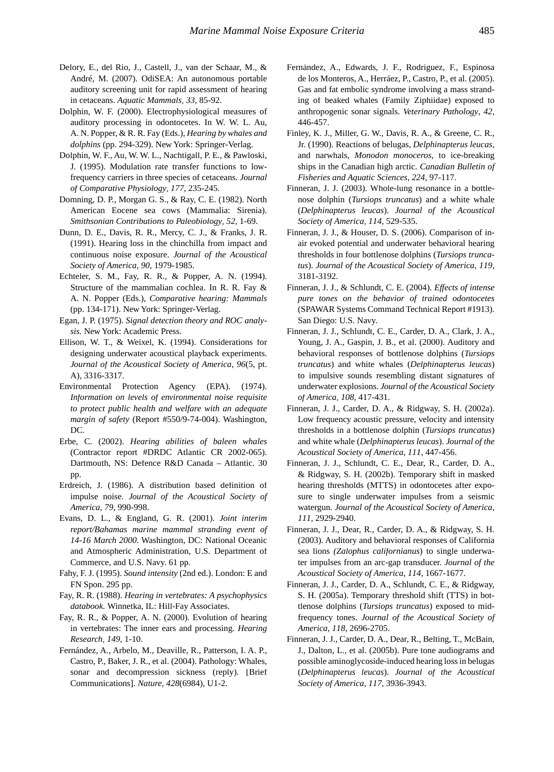Delory, E., del Rio, J., Castell, J., van der Schaar, M., & André, M. (2007). OdiSEA: An autonomous portable auditory screening unit for rapid assessment of hearing in cetaceans. *Aquatic Mammals, 33*, 85-92.

Dolphin, W. F. (2000). Electrophysiological measures of auditory processing in odontocetes. In W. W. L. Au, A. N. Popper, & R. R. Fay (Eds.), *Hearing by whales and dolphins* (pp. 294-329). New York: Springer-Verlag.

Dolphin, W. F., Au, W. W. L., Nachtigall, P. E., & Pawloski, J. (1995). Modulation rate transfer functions to low-frequency carriers in three species of cetaceans. *Journal of Comparative Physiology, 177*, 235-245.

Domning, D. P., Morgan G. S., & Ray, C. E. (1982). North American Eocene sea cows (Mammalia: Sirenia). *Smithsonian Contributions to Paleobiology, 52*, 1-69.

Dunn, D. E., Davis, R. R., Mercy, C. J., & Franks, J. R. (1991). Hearing loss in the chinchilla from impact and continuous noise exposure. *Journal of the Acoustical Society of America, 90*, 1979-1985.

Echteler, S. M., Fay, R. R., & Popper, A. N. (1994). Structure of the mammalian cochlea. In R. R. Fay & A. N. Popper (Eds.), *Comparative hearing: Mammals* (pp. 134-171). New York: Springer-Verlag.

Egan, J. P. (1975). *Signal detection theory and ROC analysis*. New York: Academic Press.

Ellison, W. T., & Weixel, K. (1994). Considerations for designing underwater acoustical playback experiments. *Journal of the Acoustical Society of America, 96*(5, pt. A), 3316-3317.

Environmental Protection Agency (EPA). (1974). *Information on levels of environmental noise requisite to protect public health and welfare with an adequate margin of safety* (Report #550/9-74-004). Washington, DC.

Erbe, C. (2002). *Hearing abilities of baleen whales* (Contractor report #DRDC Atlantic CR 2002-065). Dartmouth, NS: Defence R&D Canada – Atlantic. 30 pp.

Erdreich, J. (1986). A distribution based definition of impulse noise. *Journal of the Acoustical Society of America, 79*, 990-998.

Evans, D. L., & England, G. R. (2001). *Joint interim report/Bahamas marine mammal stranding event of 14-16 March 2000.* Washington, DC: National Oceanic and Atmospheric Administration, U.S. Department of Commerce, and U.S. Navy. 61 pp.

Fahy, F. J. (1995). *Sound intensity* (2nd ed.). London: E and FN Spon. 295 pp.

Fay, R. R. (1988). *Hearing in vertebrates: A psychophysics databook.* Winnetka, IL: Hill-Fay Associates.

Fay, R. R., & Popper, A. N. (2000). Evolution of hearing in vertebrates: The inner ears and processing. *Hearing Research, 149*, 1-10.

Fernández, A., Arbelo, M., Deaville, R., Patterson, I. A. P., Castro, P., Baker, J. R., et al. (2004). Pathology: Whales, sonar and decompression sickness (reply). [Brief Communications]. *Nature, 428*(6984), U1-2.

Fernández, A., Edwards, J. F., Rodríguez, F., Espinosa de los Monteros, A., Herráez, P., Castro, P., et al. (2005). Gas and fat embolic syndrome involving a mass stranding of beaked whales (Family Ziphiidae) exposed to anthropogenic sonar signals. *Veterinary Pathology, 42*, 446-457.

Finley, K. J., Miller, G. W., Davis, R. A., & Greene, C. R., Jr. (1990). Reactions of belugas, *Delphinapterus leucas*, and narwhals, *Monodon monoceros*, to ice-breaking ships in the Canadian high arctic. *Canadian Bulletin of Fisheries and Aquatic Sciences, 224*, 97-117.

Finneran, J. J. (2003). Whole-lung resonance in a bottlenose dolphin (*Tursiops truncatus*) and a white whale (*Delphinapterus leucas*). *Journal of the Acoustical Society of America, 114*, 529-535.

Finneran, J. J., & Houser, D. S. (2006). Comparison of in-air evoked potential and underwater behavioral hearing thresholds in four bottlenose dolphins (*Tursiops truncatus*). *Journal of the Acoustical Society of America, 119*, 3181-3192.

Finneran, J. J., & Schlundt, C. E. (2004). *Effects of intense pure tones on the behavior of trained odontocetes* (SPAWAR Systems Command Technical Report #1913). San Diego: U.S. Navy.

Finneran, J. J., Schlundt, C. E., Carder, D. A., Clark, J. A., Young, J. A., Gaspin, J. B., et al. (2000). Auditory and behavioral responses of bottlenose dolphins (*Tursiops truncatus*) and white whales (*Delphinapterus leucas*) to impulsive sounds resembling distant signatures of underwater explosions. *Journal of the Acoustical Society of America, 108*, 417-431.

Finneran, J. J., Carder, D. A., & Ridgway, S. H. (2002a). Low frequency acoustic pressure, velocity and intensity thresholds in a bottlenose dolphin (*Tursiops truncatus*) and white whale (*Delphinapterus leucas*). *Journal of the Acoustical Society of America, 111*, 447-456.

Finneran, J. J., Schlundt, C. E., Dear, R., Carder, D. A., & Ridgway, S. H. (2002b). Temporary shift in masked hearing thresholds (MTTS) in odontocetes after exposure to single underwater impulses from a seismic watergun. *Journal of the Acoustical Society of America, 111*, 2929-2940.

Finneran, J. J., Dear, R., Carder, D. A., & Ridgway, S. H. (2003). Auditory and behavioral responses of California sea lions *(Zalophus californianus*) to single underwater impulses from an arc-gap transducer. *Journal of the Acoustical Society of America, 114*, 1667-1677.

Finneran, J. J., Carder, D. A., Schlundt, C. E., & Ridgway, S. H. (2005a). Temporary threshold shift (TTS) in bottlenose dolphins (*Tursiops truncatus*) exposed to mid-frequency tones. *Journal of the Acoustical Society of America, 118*, 2696-2705.

Finneran, J. J., Carder, D. A., Dear, R., Belting, T., McBain, J., Dalton, L., et al. (2005b). Pure tone audiograms and possible aminoglycoside-induced hearing loss in belugas (*Delphinapterus leucas*). *Journal of the Acoustical Society of America, 117*, 3936-3943.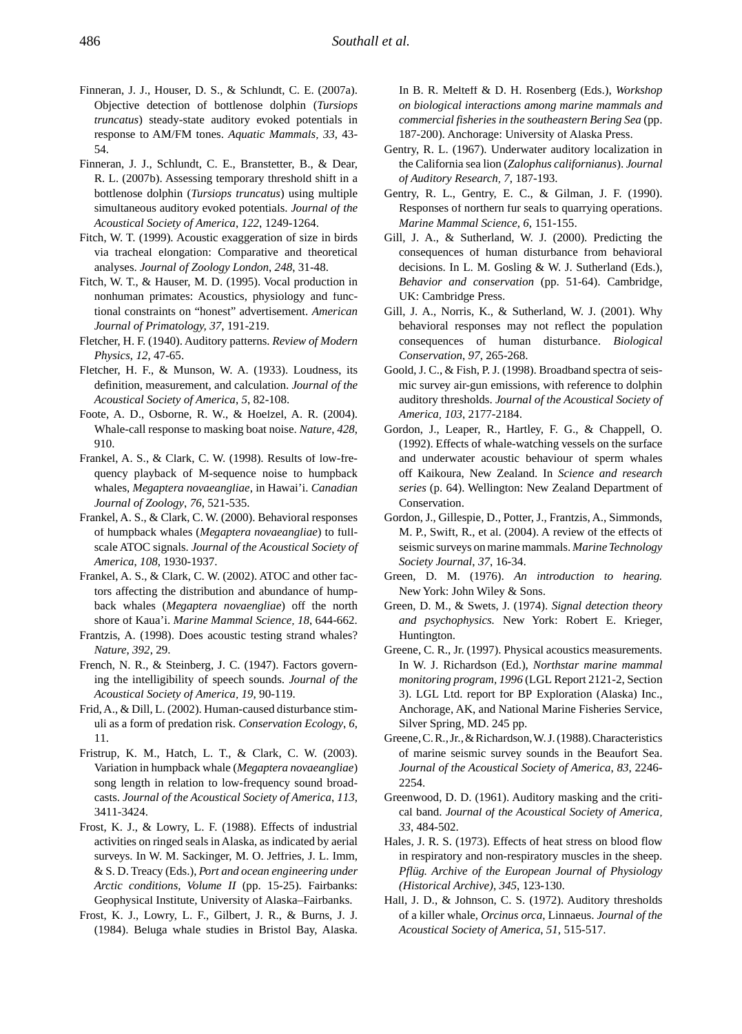Finneran, J. J., Houser, D. S., & Schlundt, C. E. (2007a). Objective detection of bottlenose dolphin (*Tursiops truncatus*) steady-state auditory evoked potentials in response to AM/FM tones. *Aquatic Mammals, 33*, 43-54.

Finneran, J. J., Schlundt, C. E., Branstetter, B., & Dear, R. L. (2007b). Assessing temporary threshold shift in a bottlenose dolphin (*Tursiops truncatus*) using multiple simultaneous auditory evoked potentials. *Journal of the Acoustical Society of America*, *122*, 1249-1264.

Fitch, W. T. (1999). Acoustic exaggeration of size in birds via tracheal elongation: Comparative and theoretical analyses. *Journal of Zoology London*, *248*, 31-48.

Fitch, W. T., & Hauser, M. D. (1995). Vocal production in nonhuman primates: Acoustics, physiology and functional constraints on "honest" advertisement. *American Journal of Primatology, 37*, 191-219.

Fletcher, H. F. (1940). Auditory patterns. *Review of Modern Physics*, *12*, 47-65.

Fletcher, H. F., & Munson, W. A. (1933). Loudness, its definition, measurement, and calculation. *Journal of the Acoustical Society of America*, *5*, 82-108.

Foote, A. D., Osborne, R. W., & Hoelzel, A. R. (2004). Whale-call response to masking boat noise. *Nature*, *428*, 910.

Frankel, A. S., & Clark, C. W. (1998). Results of low-frequency playback of M-sequence noise to humpback whales, *Megaptera novaeangliae*, in Hawai'i. *Canadian Journal of Zoology*, *76*, 521-535.

Frankel, A. S., & Clark, C. W. (2000). Behavioral responses of humpback whales (*Megaptera novaeangliae*) to full-scale ATOC signals. *Journal of the Acoustical Society of America*, *108*, 1930-1937.

Frankel, A. S., & Clark, C. W. (2002). ATOC and other factors affecting the distribution and abundance of humpback whales (*Megaptera novaengliae*) off the north shore of Kaua'i. *Marine Mammal Science, 18*, 644-662.

Frantzis, A. (1998). Does acoustic testing strand whales? *Nature*, *392*, 29.

French, N. R., & Steinberg, J. C. (1947). Factors governing the intelligibility of speech sounds. *Journal of the Acoustical Society of America, 19*, 90-119.

Frid, A., & Dill, L. (2002). Human-caused disturbance stimuli as a form of predation risk. *Conservation Ecology*, *6*, 11.

Fristrup, K. M., Hatch, L. T., & Clark, C. W. (2003). Variation in humpback whale (*Megaptera novaeangliae*) song length in relation to low-frequency sound broadcasts. *Journal of the Acoustical Society of America*, *113*, 3411-3424.

Frost, K. J., & Lowry, L. F. (1988). Effects of industrial activities on ringed seals in Alaska, as indicated by aerial surveys. In W. M. Sackinger, M. O. Jeffries, J. L. Imm, & S. D. Treacy (Eds.), *Port and ocean engineering under Arctic conditions, Volume II* (pp. 15-25). Fairbanks: Geophysical Institute, University of Alaska–Fairbanks.

Frost, K. J., Lowry, L. F., Gilbert, J. R., & Burns, J. J. (1984). Beluga whale studies in Bristol Bay, Alaska. In B. R. Melteff & D. H. Rosenberg (Eds.), *Workshop on biological interactions among marine mammals and commercial fisheries in the southeastern Bering Sea* (pp. 187-200). Anchorage: University of Alaska Press.

Gentry, R. L. (1967). Underwater auditory localization in the California sea lion (*Zalophus californianus*). *Journal of Auditory Research, 7*, 187-193.

Gentry, R. L., Gentry, E. C., & Gilman, J. F. (1990). Responses of northern fur seals to quarrying operations. *Marine Mammal Science*, *6*, 151-155.

Gill, J. A., & Sutherland, W. J. (2000). Predicting the consequences of human disturbance from behavioral decisions. In L. M. Gosling & W. J. Sutherland (Eds.), *Behavior and conservation* (pp. 51-64). Cambridge, UK: Cambridge Press.

Gill, J. A., Norris, K., & Sutherland, W. J. (2001). Why behavioral responses may not reflect the population consequences of human disturbance. *Biological Conservation*, *97*, 265-268.

Goold, J. C., & Fish, P. J. (1998). Broadband spectra of seismic survey air-gun emissions, with reference to dolphin auditory thresholds. *Journal of the Acoustical Society of America, 103*, 2177-2184.

Gordon, J., Leaper, R., Hartley, F. G., & Chappell, O. (1992). Effects of whale-watching vessels on the surface and underwater acoustic behaviour of sperm whales off Kaikoura, New Zealand. In *Science and research series* (p. 64). Wellington: New Zealand Department of Conservation.

Gordon, J., Gillespie, D., Potter, J., Frantzis, A., Simmonds, M. P., Swift, R., et al. (2004). A review of the effects of seismic surveys on marine mammals. *Marine Technology Society Journal*, *37*, 16-34.

Green, D. M. (1976). *An introduction to hearing.* New York: John Wiley & Sons.

Green, D. M., & Swets, J. (1974). *Signal detection theory and psychophysics.* New York: Robert E. Krieger, Huntington.

Greene, C. R., Jr. (1997). Physical acoustics measurements. In W. J. Richardson (Ed.), *Northstar marine mammal monitoring program, 1996* (LGL Report 2121-2, Section 3). LGL Ltd. report for BP Exploration (Alaska) Inc., Anchorage, AK, and National Marine Fisheries Service, Silver Spring, MD. 245 pp.

Greene, C. R., Jr., & Richardson, W. J. (1988). Characteristics of marine seismic survey sounds in the Beaufort Sea. *Journal of the Acoustical Society of America*, *83*, 2246-2254.

Greenwood, D. D. (1961). Auditory masking and the critical band. *Journal of the Acoustical Society of America, 33*, 484-502.

Hales, J. R. S. (1973). Effects of heat stress on blood flow in respiratory and non-respiratory muscles in the sheep. *Pflüg. Archive of the European Journal of Physiology (Historical Archive)*, *345*, 123-130.

Hall, J. D., & Johnson, C. S. (1972). Auditory thresholds of a killer whale, *Orcinus orca*, Linnaeus. *Journal of the Acoustical Society of America*, *51*, 515-517.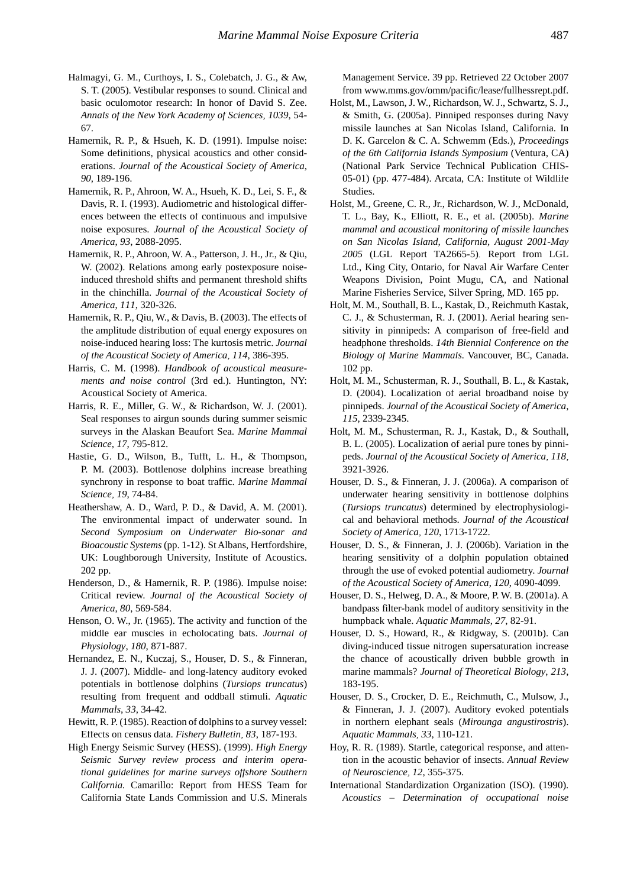Halmagyi, G. M., Curthoys, I. S., Colebatch, J. G., & Aw, S. T. (2005). Vestibular responses to sound. Clinical and basic oculomotor research: In honor of David S. Zee. *Annals of the New York Academy of Sciences, 1039*, 54-67.

Hamernik, R. P., & Hsueh, K. D. (1991). Impulse noise: Some definitions, physical acoustics and other considerations. *Journal of the Acoustical Society of America, 90*, 189-196.

Hamernik, R. P., Ahroon, W. A., Hsueh, K. D., Lei, S. F., & Davis, R. I. (1993). Audiometric and histological differences between the effects of continuous and impulsive noise exposures. *Journal of the Acoustical Society of America, 93*, 2088-2095.

Hamernik, R. P., Ahroon, W. A., Patterson, J. H., Jr., & Qiu, W. (2002). Relations among early postexposure noise-induced threshold shifts and permanent threshold shifts in the chinchilla. *Journal of the Acoustical Society of America, 111*, 320-326.

Hamernik, R. P., Qiu, W., & Davis, B. (2003). The effects of the amplitude distribution of equal energy exposures on noise-induced hearing loss: The kurtosis metric. *Journal of the Acoustical Society of America, 114*, 386-395.

Harris, C. M. (1998). *Handbook of acoustical measurements and noise control* (3rd ed.). Huntington, NY: Acoustical Society of America.

Harris, R. E., Miller, G. W., & Richardson, W. J. (2001). Seal responses to airgun sounds during summer seismic surveys in the Alaskan Beaufort Sea. *Marine Mammal Science, 17*, 795-812.

Hastie, G. D., Wilson, B., Tufft, L. H., & Thompson, P. M. (2003). Bottlenose dolphins increase breathing synchrony in response to boat traffic. *Marine Mammal Science, 19*, 74-84.

Heathershaw, A. D., Ward, P. D., & David, A. M. (2001). The environmental impact of underwater sound. In *Second Symposium on Underwater Bio-sonar and Bioacoustic Systems* (pp. 1-12). St Albans, Hertfordshire, UK: Loughborough University, Institute of Acoustics. 202 pp.

Henderson, D., & Hamernik, R. P. (1986). Impulse noise: Critical review. *Journal of the Acoustical Society of America, 80*, 569-584.

Henson, O. W., Jr. (1965). The activity and function of the middle ear muscles in echolocating bats. *Journal of Physiology, 180*, 871-887.

Hernandez, E. N., Kuczaj, S., Houser, D. S., & Finneran, J. J. (2007). Middle- and long-latency auditory evoked potentials in bottlenose dolphins (*Tursiops truncatus*) resulting from frequent and oddball stimuli. *Aquatic Mammals, 33*, 34-42.

Hewitt, R. P. (1985). Reaction of dolphins to a survey vessel: Effects on census data. *Fishery Bulletin, 83*, 187-193.

High Energy Seismic Survey (HESS). (1999). *High Energy Seismic Survey review process and interim operational guidelines for marine surveys offshore Southern California.* Camarillo: Report from HESS Team for California State Lands Commission and U.S. Minerals Management Service. 39 pp. Retrieved 22 October 2007 from www.mms.gov/omm/pacific/lease/fullhessrept.pdf.

Holst, M., Lawson, J. W., Richardson, W. J., Schwartz, S. J., & Smith, G. (2005a). Pinniped responses during Navy missile launches at San Nicolas Island, California. In D. K. Garcelon & C. A. Schwemm (Eds.), *Proceedings of the 6th California Islands Symposium* (Ventura, CA) (National Park Service Technical Publication CHIS-05-01) (pp. 477-484). Arcata, CA: Institute of Wildlife Studies.

Holst, M., Greene, C. R., Jr., Richardson, W. J., McDonald, T. L., Bay, K., Elliott, R. E., et al. (2005b). *Marine mammal and acoustical monitoring of missile launches on San Nicolas Island, California, August 2001-May 2005* (LGL Report TA2665-5). Report from LGL Ltd., King City, Ontario, for Naval Air Warfare Center Weapons Division, Point Mugu, CA, and National Marine Fisheries Service, Silver Spring, MD. 165 pp.

Holt, M. M., Southall, B. L., Kastak, D., Reichmuth Kastak, C. J., & Schusterman, R. J. (2001). Aerial hearing sensitivity in pinnipeds: A comparison of free-field and headphone thresholds. *14th Biennial Conference on the Biology of Marine Mammals.* Vancouver, BC, Canada. 102 pp.

Holt, M. M., Schusterman, R. J., Southall, B. L., & Kastak, D. (2004). Localization of aerial broadband noise by pinnipeds. *Journal of the Acoustical Society of America, 115*, 2339-2345.

Holt, M. M., Schusterman, R. J., Kastak, D., & Southall, B. L. (2005). Localization of aerial pure tones by pinnipeds. *Journal of the Acoustical Society of America, 118*, 3921-3926.

Houser, D. S., & Finneran, J. J. (2006a). A comparison of underwater hearing sensitivity in bottlenose dolphins (*Tursiops truncatus*) determined by electrophysiological and behavioral methods. *Journal of the Acoustical Society of America, 120*, 1713-1722.

Houser, D. S., & Finneran, J. J. (2006b). Variation in the hearing sensitivity of a dolphin population obtained through the use of evoked potential audiometry. *Journal of the Acoustical Society of America, 120*, 4090-4099.

Houser, D. S., Helweg, D. A., & Moore, P. W. B. (2001a). A bandpass filter-bank model of auditory sensitivity in the humpback whale. *Aquatic Mammals, 27*, 82-91.

Houser, D. S., Howard, R., & Ridgway, S. (2001b). Can diving-induced tissue nitrogen supersaturation increase the chance of acoustically driven bubble growth in marine mammals? *Journal of Theoretical Biology, 213*, 183-195.

Houser, D. S., Crocker, D. E., Reichmuth, C., Mulsow, J., & Finneran, J. J. (2007). Auditory evoked potentials in northern elephant seals (*Mirounga angustirostris*). *Aquatic Mammals, 33*, 110-121.

Hoy, R. R. (1989). Startle, categorical response, and attention in the acoustic behavior of insects. *Annual Review of Neuroscience, 12*, 355-375.

International Standardization Organization (ISO). (1990). *Acoustics – Determination of occupational noise*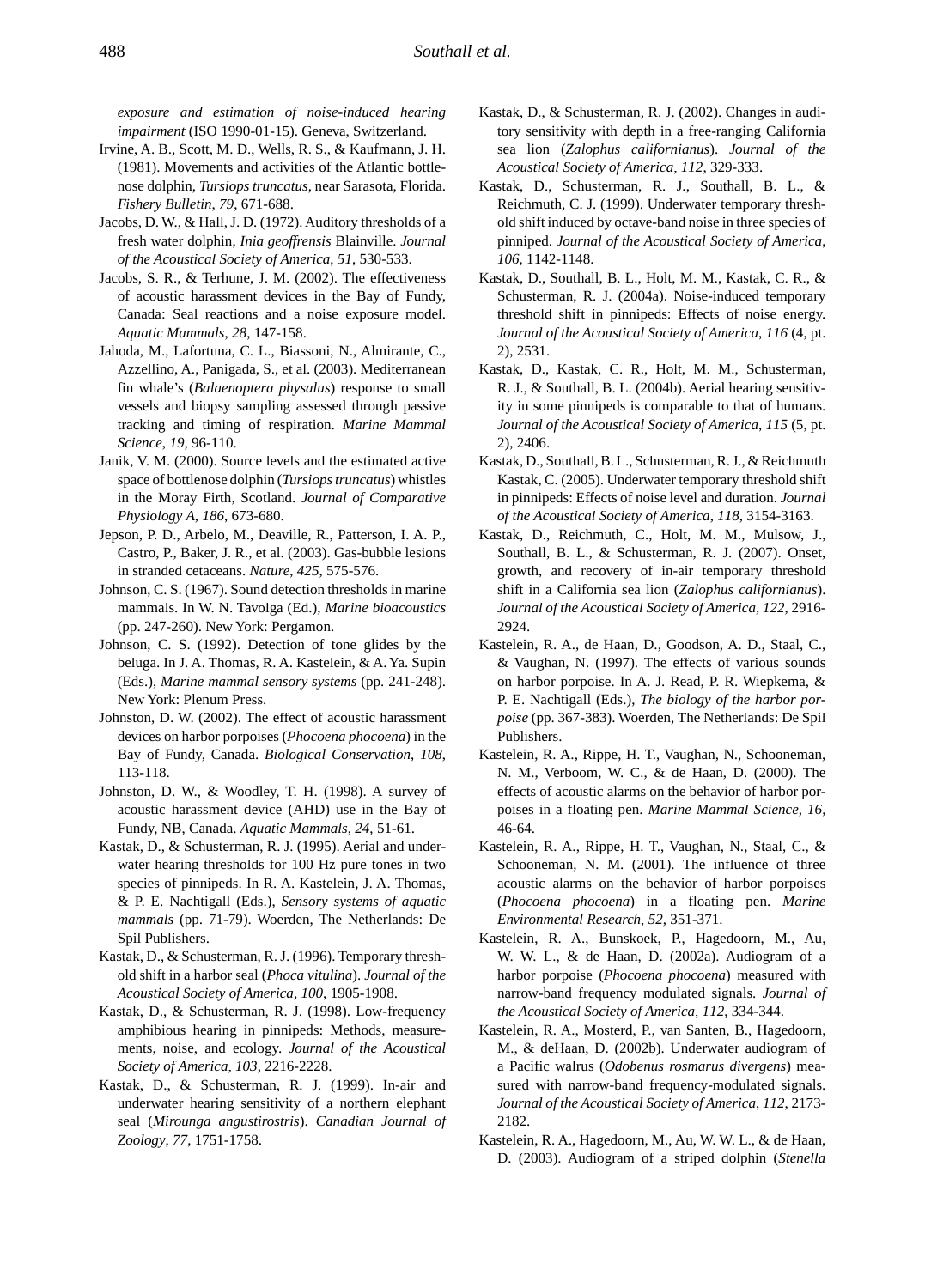*exposure and estimation of noise-induced hearing impairment* (ISO 1990-01-15). Geneva, Switzerland.

Irvine, A. B., Scott, M. D., Wells, R. S., & Kaufmann, J. H. (1981). Movements and activities of the Atlantic bottlenose dolphin, *Tursiops truncatus*, near Sarasota, Florida. *Fishery Bulletin*, *79*, 671-688.

Jacobs, D. W., & Hall, J. D. (1972). Auditory thresholds of a fresh water dolphin, *Inia geoffrensis* Blainville. *Journal of the Acoustical Society of America*, *51*, 530-533.

Jacobs, S. R., & Terhune, J. M. (2002). The effectiveness of acoustic harassment devices in the Bay of Fundy, Canada: Seal reactions and a noise exposure model. *Aquatic Mammals*, *28*, 147-158.

Jahoda, M., Lafortuna, C. L., Biassoni, N., Almirante, C., Azzellino, A., Panigada, S., et al. (2003). Mediterranean fin whale's (*Balaenoptera physalus*) response to small vessels and biopsy sampling assessed through passive tracking and timing of respiration. *Marine Mammal Science*, *19*, 96-110.

Janik, V. M. (2000). Source levels and the estimated active space of bottlenose dolphin (*Tursiops truncatus*) whistles in the Moray Firth, Scotland. *Journal of Comparative Physiology A*, *186*, 673-680.

Jepson, P. D., Arbelo, M., Deaville, R., Patterson, I. A. P., Castro, P., Baker, J. R., et al. (2003). Gas-bubble lesions in stranded cetaceans. *Nature*, *425*, 575-576.

Johnson, C. S. (1967). Sound detection thresholds in marine mammals. In W. N. Tavolga (Ed.), *Marine bioacoustics* (pp. 247-260). New York: Pergamon.

Johnson, C. S. (1992). Detection of tone glides by the beluga. In J. A. Thomas, R. A. Kastelein, & A. Ya. Supin (Eds.), *Marine mammal sensory systems* (pp. 241-248). New York: Plenum Press.

Johnston, D. W. (2002). The effect of acoustic harassment devices on harbor porpoises (*Phocoena phocoena*) in the Bay of Fundy, Canada. *Biological Conservation*, *108*, 113-118.

Johnston, D. W., & Woodley, T. H. (1998). A survey of acoustic harassment device (AHD) use in the Bay of Fundy, NB, Canada. *Aquatic Mammals*, *24*, 51-61.

Kastak, D., & Schusterman, R. J. (1995). Aerial and underwater hearing thresholds for 100 Hz pure tones in two species of pinnipeds. In R. A. Kastelein, J. A. Thomas, & P. E. Nachtigall (Eds.), *Sensory systems of aquatic mammals* (pp. 71-79). Woerden, The Netherlands: De Spil Publishers.

Kastak, D., & Schusterman, R. J. (1996). Temporary threshold shift in a harbor seal (*Phoca vitulina*). *Journal of the Acoustical Society of America*, *100*, 1905-1908.

Kastak, D., & Schusterman, R. J. (1998). Low-frequency amphibious hearing in pinnipeds: Methods, measurements, noise, and ecology. *Journal of the Acoustical Society of America*, *103*, 2216-2228.

Kastak, D., & Schusterman, R. J. (1999). In-air and underwater hearing sensitivity of a northern elephant seal (*Mirounga angustirostris*). *Canadian Journal of Zoology*, *77*, 1751-1758.

Kastak, D., & Schusterman, R. J. (2002). Changes in auditory sensitivity with depth in a free-ranging California sea lion (*Zalophus californianus*). *Journal of the Acoustical Society of America*, *112*, 329-333.

Kastak, D., Schusterman, R. J., Southall, B. L., & Reichmuth, C. J. (1999). Underwater temporary threshold shift induced by octave-band noise in three species of pinniped. *Journal of the Acoustical Society of America*, *106*, 1142-1148.

Kastak, D., Southall, B. L., Holt, M. M., Kastak, C. R., & Schusterman, R. J. (2004a). Noise-induced temporary threshold shift in pinnipeds: Effects of noise energy. *Journal of the Acoustical Society of America*, *116* (4, pt. 2), 2531.

Kastak, D., Kastak, C. R., Holt, M. M., Schusterman, R. J., & Southall, B. L. (2004b). Aerial hearing sensitivity in some pinnipeds is comparable to that of humans. *Journal of the Acoustical Society of America*, *115* (5, pt. 2), 2406.

Kastak, D., Southall, B. L., Schusterman, R. J., & Reichmuth Kastak, C. (2005). Underwater temporary threshold shift in pinnipeds: Effects of noise level and duration. *Journal of the Acoustical Society of America*, *118*, 3154-3163.

Kastak, D., Reichmuth, C., Holt, M. M., Mulsow, J., Southall, B. L., & Schusterman, R. J. (2007). Onset, growth, and recovery of in-air temporary threshold shift in a California sea lion (*Zalophus californianus*). *Journal of the Acoustical Society of America*, *122*, 2916-2924.

Kastelein, R. A., de Haan, D., Goodson, A. D., Staal, C., & Vaughan, N. (1997). The effects of various sounds on harbor porpoise. In A. J. Read, P. R. Wiepkema, & P. E. Nachtigall (Eds.), *The biology of the harbor porpoise* (pp. 367-383). Woerden, The Netherlands: De Spil Publishers.

Kastelein, R. A., Rippe, H. T., Vaughan, N., Schooneman, N. M., Verboom, W. C., & de Haan, D. (2000). The effects of acoustic alarms on the behavior of harbor porpoises in a floating pen. *Marine Mammal Science*, *16*, 46-64.

Kastelein, R. A., Rippe, H. T., Vaughan, N., Staal, C., & Schooneman, N. M. (2001). The influence of three acoustic alarms on the behavior of harbor porpoises (*Phocoena phocoena*) in a floating pen. *Marine Environmental Research*, *52*, 351-371.

Kastelein, R. A., Bunskoek, P., Hagedoorn, M., Au, W. W. L., & de Haan, D. (2002a). Audiogram of a harbor porpoise (*Phocoena phocoena*) measured with narrow-band frequency modulated signals. *Journal of the Acoustical Society of America*, *112*, 334-344.

Kastelein, R. A., Mosterd, P., van Santen, B., Hagedoorn, M., & deHaan, D. (2002b). Underwater audiogram of a Pacific walrus (*Odobenus rosmarus divergens*) measured with narrow-band frequency-modulated signals. *Journal of the Acoustical Society of America*, *112*, 2173-2182.

Kastelein, R. A., Hagedoorn, M., Au, W. W. L., & de Haan, D. (2003). Audiogram of a striped dolphin (*Stenella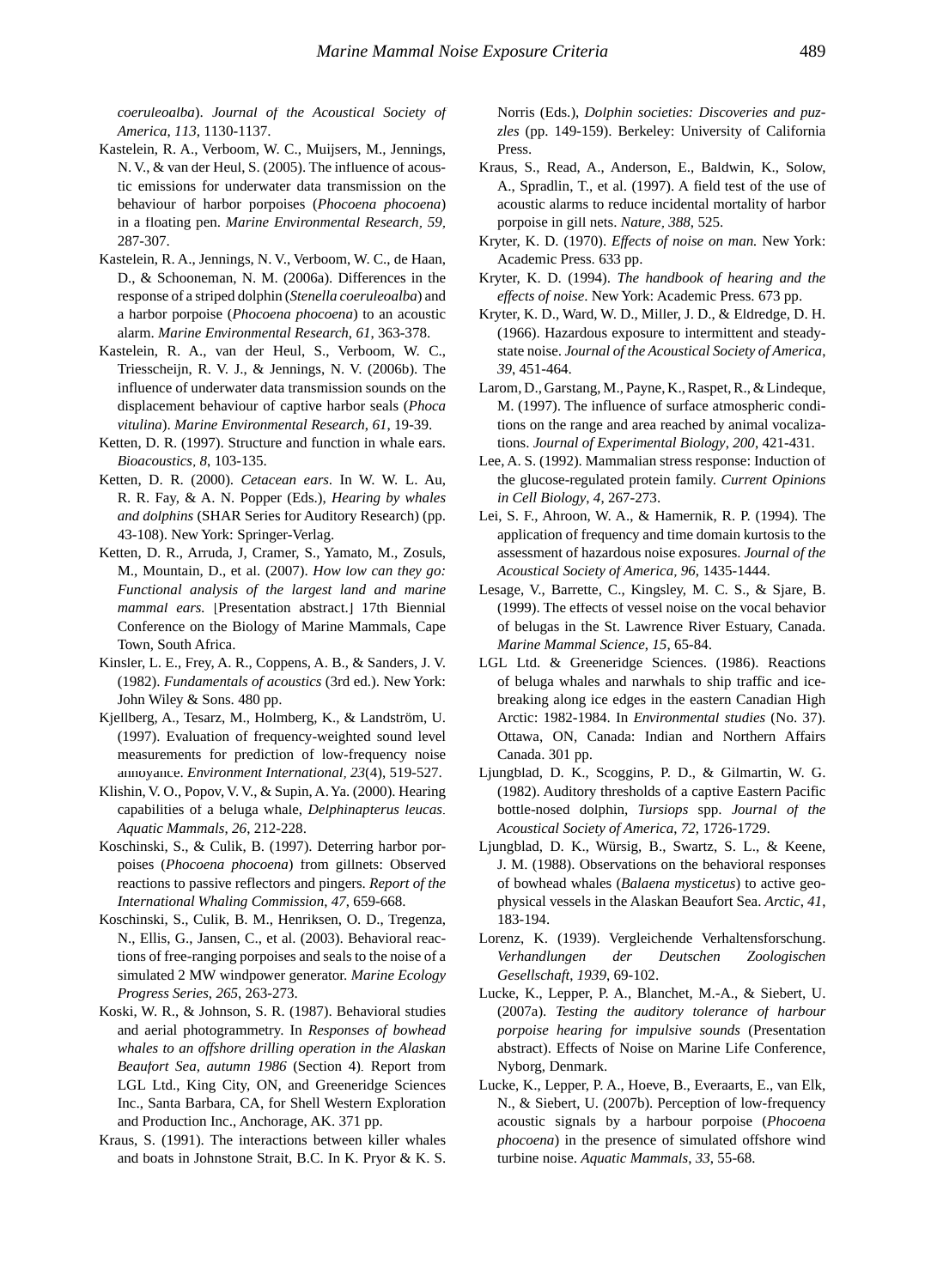*coeruleoalba*). *Journal of the Acoustical Society of America*, *113*, 1130-1137.

Kastelein, R. A., Verboom, W. C., Muijsers, M., Jennings, N. V., & van der Heul, S. (2005). The influence of acoustic emissions for underwater data transmission on the behaviour of harbor porpoises (*Phocoena phocoena*) in a floating pen. *Marine Environmental Research*, *59*, 287-307.

Kastelein, R. A., Jennings, N. V., Verboom, W. C., de Haan, D., & Schooneman, N. M. (2006a). Differences in the response of a striped dolphin (*Stenella coeruleoalba*) and a harbor porpoise (*Phocoena phocoena*) to an acoustic alarm. *Marine Environmental Research*, *61*, 363-378.

Kastelein, R. A., van der Heul, S., Verboom, W. C., Triesscheijn, R. V. J., & Jennings, N. V. (2006b). The influence of underwater data transmission sounds on the displacement behaviour of captive harbor seals (*Phoca vitulina*). *Marine Environmental Research*, *61*, 19-39.

Ketten, D. R. (1997). Structure and function in whale ears. *Bioacoustics*, *8*, 103-135.

Ketten, D. R. (2000). *Cetacean ears*. In W. W. L. Au, R. R. Fay, & A. N. Popper (Eds.), *Hearing by whales and dolphins* (SHAR Series for Auditory Research) (pp. 43-108). New York: Springer-Verlag.

Ketten, D. R., Arruda, J, Cramer, S., Yamato, M., Zosuls, M., Mountain, D., et al. (2007). *How low can they go: Functional analysis of the largest land and marine mammal ears.* [Presentation abstract.] 17th Biennial Conference on the Biology of Marine Mammals, Cape Town, South Africa.

Kinsler, L. E., Frey, A. R., Coppens, A. B., & Sanders, J. V. (1982). *Fundamentals of acoustics* (3rd ed.). New York: John Wiley & Sons. 480 pp.

Kjellberg, A., Tesarz, M., Holmberg, K., & Landström, U. (1997). Evaluation of frequency-weighted sound level measurements for prediction of low-frequency noise annoyance. *Environment International*, *23*(4), 519-527.

Klishin, V. O., Popov, V. V., & Supin, A. Ya. (2000). Hearing capabilities of a beluga whale, *Delphinapterus leucas*. *Aquatic Mammals*, *26*, 212-228.

Koschinski, S., & Culik, B. (1997). Deterring harbor porpoises (*Phocoena phocoena*) from gillnets: Observed reactions to passive reflectors and pingers. *Report of the International Whaling Commission*, *47*, 659-668.

Koschinski, S., Culik, B. M., Henriksen, O. D., Tregenza, N., Ellis, G., Jansen, C., et al. (2003). Behavioral reactions of free-ranging porpoises and seals to the noise of a simulated 2 MW windpower generator. *Marine Ecology Progress Series*, *265*, 263-273.

Koski, W. R., & Johnson, S. R. (1987). Behavioral studies and aerial photogrammetry. In *Responses of bowhead whales to an offshore drilling operation in the Alaskan Beaufort Sea, autumn 1986* (Section 4). Report from LGL Ltd., King City, ON, and Greeneridge Sciences Inc., Santa Barbara, CA, for Shell Western Exploration and Production Inc., Anchorage, AK. 371 pp.

Kraus, S. (1991). The interactions between killer whales and boats in Johnstone Strait, B.C. In K. Pryor & K. S. Norris (Eds.), *Dolphin societies: Discoveries and puzzles* (pp. 149-159). Berkeley: University of California Press.

Kraus, S., Read, A., Anderson, E., Baldwin, K., Solow, A., Spradlin, T., et al. (1997). A field test of the use of acoustic alarms to reduce incidental mortality of harbor porpoise in gill nets. *Nature*, *388*, 525.

Kryter, K. D. (1970). *Effects of noise on man.* New York: Academic Press. 633 pp.

Kryter, K. D. (1994). *The handbook of hearing and the effects of noise*. New York: Academic Press. 673 pp.

Kryter, K. D., Ward, W. D., Miller, J. D., & Eldredge, D. H. (1966). Hazardous exposure to intermittent and steady-state noise. *Journal of the Acoustical Society of America*, *39*, 451-464.

Larom, D., Garstang, M., Payne, K., Raspet, R., & Lindeque, M. (1997). The influence of surface atmospheric conditions on the range and area reached by animal vocalizations. *Journal of Experimental Biology*, *200*, 421-431.

Lee, A. S. (1992). Mammalian stress response: Induction of the glucose-regulated protein family. *Current Opinions in Cell Biology*, *4*, 267-273.

Lei, S. F., Ahroon, W. A., & Hamernik, R. P. (1994). The application of frequency and time domain kurtosis to the assessment of hazardous noise exposures. *Journal of the Acoustical Society of America*, *96*, 1435-1444.

Lesage, V., Barrette, C., Kingsley, M. C. S., & Sjare, B. (1999). The effects of vessel noise on the vocal behavior of belugas in the St. Lawrence River Estuary, Canada. *Marine Mammal Science*, *15*, 65-84.

LGL Ltd. & Greeneridge Sciences. (1986). Reactions of beluga whales and narwhals to ship traffic and ice-breaking along ice edges in the eastern Canadian High Arctic: 1982-1984. In *Environmental studies* (No. 37). Ottawa, ON, Canada: Indian and Northern Affairs Canada. 301 pp.

Ljungblad, D. K., Scoggins, P. D., & Gilmartin, W. G. (1982). Auditory thresholds of a captive Eastern Pacific bottle-nosed dolphin, *Tursiops* spp. *Journal of the Acoustical Society of America*, *72*, 1726-1729.

Ljungblad, D. K., Würsig, B., Swartz, S. L., & Keene, J. M. (1988). Observations on the behavioral responses of bowhead whales (*Balaena mysticetus*) to active geophysical vessels in the Alaskan Beaufort Sea. *Arctic*, *41*, 183-194.

Lorenz, K. (1939). Vergleichende Verhaltensforschung. *Verhandlungen der Deutschen Zoologischen Gesellschaft*, *1939*, 69-102.

Lucke, K., Lepper, P. A., Blanchet, M.-A., & Siebert, U. (2007a). *Testing the auditory tolerance of harbour porpoise hearing for impulsive sounds* (Presentation abstract). Effects of Noise on Marine Life Conference, Nyborg, Denmark.

Lucke, K., Lepper, P. A., Hoeve, B., Everaarts, E., van Elk, N., & Siebert, U. (2007b). Perception of low-frequency acoustic signals by a harbour porpoise (*Phocoena phocoena*) in the presence of simulated offshore wind turbine noise. *Aquatic Mammals*, *33*, 55-68.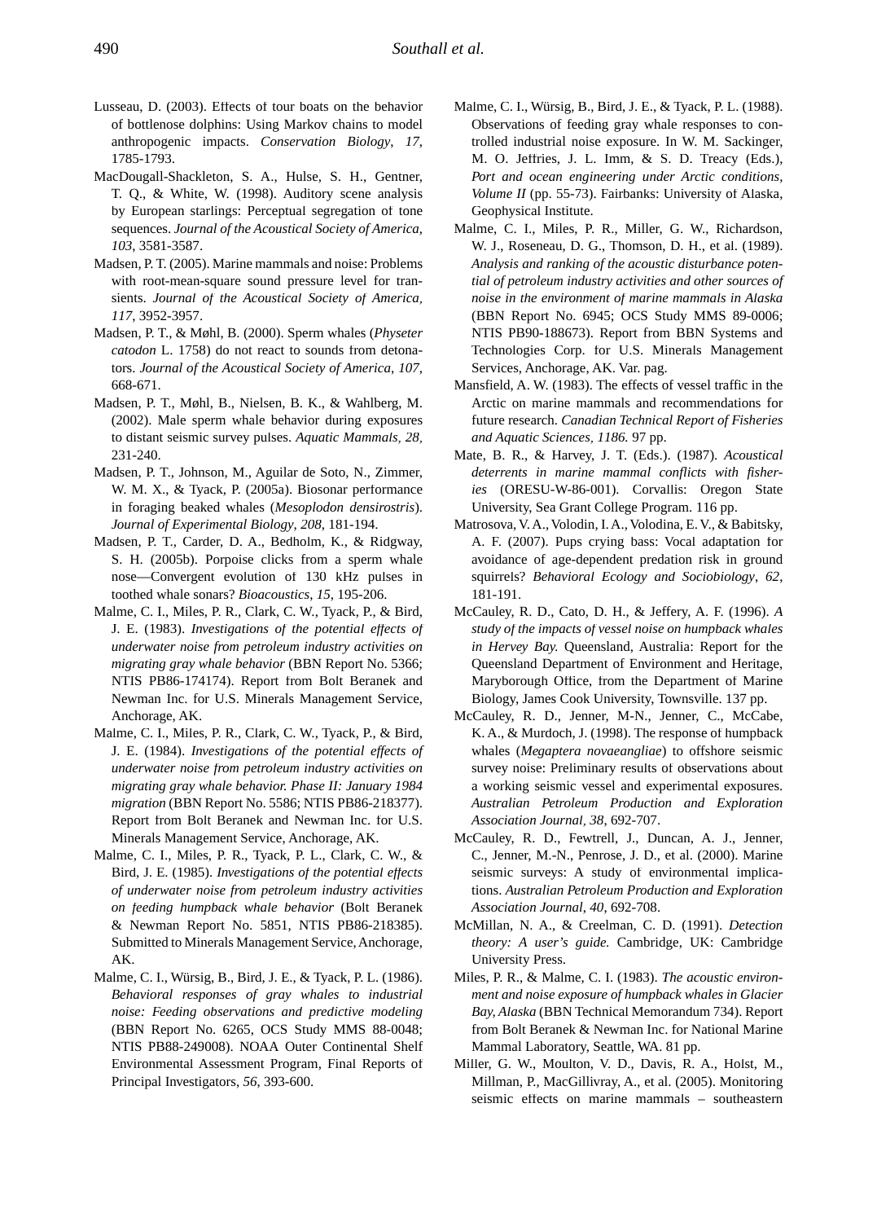Lusseau, D. (2003). Effects of tour boats on the behavior of bottlenose dolphins: Using Markov chains to model anthropogenic impacts. *Conservation Biology*, *17*, 1785-1793.

MacDougall-Shackleton, S. A., Hulse, S. H., Gentner, T. Q., & White, W. (1998). Auditory scene analysis by European starlings: Perceptual segregation of tone sequences. *Journal of the Acoustical Society of America*, *103*, 3581-3587.

Madsen, P. T. (2005). Marine mammals and noise: Problems with root-mean-square sound pressure level for transients. *Journal of the Acoustical Society of America*, *117*, 3952-3957.

Madsen, P. T., & Møhl, B. (2000). Sperm whales (*Physeter catodon* L. 1758) do not react to sounds from detonators. *Journal of the Acoustical Society of America*, *107*, 668-671.

Madsen, P. T., Møhl, B., Nielsen, B. K., & Wahlberg, M. (2002). Male sperm whale behavior during exposures to distant seismic survey pulses. *Aquatic Mammals, 28*, 231-240.

Madsen, P. T., Johnson, M., Aguilar de Soto, N., Zimmer, W. M. X., & Tyack, P. (2005a). Biosonar performance in foraging beaked whales (*Mesoplodon densirostris*). *Journal of Experimental Biology*, *208*, 181-194.

Madsen, P. T., Carder, D. A., Bedholm, K., & Ridgway, S. H. (2005b). Porpoise clicks from a sperm whale nose—Convergent evolution of 130 kHz pulses in toothed whale sonars? *Bioacoustics*, *15*, 195-206.

Malme, C. I., Miles, P. R., Clark, C. W., Tyack, P., & Bird, J. E. (1983). *Investigations of the potential effects of underwater noise from petroleum industry activities on migrating gray whale behavior* (BBN Report No. 5366; NTIS PB86-174174). Report from Bolt Beranek and Newman Inc. for U.S. Minerals Management Service, Anchorage, AK.

Malme, C. I., Miles, P. R., Clark, C. W., Tyack, P., & Bird, J. E. (1984). *Investigations of the potential effects of underwater noise from petroleum industry activities on migrating gray whale behavior. Phase II: January 1984 migration* (BBN Report No. 5586; NTIS PB86-218377). Report from Bolt Beranek and Newman Inc. for U.S. Minerals Management Service, Anchorage, AK.

Malme, C. I., Miles, P. R., Tyack, P. L., Clark, C. W., & Bird, J. E. (1985). *Investigations of the potential effects of underwater noise from petroleum industry activities on feeding humpback whale behavior* (Bolt Beranek & Newman Report No. 5851, NTIS PB86-218385). Submitted to Minerals Management Service, Anchorage, AK.

Malme, C. I., Würsig, B., Bird, J. E., & Tyack, P. L. (1986). *Behavioral responses of gray whales to industrial noise: Feeding observations and predictive modeling* (BBN Report No. 6265, OCS Study MMS 88-0048; NTIS PB88-249008). NOAA Outer Continental Shelf Environmental Assessment Program, Final Reports of Principal Investigators, *56*, 393-600.

Malme, C. I., Würsig, B., Bird, J. E., & Tyack, P. L. (1988). Observations of feeding gray whale responses to controlled industrial noise exposure. In W. M. Sackinger, M. O. Jeffries, J. L. Imm, & S. D. Treacy (Eds.), *Port and ocean engineering under Arctic conditions, Volume II* (pp. 55-73). Fairbanks: University of Alaska, Geophysical Institute.

Malme, C. I., Miles, P. R., Miller, G. W., Richardson, W. J., Roseneau, D. G., Thomson, D. H., et al. (1989). *Analysis and ranking of the acoustic disturbance potential of petroleum industry activities and other sources of noise in the environment of marine mammals in Alaska* (BBN Report No. 6945; OCS Study MMS 89-0006; NTIS PB90-188673). Report from BBN Systems and Technologies Corp. for U.S. Minerals Management Services, Anchorage, AK. Var. pag.

Mansfield, A. W. (1983). The effects of vessel traffic in the Arctic on marine mammals and recommendations for future research. *Canadian Technical Report of Fisheries and Aquatic Sciences, 1186.* 97 pp.

Mate, B. R., & Harvey, J. T. (Eds.). (1987). *Acoustical deterrents in marine mammal conflicts with fisheries* (ORESU-W-86-001). Corvallis: Oregon State University, Sea Grant College Program. 116 pp.

Matrosova, V. A., Volodin, I. A., Volodina, E. V., & Babitsky, A. F. (2007). Pups crying bass: Vocal adaptation for avoidance of age-dependent predation risk in ground squirrels? *Behavioral Ecology and Sociobiology*, *62*, 181-191.

McCauley, R. D., Cato, D. H., & Jeffery, A. F. (1996). *A study of the impacts of vessel noise on humpback whales in Hervey Bay.* Queensland, Australia: Report for the Queensland Department of Environment and Heritage, Maryborough Office, from the Department of Marine Biology, James Cook University, Townsville. 137 pp.

McCauley, R. D., Jenner, M-N., Jenner, C., McCabe, K. A., & Murdoch, J. (1998). The response of humpback whales (*Megaptera novaeangliae*) to offshore seismic survey noise: Preliminary results of observations about a working seismic vessel and experimental exposures. *Australian Petroleum Production and Exploration Association Journal, 38*, 692-707.

McCauley, R. D., Fewtrell, J., Duncan, A. J., Jenner, C., Jenner, M.-N., Penrose, J. D., et al. (2000). Marine seismic surveys: A study of environmental implications. *Australian Petroleum Production and Exploration Association Journal*, *40*, 692-708.

McMillan, N. A., & Creelman, C. D. (1991). *Detection theory: A user's guide.* Cambridge, UK: Cambridge University Press.

Miles, P. R., & Malme, C. I. (1983). *The acoustic environment and noise exposure of humpback whales in Glacier Bay, Alaska* (BBN Technical Memorandum 734). Report from Bolt Beranek & Newman Inc. for National Marine Mammal Laboratory, Seattle, WA. 81 pp.

Miller, G. W., Moulton, V. D., Davis, R. A., Holst, M., Millman, P., MacGillivray, A., et al. (2005). Monitoring seismic effects on marine mammals – southeastern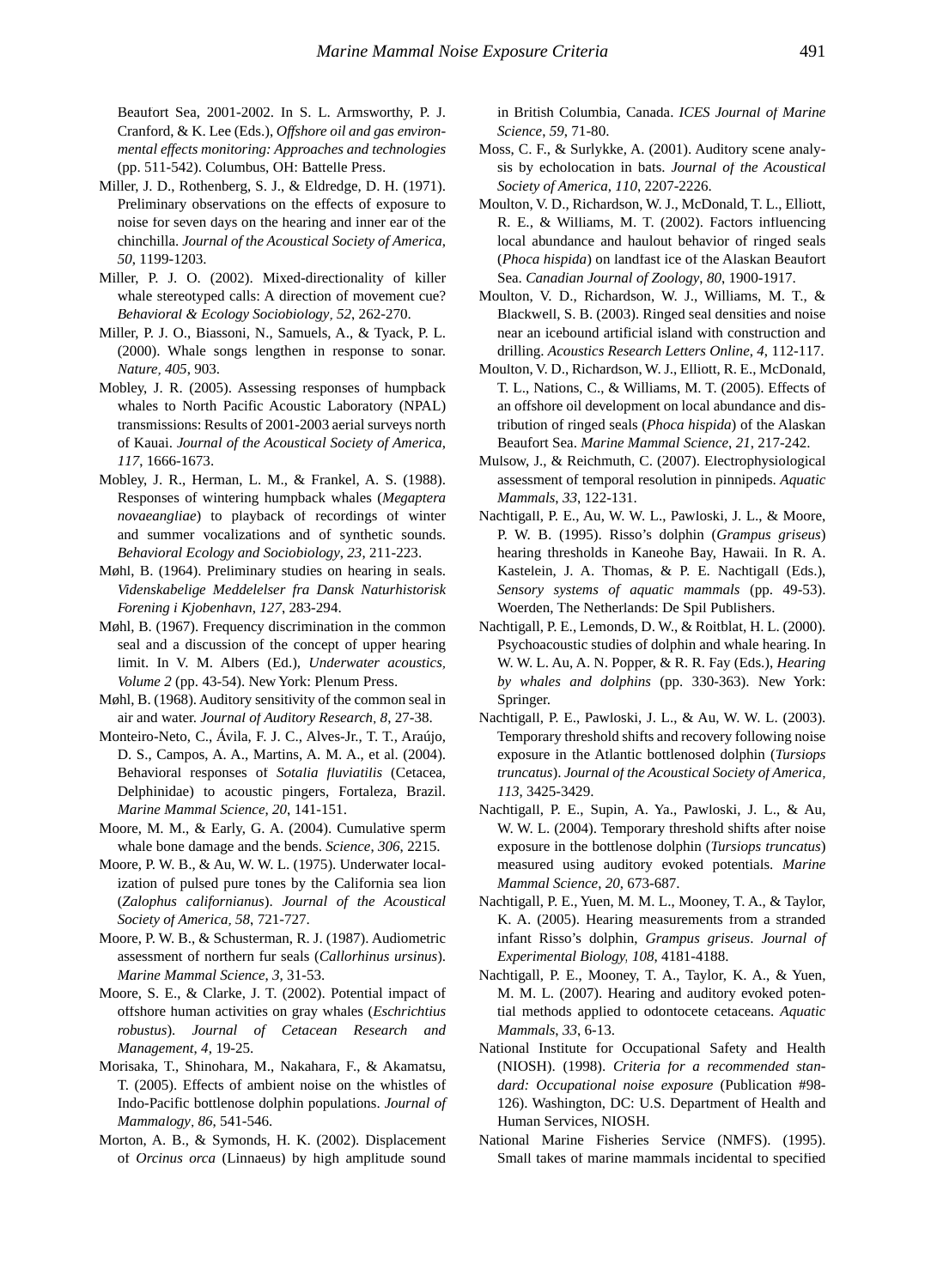Beaufort Sea, 2001-2002. In S. L. Armsworthy, P. J. Cranford, & K. Lee (Eds.), *Offshore oil and gas environmental effects monitoring: Approaches and technologies* (pp. 511-542). Columbus, OH: Battelle Press.

Miller, J. D., Rothenberg, S. J., & Eldredge, D. H. (1971). Preliminary observations on the effects of exposure to noise for seven days on the hearing and inner ear of the chinchilla. *Journal of the Acoustical Society of America*, *50*, 1199-1203.

Miller, P. J. O. (2002). Mixed-directionality of killer whale stereotyped calls: A direction of movement cue? *Behavioral & Ecology Sociobiology*, *52*, 262-270.

Miller, P. J. O., Biassoni, N., Samuels, A., & Tyack, P. L. (2000). Whale songs lengthen in response to sonar. *Nature*, *405*, 903.

Mobley, J. R. (2005). Assessing responses of humpback whales to North Pacific Acoustic Laboratory (NPAL) transmissions: Results of 2001-2003 aerial surveys north of Kauai. *Journal of the Acoustical Society of America*, *117*, 1666-1673.

Mobley, J. R., Herman, L. M., & Frankel, A. S. (1988). Responses of wintering humpback whales (*Megaptera novaeangliae*) to playback of recordings of winter and summer vocalizations and of synthetic sounds. *Behavioral Ecology and Sociobiology*, *23*, 211-223.

Møhl, B. (1964). Preliminary studies on hearing in seals. *Videnskabelige Meddelelser fra Dansk Naturhistorisk Forening i Kjobenhavn*, *127*, 283-294.

Møhl, B. (1967). Frequency discrimination in the common seal and a discussion of the concept of upper hearing limit. In V. M. Albers (Ed.), *Underwater acoustics, Volume 2* (pp. 43-54). New York: Plenum Press.

Møhl, B. (1968). Auditory sensitivity of the common seal in air and water. *Journal of Auditory Research*, *8*, 27-38.

Monteiro-Neto, C., Ávila, F. J. C., Alves-Jr., T. T., Araújo, D. S., Campos, A. A., Martins, A. M. A., et al. (2004). Behavioral responses of *Sotalia fluviatilis* (Cetacea, Delphinidae) to acoustic pingers, Fortaleza, Brazil. *Marine Mammal Science*, *20*, 141-151.

Moore, M. M., & Early, G. A. (2004). Cumulative sperm whale bone damage and the bends. *Science*, *306*, 2215.

Moore, P. W. B., & Au, W. W. L. (1975). Underwater localization of pulsed pure tones by the California sea lion (*Zalophus californianus*). *Journal of the Acoustical Society of America*, *58*, 721-727.

Moore, P. W. B., & Schusterman, R. J. (1987). Audiometric assessment of northern fur seals (*Callorhinus ursinus*). *Marine Mammal Science*, *3*, 31-53.

Moore, S. E., & Clarke, J. T. (2002). Potential impact of offshore human activities on gray whales (*Eschrichtius robustus*). *Journal of Cetacean Research and Management*, *4*, 19-25.

Morisaka, T., Shinohara, M., Nakahara, F., & Akamatsu, T. (2005). Effects of ambient noise on the whistles of Indo-Pacific bottlenose dolphin populations. *Journal of Mammalogy*, *86*, 541-546.

Morton, A. B., & Symonds, H. K. (2002). Displacement of *Orcinus orca* (Linnaeus) by high amplitude sound in British Columbia, Canada. *ICES Journal of Marine Science*, *59*, 71-80.

Moss, C. F., & Surlykke, A. (2001). Auditory scene analysis by echolocation in bats. *Journal of the Acoustical Society of America*, *110*, 2207-2226.

Moulton, V. D., Richardson, W. J., McDonald, T. L., Elliott, R. E., & Williams, M. T. (2002). Factors influencing local abundance and haulout behavior of ringed seals (*Phoca hispida*) on landfast ice of the Alaskan Beaufort Sea. *Canadian Journal of Zoology*, *80*, 1900-1917.

Moulton, V. D., Richardson, W. J., Williams, M. T., & Blackwell, S. B. (2003). Ringed seal densities and noise near an icebound artificial island with construction and drilling. *Acoustics Research Letters Online*, *4*, 112-117.

Moulton, V. D., Richardson, W. J., Elliott, R. E., McDonald, T. L., Nations, C., & Williams, M. T. (2005). Effects of an offshore oil development on local abundance and distribution of ringed seals (*Phoca hispida*) of the Alaskan Beaufort Sea. *Marine Mammal Science*, *21*, 217-242.

Mulsow, J., & Reichmuth, C. (2007). Electrophysiological assessment of temporal resolution in pinnipeds. *Aquatic Mammals*, *33*, 122-131.

Nachtigall, P. E., Au, W. W. L., Pawloski, J. L., & Moore, P. W. B. (1995). Risso's dolphin (*Grampus griseus*) hearing thresholds in Kaneohe Bay, Hawaii. In R. A. Kastelein, J. A. Thomas, & P. E. Nachtigall (Eds.), *Sensory systems of aquatic mammals* (pp. 49-53). Woerden, The Netherlands: De Spil Publishers.

Nachtigall, P. E., Lemonds, D. W., & Roitblat, H. L. (2000). Psychoacoustic studies of dolphin and whale hearing. In W. W. L. Au, A. N. Popper, & R. R. Fay (Eds.), *Hearing by whales and dolphins* (pp. 330-363). New York: Springer.

Nachtigall, P. E., Pawloski, J. L., & Au, W. W. L. (2003). Temporary threshold shifts and recovery following noise exposure in the Atlantic bottlenosed dolphin (*Tursiops truncatus*). *Journal of the Acoustical Society of America*, *113*, 3425-3429.

Nachtigall, P. E., Supin, A. Ya., Pawloski, J. L., & Au, W. W. L. (2004). Temporary threshold shifts after noise exposure in the bottlenose dolphin (*Tursiops truncatus*) measured using auditory evoked potentials. *Marine Mammal Science*, *20*, 673-687.

Nachtigall, P. E., Yuen, M. M. L., Mooney, T. A., & Taylor, K. A. (2005). Hearing measurements from a stranded infant Risso's dolphin, *Grampus griseus*. *Journal of Experimental Biology*, *108*, 4181-4188.

Nachtigall, P. E., Mooney, T. A., Taylor, K. A., & Yuen, M. M. L. (2007). Hearing and auditory evoked potential methods applied to odontocete cetaceans. *Aquatic Mammals*, *33*, 6-13.

National Institute for Occupational Safety and Health (NIOSH). (1998). *Criteria for a recommended standard: Occupational noise exposure* (Publication #98-126). Washington, DC: U.S. Department of Health and Human Services, NIOSH.

National Marine Fisheries Service (NMFS). (1995). Small takes of marine mammals incidental to specified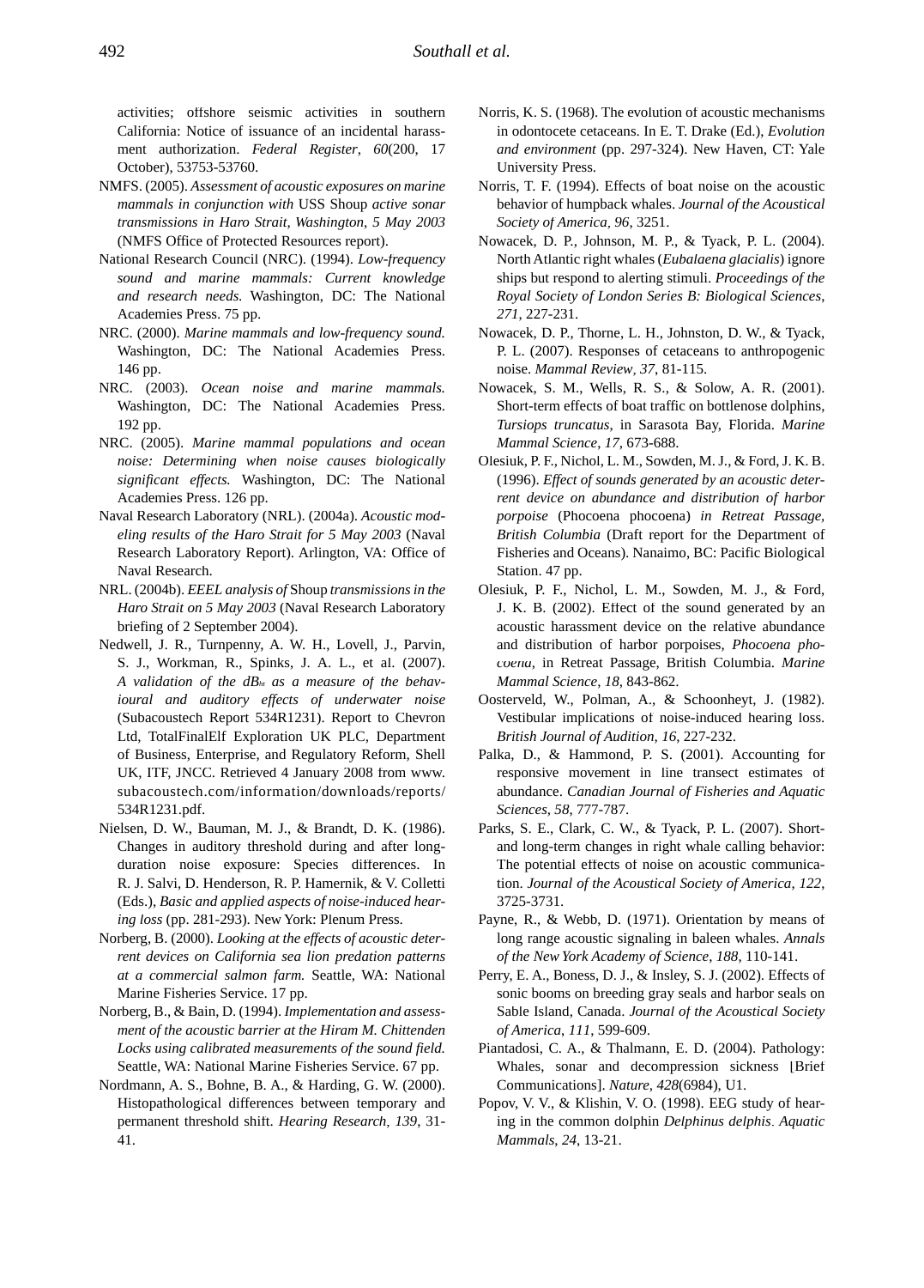activities; offshore seismic activities in southern California: Notice of issuance of an incidental harassment authorization. *Federal Register*, *60*(200, 17 October), 53753-53760.

NMFS. (2005). *Assessment of acoustic exposures on marine mammals in conjunction with* USS Shoup *active sonar transmissions in Haro Strait, Washington, 5 May 2003* (NMFS Office of Protected Resources report).

National Research Council (NRC). (1994). *Low-frequency sound and marine mammals: Current knowledge and research needs.* Washington, DC: The National Academies Press. 75 pp.

NRC. (2000). *Marine mammals and low-frequency sound.* Washington, DC: The National Academies Press. 146 pp.

NRC. (2003). *Ocean noise and marine mammals.* Washington, DC: The National Academies Press. 192 pp.

NRC. (2005). *Marine mammal populations and ocean noise: Determining when noise causes biologically significant effects.* Washington, DC: The National Academies Press. 126 pp.

Naval Research Laboratory (NRL). (2004a). *Acoustic modeling results of the Haro Strait for 5 May 2003* (Naval Research Laboratory Report). Arlington, VA: Office of Naval Research.

NRL. (2004b). *EEEL analysis of* Shoup *transmissions in the Haro Strait on 5 May 2003* (Naval Research Laboratory briefing of 2 September 2004).

Nedwell, J. R., Turnpenny, A. W. H., Lovell, J., Parvin, S. J., Workman, R., Spinks, J. A. L., et al. (2007). *A validation of the $dB_{ht}$ as a measure of the behavioural and auditory effects of underwater noise* (Subacoustech Report 534R1231). Report to Chevron Ltd, TotalFinalElf Exploration UK PLC, Department of Business, Enterprise, and Regulatory Reform, Shell UK, ITF, JNCC. Retrieved 4 January 2008 from www.subacoustech.com/information/downloads/reports/534R1231.pdf.

Nielsen, D. W., Bauman, M. J., & Brandt, D. K. (1986). Changes in auditory threshold during and after long-duration noise exposure: Species differences. In R. J. Salvi, D. Henderson, R. P. Hamernik, & V. Colletti (Eds.), *Basic and applied aspects of noise-induced hearing loss* (pp. 281-293). New York: Plenum Press.

Norberg, B. (2000). *Looking at the effects of acoustic deterrent devices on California sea lion predation patterns at a commercial salmon farm.* Seattle, WA: National Marine Fisheries Service. 17 pp.

Norberg, B., & Bain, D. (1994). *Implementation and assessment of the acoustic barrier at the Hiram M. Chittenden Locks using calibrated measurements of the sound field.* Seattle, WA: National Marine Fisheries Service. 67 pp.

Nordmann, A. S., Bohne, B. A., & Harding, G. W. (2000). Histopathological differences between temporary and permanent threshold shift. *Hearing Research*, *139*, 31-41.

Norris, K. S. (1968). The evolution of acoustic mechanisms in odontocete cetaceans. In E. T. Drake (Ed.), *Evolution and environment* (pp. 297-324). New Haven, CT: Yale University Press.

Norris, T. F. (1994). Effects of boat noise on the acoustic behavior of humpback whales. *Journal of the Acoustical Society of America*, *96*, 3251.

Nowacek, D. P., Johnson, M. P., & Tyack, P. L. (2004). North Atlantic right whales (*Eubalaena glacialis*) ignore ships but respond to alerting stimuli. *Proceedings of the Royal Society of London Series B: Biological Sciences*, *271*, 227-231.

Nowacek, D. P., Thorne, L. H., Johnston, D. W., & Tyack, P. L. (2007). Responses of cetaceans to anthropogenic noise. *Mammal Review*, *37*, 81-115.

Nowacek, S. M., Wells, R. S., & Solow, A. R. (2001). Short-term effects of boat traffic on bottlenose dolphins, *Tursiops truncatus*, in Sarasota Bay, Florida. *Marine Mammal Science*, *17*, 673-688.

Olesiuk, P. F., Nichol, L. M., Sowden, M. J., & Ford, J. K. B. (1996). *Effect of sounds generated by an acoustic deterrent device on abundance and distribution of harbor porpoise* (Phocoena phocoena) *in Retreat Passage, British Columbia* (Draft report for the Department of Fisheries and Oceans). Nanaimo, BC: Pacific Biological Station. 47 pp.

Olesiuk, P. F., Nichol, L. M., Sowden, M. J., & Ford, J. K. B. (2002). Effect of the sound generated by an acoustic harassment device on the relative abundance and distribution of harbor porpoises, *Phocoena phocoena*, in Retreat Passage, British Columbia. *Marine Mammal Science*, *18*, 843-862.

Oosterveld, W., Polman, A., & Schoonheyt, J. (1982). Vestibular implications of noise-induced hearing loss. *British Journal of Audition*, *16*, 227-232.

Palka, D., & Hammond, P. S. (2001). Accounting for responsive movement in line transect estimates of abundance. *Canadian Journal of Fisheries and Aquatic Sciences*, *58*, 777-787.

Parks, S. E., Clark, C. W., & Tyack, P. L. (2007). Short- and long-term changes in right whale calling behavior: The potential effects of noise on acoustic communication. *Journal of the Acoustical Society of America*, *122*, 3725-3731.

Payne, R., & Webb, D. (1971). Orientation by means of long range acoustic signaling in baleen whales. *Annals of the New York Academy of Science*, *188*, 110-141.

Perry, E. A., Boness, D. J., & Insley, S. J. (2002). Effects of sonic booms on breeding gray seals and harbor seals on Sable Island, Canada. *Journal of the Acoustical Society of America*, *111*, 599-609.

Piantadosi, C. A., & Thalmann, E. D. (2004). Pathology: Whales, sonar and decompression sickness [Brief Communications]. *Nature*, *428*(6984), U1.

Popov, V. V., & Klishin, V. O. (1998). EEG study of hearing in the common dolphin *Delphinus delphis*. *Aquatic Mammals*, *24*, 13-21.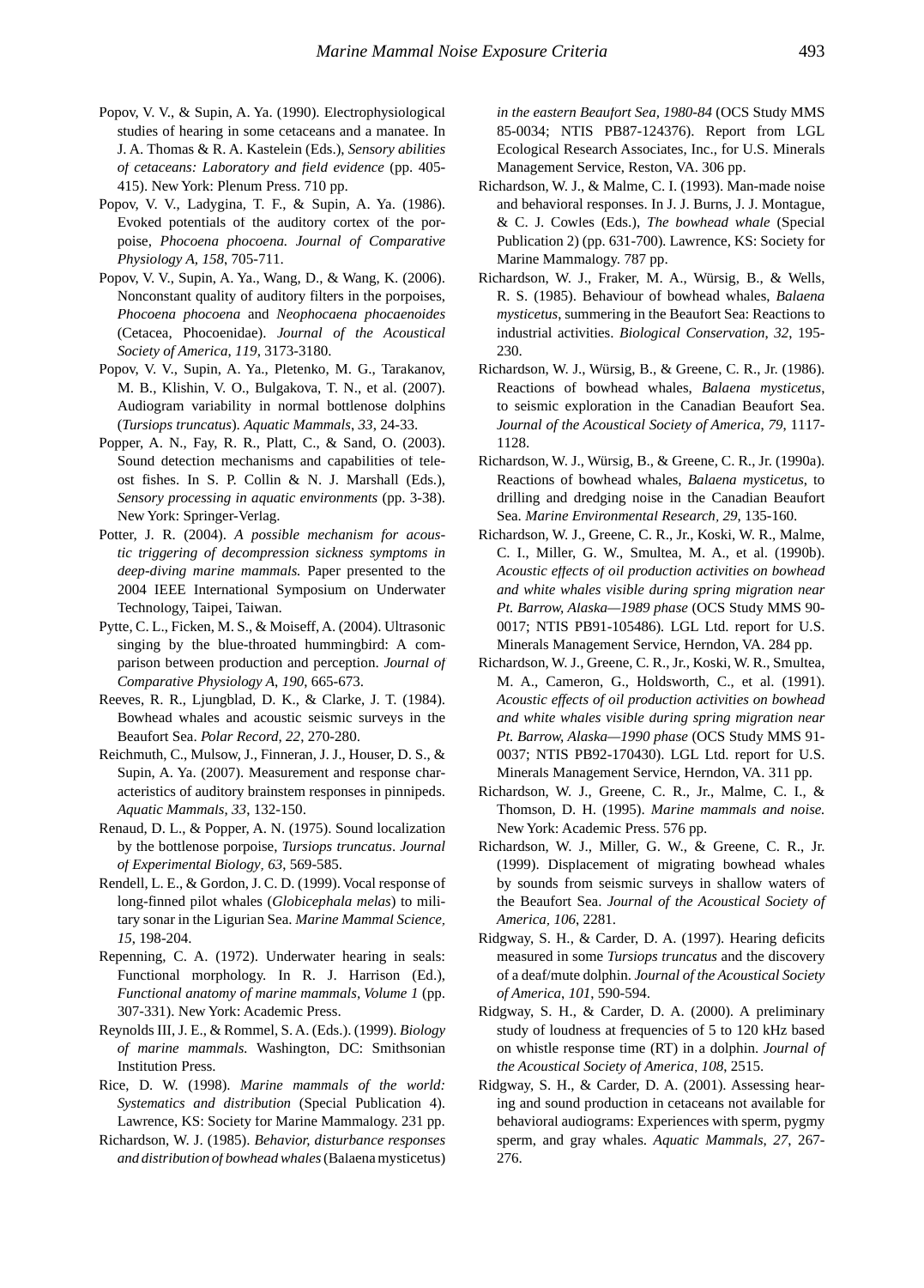Popov, V. V., & Supin, A. Ya. (1990). Electrophysiological studies of hearing in some cetaceans and a manatee. In J. A. Thomas & R. A. Kastelein (Eds.), *Sensory abilities of cetaceans: Laboratory and field evidence* (pp. 405-415). New York: Plenum Press. 710 pp.

Popov, V. V., Ladygina, T. F., & Supin, A. Ya. (1986). Evoked potentials of the auditory cortex of the porpoise, *Phocoena phocoena. Journal of Comparative Physiology A, 158*, 705-711.

Popov, V. V., Supin, A. Ya., Wang, D., & Wang, K. (2006). Nonconstant quality of auditory filters in the porpoises, *Phocoena phocoena* and *Neophocaena phocaenoides* (Cetacea, Phocoenidae). *Journal of the Acoustical Society of America, 119*, 3173-3180.

Popov, V. V., Supin, A. Ya., Pletenko, M. G., Tarakanov, M. B., Klishin, V. O., Bulgakova, T. N., et al. (2007). Audiogram variability in normal bottlenose dolphins (*Tursiops truncatus*). *Aquatic Mammals, 33*, 24-33.

Popper, A. N., Fay, R. R., Platt, C., & Sand, O. (2003). Sound detection mechanisms and capabilities of teleost fishes. In S. P. Collin & N. J. Marshall (Eds.), *Sensory processing in aquatic environments* (pp. 3-38). New York: Springer-Verlag.

Potter, J. R. (2004). *A possible mechanism for acoustic triggering of decompression sickness symptoms in deep-diving marine mammals.* Paper presented to the 2004 IEEE International Symposium on Underwater Technology, Taipei, Taiwan.

Pytte, C. L., Ficken, M. S., & Moiseff, A. (2004). Ultrasonic singing by the blue-throated hummingbird: A comparison between production and perception. *Journal of Comparative Physiology A, 190*, 665-673.

Reeves, R. R., Ljungblad, D. K., & Clarke, J. T. (1984). Bowhead whales and acoustic seismic surveys in the Beaufort Sea. *Polar Record, 22*, 270-280.

Reichmuth, C., Mulsow, J., Finneran, J. J., Houser, D. S., & Supin, A. Ya. (2007). Measurement and response characteristics of auditory brainstem responses in pinnipeds. *Aquatic Mammals, 33*, 132-150.

Renaud, D. L., & Popper, A. N. (1975). Sound localization by the bottlenose porpoise, *Tursiops truncatus*. *Journal of Experimental Biology, 63*, 569-585.

Rendell, L. E., & Gordon, J. C. D. (1999). Vocal response of long-finned pilot whales (*Globicephala melas*) to military sonar in the Ligurian Sea. *Marine Mammal Science, 15*, 198-204.

Repenning, C. A. (1972). Underwater hearing in seals: Functional morphology. In R. J. Harrison (Ed.), *Functional anatomy of marine mammals, Volume 1* (pp. 307-331). New York: Academic Press.

Reynolds III, J. E., & Rommel, S. A. (Eds.). (1999). *Biology of marine mammals.* Washington, DC: Smithsonian Institution Press.

Rice, D. W. (1998). *Marine mammals of the world: Systematics and distribution* (Special Publication 4). Lawrence, KS: Society for Marine Mammalogy. 231 pp.

Richardson, W. J. (1985). *Behavior, disturbance responses and distribution of bowhead whales* (Balaena mysticetus) *in the eastern Beaufort Sea, 1980-84* (OCS Study MMS 85-0034; NTIS PB87-124376). Report from LGL Ecological Research Associates, Inc., for U.S. Minerals Management Service, Reston, VA. 306 pp.

Richardson, W. J., & Malme, C. I. (1993). Man-made noise and behavioral responses. In J. J. Burns, J. J. Montague, & C. J. Cowles (Eds.), *The bowhead whale* (Special Publication 2) (pp. 631-700). Lawrence, KS: Society for Marine Mammalogy. 787 pp.

Richardson, W. J., Fraker, M. A., Würsig, B., & Wells, R. S. (1985). Behaviour of bowhead whales, *Balaena mysticetus*, summering in the Beaufort Sea: Reactions to industrial activities. *Biological Conservation, 32*, 195-230.

Richardson, W. J., Würsig, B., & Greene, C. R., Jr. (1986). Reactions of bowhead whales, *Balaena mysticetus*, to seismic exploration in the Canadian Beaufort Sea. *Journal of the Acoustical Society of America, 79*, 1117-1128.

Richardson, W. J., Würsig, B., & Greene, C. R., Jr. (1990a). Reactions of bowhead whales, *Balaena mysticetus*, to drilling and dredging noise in the Canadian Beaufort Sea. *Marine Environmental Research, 29*, 135-160.

Richardson, W. J., Greene, C. R., Jr., Koski, W. R., Malme, C. I., Miller, G. W., Smultea, M. A., et al. (1990b). *Acoustic effects of oil production activities on bowhead and white whales visible during spring migration near Pt. Barrow, Alaska—1989 phase* (OCS Study MMS 90-0017; NTIS PB91-105486). LGL Ltd. report for U.S. Minerals Management Service, Herndon, VA. 284 pp.

Richardson, W. J., Greene, C. R., Jr., Koski, W. R., Smultea, M. A., Cameron, G., Holdsworth, C., et al. (1991). *Acoustic effects of oil production activities on bowhead and white whales visible during spring migration near Pt. Barrow, Alaska—1990 phase* (OCS Study MMS 91-0037; NTIS PB92-170430). LGL Ltd. report for U.S. Minerals Management Service, Herndon, VA. 311 pp.

Richardson, W. J., Greene, C. R., Jr., Malme, C. I., & Thomson, D. H. (1995). *Marine mammals and noise.* New York: Academic Press. 576 pp.

Richardson, W. J., Miller, G. W., & Greene, C. R., Jr. (1999). Displacement of migrating bowhead whales by sounds from seismic surveys in shallow waters of the Beaufort Sea. *Journal of the Acoustical Society of America, 106*, 2281.

Ridgway, S. H., & Carder, D. A. (1997). Hearing deficits measured in some *Tursiops truncatus* and the discovery of a deaf/mute dolphin. *Journal of the Acoustical Society of America, 101*, 590-594.

Ridgway, S. H., & Carder, D. A. (2000). A preliminary study of loudness at frequencies of 5 to 120 kHz based on whistle response time (RT) in a dolphin. *Journal of the Acoustical Society of America, 108*, 2515.

Ridgway, S. H., & Carder, D. A. (2001). Assessing hearing and sound production in cetaceans not available for behavioral audiograms: Experiences with sperm, pygmy sperm, and gray whales. *Aquatic Mammals, 27*, 267-276.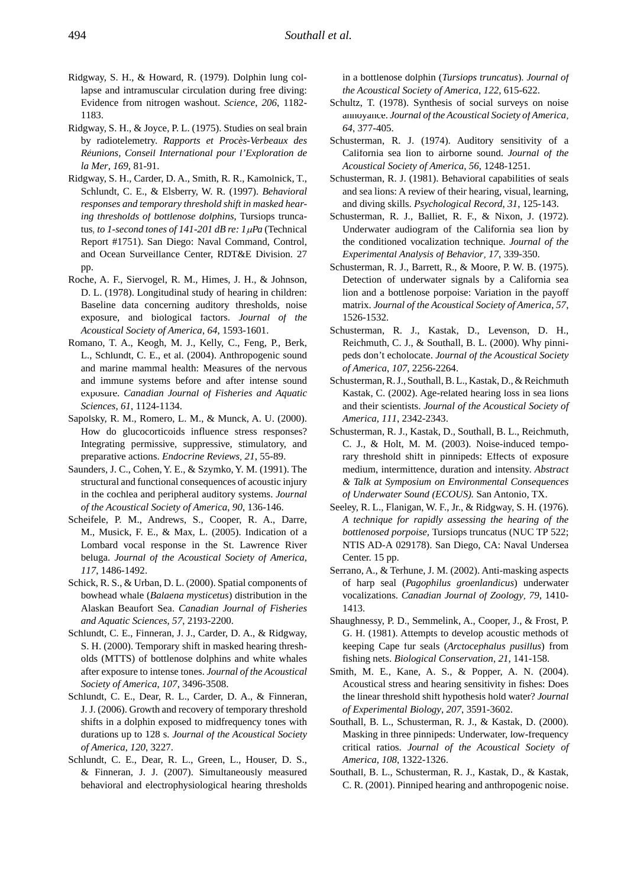Ridgway, S. H., & Howard, R. (1979). Dolphin lung collapse and intramuscular circulation during free diving: Evidence from nitrogen washout. *Science*, *206*, 1182-1183.

Ridgway, S. H., & Joyce, P. L. (1975). Studies on seal brain by radiotelemetry. *Rapports et Procès-Verbeaux des Réunions, Conseil International pour l'Exploration de la Mer*, *169*, 81-91.

Ridgway, S. H., Carder, D. A., Smith, R. R., Kamolnick, T., Schlundt, C. E., & Elsberry, W. R. (1997). *Behavioral responses and temporary threshold shift in masked hearing thresholds of bottlenose dolphins,* Tursiops truncatus*, to 1-second tones of 141-201 dB re: 1 μPa* (Technical Report #1751). San Diego: Naval Command, Control, and Ocean Surveillance Center, RDT&E Division. 27 pp.

Roche, A. F., Siervogel, R. M., Himes, J. H., & Johnson, D. L. (1978). Longitudinal study of hearing in children: Baseline data concerning auditory thresholds, noise exposure, and biological factors. *Journal of the Acoustical Society of America*, *64*, 1593-1601.

Romano, T. A., Keogh, M. J., Kelly, C., Feng, P., Berk, L., Schlundt, C. E., et al. (2004). Anthropogenic sound and marine mammal health: Measures of the nervous and immune systems before and after intense sound exposure. *Canadian Journal of Fisheries and Aquatic Sciences*, *61*, 1124-1134.

Sapolsky, R. M., Romero, L. M., & Munck, A. U. (2000). How do glucocorticoids influence stress responses? Integrating permissive, suppressive, stimulatory, and preparative actions. *Endocrine Reviews*, *21*, 55-89.

Saunders, J. C., Cohen, Y. E., & Szymko, Y. M. (1991). The structural and functional consequences of acoustic injury in the cochlea and peripheral auditory systems. *Journal of the Acoustical Society of America*, *90*, 136-146.

Scheifele, P. M., Andrews, S., Cooper, R. A., Darre, M., Musick, F. E., & Max, L. (2005). Indication of a Lombard vocal response in the St. Lawrence River beluga. *Journal of the Acoustical Society of America*, *117*, 1486-1492.

Schick, R. S., & Urban, D. L. (2000). Spatial components of bowhead whale (*Balaena mysticetus*) distribution in the Alaskan Beaufort Sea. *Canadian Journal of Fisheries and Aquatic Sciences*, *57*, 2193-2200.

Schlundt, C. E., Finneran, J. J., Carder, D. A., & Ridgway, S. H. (2000). Temporary shift in masked hearing thresholds (MTTS) of bottlenose dolphins and white whales after exposure to intense tones. *Journal of the Acoustical Society of America*, *107*, 3496-3508.

Schlundt, C. E., Dear, R. L., Carder, D. A., & Finneran, J. J. (2006). Growth and recovery of temporary threshold shifts in a dolphin exposed to midfrequency tones with durations up to 128 s. *Journal of the Acoustical Society of America*, *120*, 3227.

Schlundt, C. E., Dear, R. L., Green, L., Houser, D. S., & Finneran, J. J. (2007). Simultaneously measured behavioral and electrophysiological hearing thresholds in a bottlenose dolphin (*Tursiops truncatus*). *Journal of the Acoustical Society of America*, *122*, 615-622.

Schultz, T. (1978). Synthesis of social surveys on noise annoyance. *Journal of the Acoustical Society of America*, *64*, 377-405.

Schusterman, R. J. (1974). Auditory sensitivity of a California sea lion to airborne sound. *Journal of the Acoustical Society of America*, *56*, 1248-1251.

Schusterman, R. J. (1981). Behavioral capabilities of seals and sea lions: A review of their hearing, visual, learning, and diving skills. *Psychological Record*, *31*, 125-143.

Schusterman, R. J., Balliet, R. F., & Nixon, J. (1972). Underwater audiogram of the California sea lion by the conditioned vocalization technique. *Journal of the Experimental Analysis of Behavior*, *17*, 339-350.

Schusterman, R. J., Barrett, R., & Moore, P. W. B. (1975). Detection of underwater signals by a California sea lion and a bottlenose porpoise: Variation in the payoff matrix. *Journal of the Acoustical Society of America*, *57*, 1526-1532.

Schusterman, R. J., Kastak, D., Levenson, D. H., Reichmuth, C. J., & Southall, B. L. (2000). Why pinnipeds don't echolocate. *Journal of the Acoustical Society of America*, *107*, 2256-2264.

Schusterman, R. J., Southall, B. L., Kastak, D., & Reichmuth Kastak, C. (2002). Age-related hearing loss in sea lions and their scientists. *Journal of the Acoustical Society of America*, *111*, 2342-2343.

Schusterman, R. J., Kastak, D., Southall, B. L., Reichmuth, C. J., & Holt, M. M. (2003). Noise-induced temporary threshold shift in pinnipeds: Effects of exposure medium, intermittence, duration and intensity. *Abstract & Talk at Symposium on Environmental Consequences of Underwater Sound (ECOUS).* San Antonio, TX.

Seeley, R. L., Flanigan, W. F., Jr., & Ridgway, S. H. (1976). *A technique for rapidly assessing the hearing of the bottlenosed porpoise,* Tursiops truncatus (NUC TP 522; NTIS AD-A 029178). San Diego, CA: Naval Undersea Center. 15 pp.

Serrano, A., & Terhune, J. M. (2002). Anti-masking aspects of harp seal (*Pagophilus groenlandicus*) underwater vocalizations. *Canadian Journal of Zoology*, *79*, 1410-1413.

Shaughnessy, P. D., Semmelink, A., Cooper, J., & Frost, P. G. H. (1981). Attempts to develop acoustic methods of keeping Cape fur seals (*Arctocephalus pusillus*) from fishing nets. *Biological Conservation*, *21*, 141-158.

Smith, M. E., Kane, A. S., & Popper, A. N. (2004). Acoustical stress and hearing sensitivity in fishes: Does the linear threshold shift hypothesis hold water? *Journal of Experimental Biology*, *207*, 3591-3602.

Southall, B. L., Schusterman, R. J., & Kastak, D. (2000). Masking in three pinnipeds: Underwater, low-frequency critical ratios. *Journal of the Acoustical Society of America*, *108*, 1322-1326.

Southall, B. L., Schusterman, R. J., Kastak, D., & Kastak, C. R. (2001). Pinniped hearing and anthropogenic noise.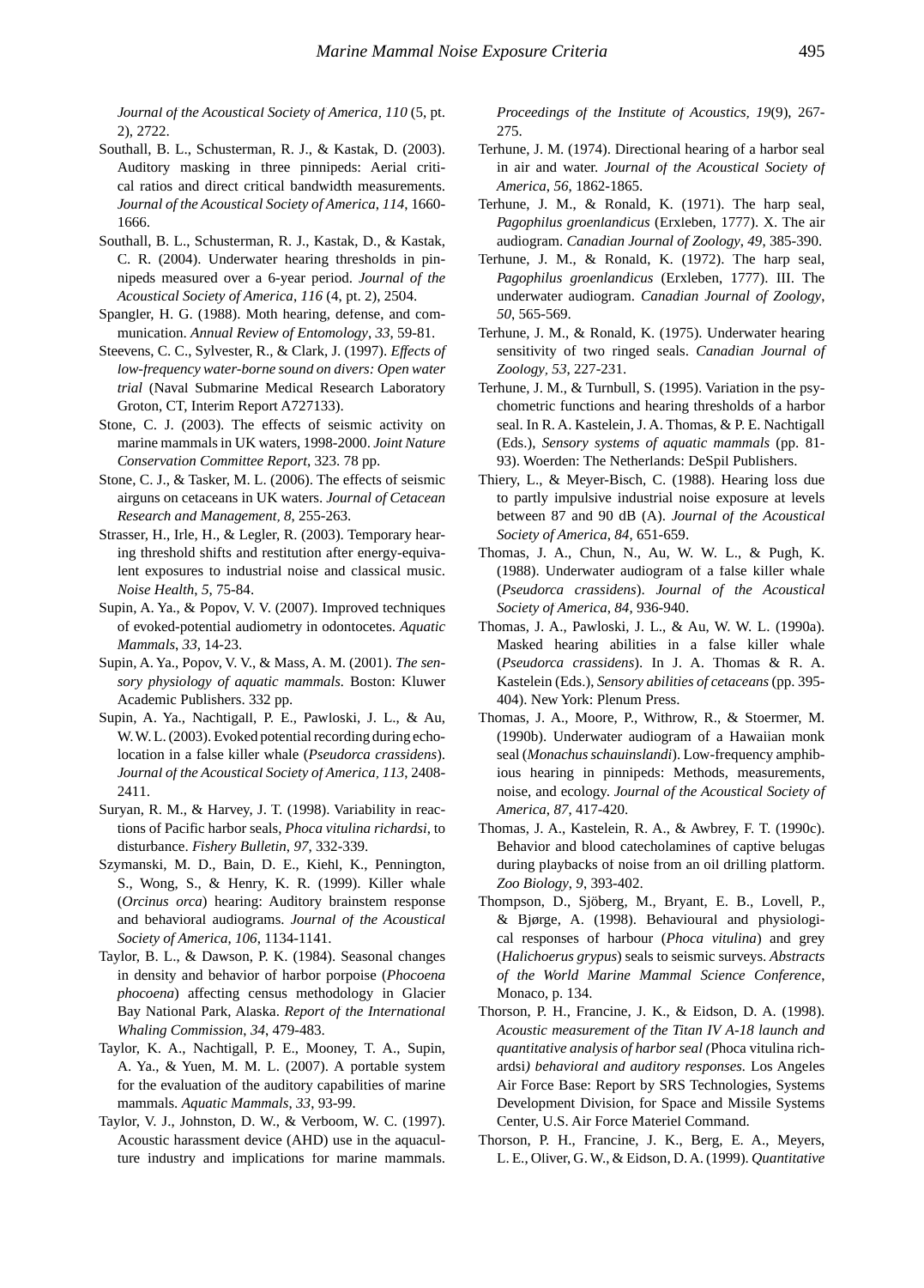*Journal of the Acoustical Society of America, 110* (5, pt. 2), 2722.

Southall, B. L., Schusterman, R. J., & Kastak, D. (2003). Auditory masking in three pinnipeds: Aerial critical ratios and direct critical bandwidth measurements. *Journal of the Acoustical Society of America, 114*, 1660-1666.

Southall, B. L., Schusterman, R. J., Kastak, D., & Kastak, C. R. (2004). Underwater hearing thresholds in pinnipeds measured over a 6-year period. *Journal of the Acoustical Society of America, 116* (4, pt. 2), 2504.

Spangler, H. G. (1988). Moth hearing, defense, and communication. *Annual Review of Entomology, 33*, 59-81.

Steevens, C. C., Sylvester, R., & Clark, J. (1997). *Effects of low-frequency water-borne sound on divers: Open water trial* (Naval Submarine Medical Research Laboratory Groton, CT, Interim Report A727133).

Stone, C. J. (2003). The effects of seismic activity on marine mammals in UK waters, 1998-2000. *Joint Nature Conservation Committee Report*, 323. 78 pp.

Stone, C. J., & Tasker, M. L. (2006). The effects of seismic airguns on cetaceans in UK waters. *Journal of Cetacean Research and Management, 8*, 255-263.

Strasser, H., Irle, H., & Legler, R. (2003). Temporary hearing threshold shifts and restitution after energy-equivalent exposures to industrial noise and classical music. *Noise Health, 5*, 75-84.

Supin, A. Ya., & Popov, V. V. (2007). Improved techniques of evoked-potential audiometry in odontocetes. *Aquatic Mammals, 33*, 14-23.

Supin, A. Ya., Popov, V. V., & Mass, A. M. (2001). *The sensory physiology of aquatic mammals.* Boston: Kluwer Academic Publishers. 332 pp.

Supin, A. Ya., Nachtigall, P. E., Pawloski, J. L., & Au, W. W. L. (2003). Evoked potential recording during echolocation in a false killer whale (*Pseudorca crassidens*). *Journal of the Acoustical Society of America, 113*, 2408-2411.

Suryan, R. M., & Harvey, J. T. (1998). Variability in reactions of Pacific harbor seals, *Phoca vitulina richardsi*, to disturbance. *Fishery Bulletin, 97*, 332-339.

Szymanski, M. D., Bain, D. E., Kiehl, K., Pennington, S., Wong, S., & Henry, K. R. (1999). Killer whale (*Orcinus orca*) hearing: Auditory brainstem response and behavioral audiograms. *Journal of the Acoustical Society of America, 106*, 1134-1141.

Taylor, B. L., & Dawson, P. K. (1984). Seasonal changes in density and behavior of harbor porpoise (*Phocoena phocoena*) affecting census methodology in Glacier Bay National Park, Alaska. *Report of the International Whaling Commission, 34*, 479-483.

Taylor, K. A., Nachtigall, P. E., Mooney, T. A., Supin, A. Ya., & Yuen, M. M. L. (2007). A portable system for the evaluation of the auditory capabilities of marine mammals. *Aquatic Mammals, 33*, 93-99.

Taylor, V. J., Johnston, D. W., & Verboom, W. C. (1997). Acoustic harassment device (AHD) use in the aquaculture industry and implications for marine mammals. *Proceedings of the Institute of Acoustics, 19*(9), 267-275.

Terhune, J. M. (1974). Directional hearing of a harbor seal in air and water. *Journal of the Acoustical Society of America, 56*, 1862-1865.

Terhune, J. M., & Ronald, K. (1971). The harp seal, *Pagophilus groenlandicus* (Erxleben, 1777). X. The air audiogram. *Canadian Journal of Zoology, 49*, 385-390.

Terhune, J. M., & Ronald, K. (1972). The harp seal, *Pagophilus groenlandicus* (Erxleben, 1777). III. The underwater audiogram. *Canadian Journal of Zoology, 50*, 565-569.

Terhune, J. M., & Ronald, K. (1975). Underwater hearing sensitivity of two ringed seals. *Canadian Journal of Zoology, 53*, 227-231.

Terhune, J. M., & Turnbull, S. (1995). Variation in the psychometric functions and hearing thresholds of a harbor seal. In R. A. Kastelein, J. A. Thomas, & P. E. Nachtigall (Eds.), *Sensory systems of aquatic mammals* (pp. 81-93). Woerden: The Netherlands: DeSpil Publishers.

Thiery, L., & Meyer-Bisch, C. (1988). Hearing loss due to partly impulsive industrial noise exposure at levels between 87 and 90 dB (A). *Journal of the Acoustical Society of America, 84*, 651-659.

Thomas, J. A., Chun, N., Au, W. W. L., & Pugh, K. (1988). Underwater audiogram of a false killer whale (*Pseudorca crassidens*). *Journal of the Acoustical Society of America, 84*, 936-940.

Thomas, J. A., Pawloski, J. L., & Au, W. W. L. (1990a). Masked hearing abilities in a false killer whale (*Pseudorca crassidens*). In J. A. Thomas & R. A. Kastelein (Eds.), *Sensory abilities of cetaceans* (pp. 395-404). New York: Plenum Press.

Thomas, J. A., Moore, P., Withrow, R., & Stoermer, M. (1990b). Underwater audiogram of a Hawaiian monk seal (*Monachus schauinslandi*). Low-frequency amphibious hearing in pinnipeds: Methods, measurements, noise, and ecology. *Journal of the Acoustical Society of America, 87*, 417-420.

Thomas, J. A., Kastelein, R. A., & Awbrey, F. T. (1990c). Behavior and blood catecholamines of captive belugas during playbacks of noise from an oil drilling platform. *Zoo Biology, 9*, 393-402.

Thompson, D., Sjöberg, M., Bryant, E. B., Lovell, P., & Bjørge, A. (1998). Behavioural and physiological responses of harbour (*Phoca vitulina*) and grey (*Halichoerus grypus*) seals to seismic surveys. *Abstracts of the World Marine Mammal Science Conference*, Monaco, p. 134.

Thorson, P. H., Francine, J. K., & Eidson, D. A. (1998). *Acoustic measurement of the Titan IV A-18 launch and quantitative analysis of harbor seal (*Phoca vitulina richardsi*) behavioral and auditory responses.* Los Angeles Air Force Base: Report by SRS Technologies, Systems Development Division, for Space and Missile Systems Center, U.S. Air Force Materiel Command.

Thorson, P. H., Francine, J. K., Berg, E. A., Meyers, L. E., Oliver, G. W., & Eidson, D. A. (1999). *Quantitative*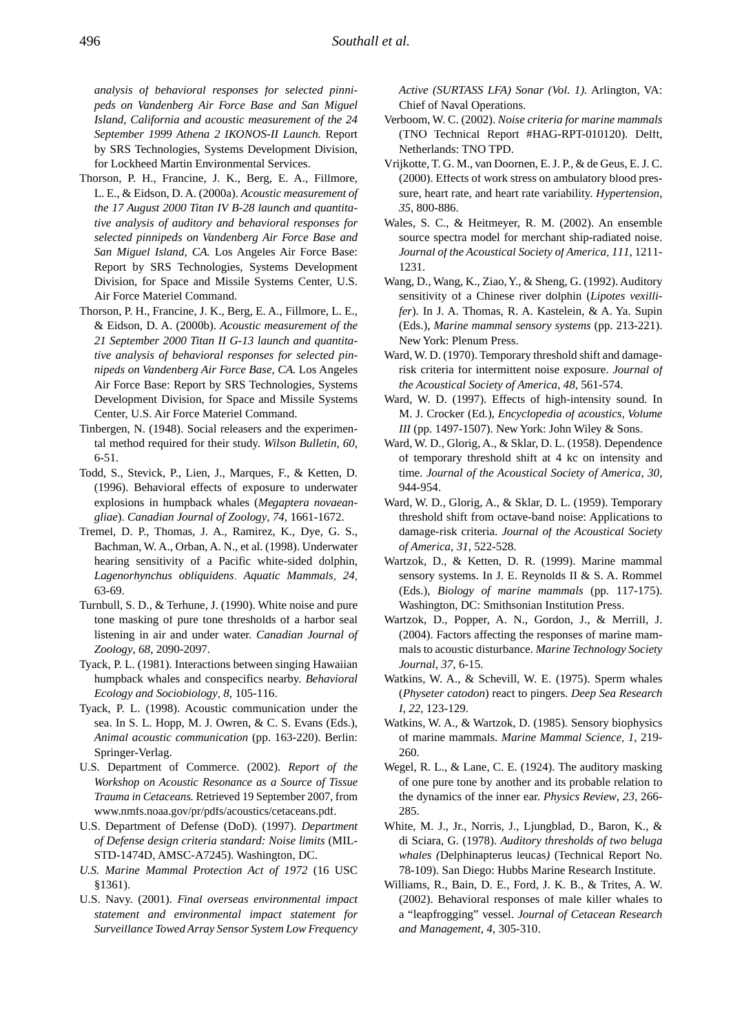*analysis of behavioral responses for selected pinnipeds on Vandenberg Air Force Base and San Miguel Island, California and acoustic measurement of the 24 September 1999 Athena 2 IKONOS-II Launch.* Report by SRS Technologies, Systems Development Division, for Lockheed Martin Environmental Services.

Thorson, P. H., Francine, J. K., Berg, E. A., Fillmore, L. E., & Eidson, D. A. (2000a). *Acoustic measurement of the 17 August 2000 Titan IV B-28 launch and quantitative analysis of auditory and behavioral responses for selected pinnipeds on Vandenberg Air Force Base and San Miguel Island, CA.* Los Angeles Air Force Base: Report by SRS Technologies, Systems Development Division, for Space and Missile Systems Center, U.S. Air Force Materiel Command.

Thorson, P. H., Francine, J. K., Berg, E. A., Fillmore, L. E., & Eidson, D. A. (2000b). *Acoustic measurement of the 21 September 2000 Titan II G-13 launch and quantitative analysis of behavioral responses for selected pinnipeds on Vandenberg Air Force Base, CA.* Los Angeles Air Force Base: Report by SRS Technologies, Systems Development Division, for Space and Missile Systems Center, U.S. Air Force Materiel Command.

Tinbergen, N. (1948). Social releasers and the experimental method required for their study. *Wilson Bulletin, 60*, 6-51.

Todd, S., Stevick, P., Lien, J., Marques, F., & Ketten, D. (1996). Behavioral effects of exposure to underwater explosions in humpback whales (*Megaptera novaeangliae*). *Canadian Journal of Zoology*, *74*, 1661-1672.

Tremel, D. P., Thomas, J. A., Ramirez, K., Dye, G. S., Bachman, W. A., Orban, A. N., et al. (1998). Underwater hearing sensitivity of a Pacific white-sided dolphin, *Lagenorhynchus obliquidens*. *Aquatic Mammals, 24*, 63-69.

Turnbull, S. D., & Terhune, J. (1990). White noise and pure tone masking of pure tone thresholds of a harbor seal listening in air and under water. *Canadian Journal of Zoology*, *68*, 2090-2097.

Tyack, P. L. (1981). Interactions between singing Hawaiian humpback whales and conspecifics nearby. *Behavioral Ecology and Sociobiology, 8*, 105-116.

Tyack, P. L. (1998). Acoustic communication under the sea. In S. L. Hopp, M. J. Owren, & C. S. Evans (Eds.), *Animal acoustic communication* (pp. 163-220). Berlin: Springer-Verlag.

U.S. Department of Commerce. (2002). *Report of the Workshop on Acoustic Resonance as a Source of Tissue Trauma in Cetaceans.* Retrieved 19 September 2007, from www.nmfs.noaa.gov/pr/pdfs/acoustics/cetaceans.pdf.

U.S. Department of Defense (DoD). (1997). *Department of Defense design criteria standard: Noise limits* (MIL-STD-1474D, AMSC-A7245). Washington, DC.

*U.S. Marine Mammal Protection Act of 1972* (16 USC §1361).

U.S. Navy. (2001). *Final overseas environmental impact statement and environmental impact statement for Surveillance Towed Array Sensor System Low Frequency Active (SURTASS LFA) Sonar (Vol. 1).* Arlington, VA: Chief of Naval Operations.

Verboom, W. C. (2002). *Noise criteria for marine mammals* (TNO Technical Report #HAG-RPT-010120). Delft, Netherlands: TNO TPD.

Vrijkotte, T. G. M., van Doornen, E. J. P., & de Geus, E. J. C. (2000). Effects of work stress on ambulatory blood pressure, heart rate, and heart rate variability. *Hypertension*, *35*, 800-886.

Wales, S. C., & Heitmeyer, R. M. (2002). An ensemble source spectra model for merchant ship-radiated noise. *Journal of the Acoustical Society of America, 111*, 1211-1231.

Wang, D., Wang, K., Ziao, Y., & Sheng, G. (1992). Auditory sensitivity of a Chinese river dolphin (*Lipotes vexillifer*). In J. A. Thomas, R. A. Kastelein, & A. Ya. Supin (Eds.), *Marine mammal sensory systems* (pp. 213-221). New York: Plenum Press.

Ward, W. D. (1970). Temporary threshold shift and damage-risk criteria for intermittent noise exposure. *Journal of the Acoustical Society of America*, *48*, 561-574.

Ward, W. D. (1997). Effects of high-intensity sound. In M. J. Crocker (Ed.), *Encyclopedia of acoustics, Volume III* (pp. 1497-1507). New York: John Wiley & Sons.

Ward, W. D., Glorig, A., & Sklar, D. L. (1958). Dependence of temporary threshold shift at 4 kc on intensity and time. *Journal of the Acoustical Society of America*, *30*, 944-954.

Ward, W. D., Glorig, A., & Sklar, D. L. (1959). Temporary threshold shift from octave-band noise: Applications to damage-risk criteria. *Journal of the Acoustical Society of America*, *31*, 522-528.

Wartzok, D., & Ketten, D. R. (1999). Marine mammal sensory systems. In J. E. Reynolds II & S. A. Rommel (Eds.), *Biology of marine mammals* (pp. 117-175). Washington, DC: Smithsonian Institution Press.

Wartzok, D., Popper, A. N., Gordon, J., & Merrill, J. (2004). Factors affecting the responses of marine mammals to acoustic disturbance. *Marine Technology Society Journal*, *37*, 6-15.

Watkins, W. A., & Schevill, W. E. (1975). Sperm whales (*Physeter catodon*) react to pingers. *Deep Sea Research I*, *22*, 123-129.

Watkins, W. A., & Wartzok, D. (1985). Sensory biophysics of marine mammals. *Marine Mammal Science, 1*, 219-260.

Wegel, R. L., & Lane, C. E. (1924). The auditory masking of one pure tone by another and its probable relation to the dynamics of the inner ear. *Physics Review*, *23*, 266-285.

White, M. J., Jr., Norris, J., Ljungblad, D., Baron, K., & di Sciara, G. (1978). *Auditory thresholds of two beluga whales (*Delphinapterus leucas*)* (Technical Report No. 78-109). San Diego: Hubbs Marine Research Institute.

Williams, R., Bain, D. E., Ford, J. K. B., & Trites, A. W. (2002). Behavioral responses of male killer whales to a "leapfrogging" vessel. *Journal of Cetacean Research and Management*, *4*, 305-310.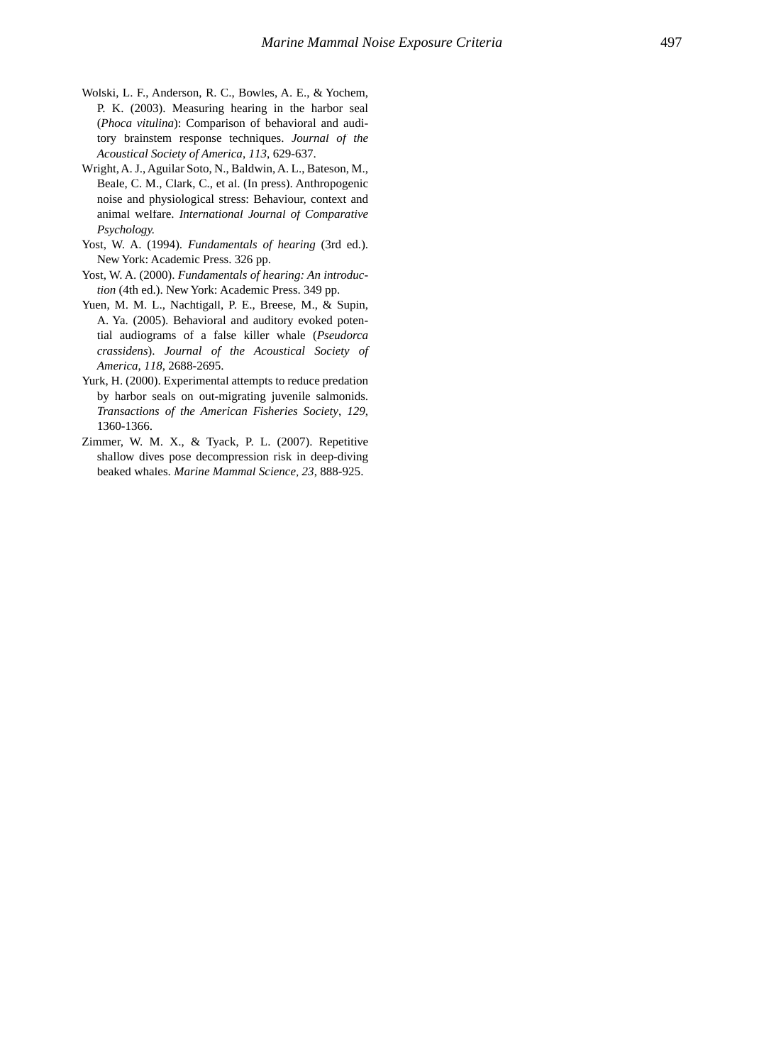Wolski, L. F., Anderson, R. C., Bowles, A. E., & Yochem, P. K. (2003). Measuring hearing in the harbor seal (*Phoca vitulina*): Comparison of behavioral and auditory brainstem response techniques. *Journal of the Acoustical Society of America*, *113*, 629-637.

Wright, A. J., Aguilar Soto, N., Baldwin, A. L., Bateson, M., Beale, C. M., Clark, C., et al. (In press). Anthropogenic noise and physiological stress: Behaviour, context and animal welfare. *International Journal of Comparative Psychology.*

Yost, W. A. (1994). *Fundamentals of hearing* (3rd ed.). New York: Academic Press. 326 pp.

Yost, W. A. (2000). *Fundamentals of hearing: An introduction* (4th ed.). New York: Academic Press. 349 pp.

Yuen, M. M. L., Nachtigall, P. E., Breese, M., & Supin, A. Ya. (2005). Behavioral and auditory evoked potential audiograms of a false killer whale (*Pseudorca crassidens*). *Journal of the Acoustical Society of America, 118*, 2688-2695.

Yurk, H. (2000). Experimental attempts to reduce predation by harbor seals on out-migrating juvenile salmonids. *Transactions of the American Fisheries Society*, *129*, 1360-1366.

Zimmer, W. M. X., & Tyack, P. L. (2007). Repetitive shallow dives pose decompression risk in deep-diving beaked whales. *Marine Mammal Science, 23*, 888-925.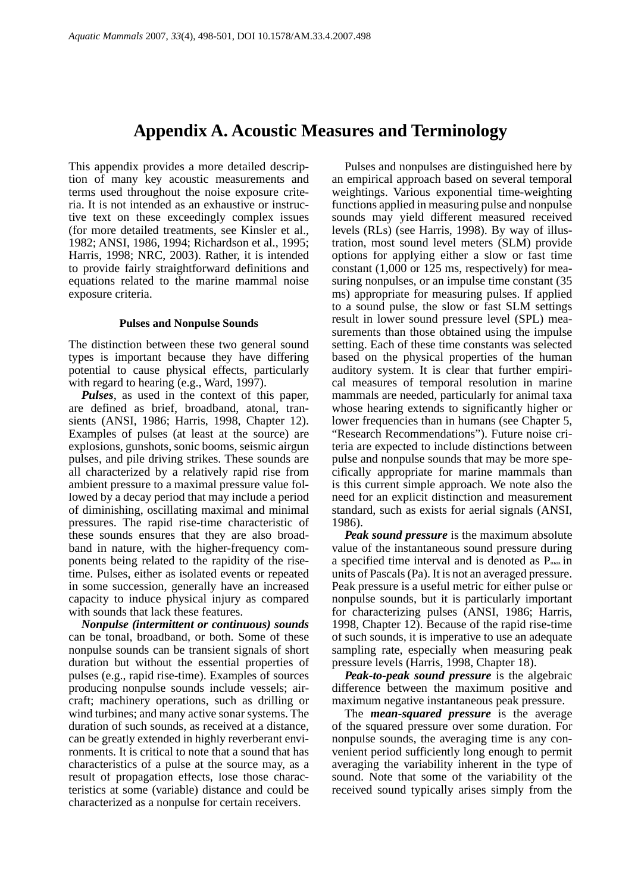# Appendix A. Acoustic Measures and Terminology

This appendix provides a more detailed description of many key acoustic measurements and terms used throughout the noise exposure criteria. It is not intended as an exhaustive or instructive text on these exceedingly complex issues (for more detailed treatments, see Kinsler et al., 1982; ANSI, 1986, 1994; Richardson et al., 1995; Harris, 1998; NRC, 2003). Rather, it is intended to provide fairly straightforward definitions and equations related to the marine mammal noise exposure criteria.

### Pulses and Nonpulse Sounds

The distinction between these two general sound types is important because they have differing potential to cause physical effects, particularly with regard to hearing (e.g., Ward, 1997).

***Pulses***, as used in the context of this paper, are defined as brief, broadband, atonal, transients (ANSI, 1986; Harris, 1998, Chapter 12). Examples of pulses (at least at the source) are explosions, gunshots, sonic booms, seismic airgun pulses, and pile driving strikes. These sounds are all characterized by a relatively rapid rise from ambient pressure to a maximal pressure value followed by a decay period that may include a period of diminishing, oscillating maximal and minimal pressures. The rapid rise-time characteristic of these sounds ensures that they are also broadband in nature, with the higher-frequency components being related to the rapidity of the rise-time. Pulses, either as isolated events or repeated in some succession, generally have an increased capacity to induce physical injury as compared with sounds that lack these features.

***Nonpulse (intermittent or continuous) sounds*** can be tonal, broadband, or both. Some of these nonpulse sounds can be transient signals of short duration but without the essential properties of pulses (e.g., rapid rise-time). Examples of sources producing nonpulse sounds include vessels; aircraft; machinery operations, such as drilling or wind turbines; and many active sonar systems. The duration of such sounds, as received at a distance, can be greatly extended in highly reverberant environments. It is critical to note that a sound that has characteristics of a pulse at the source may, as a result of propagation effects, lose those characteristics at some (variable) distance and could be characterized as a nonpulse for certain receivers.

Pulses and nonpulses are distinguished here by an empirical approach based on several temporal weightings. Various exponential time-weighting functions applied in measuring pulse and nonpulse sounds may yield different measured received levels (RLs) (see Harris, 1998). By way of illustration, most sound level meters (SLM) provide options for applying either a slow or fast time constant (1,000 or 125 ms, respectively) for measuring nonpulses, or an impulse time constant (35 ms) appropriate for measuring pulses. If applied to a sound pulse, the slow or fast SLM settings result in lower sound pressure level (SPL) measurements than those obtained using the impulse setting. Each of these time constants was selected based on the physical properties of the human auditory system. It is clear that further empirical measures of temporal resolution in marine mammals are needed, particularly for animal taxa whose hearing extends to significantly higher or lower frequencies than in humans (see Chapter 5, "Research Recommendations"). Future noise criteria are expected to include distinctions between pulse and nonpulse sounds that may be more specifically appropriate for marine mammals than is this current simple approach. We note also the need for an explicit distinction and measurement standard, such as exists for aerial signals (ANSI, 1986).

***Peak sound pressure*** is the maximum absolute value of the instantaneous sound pressure during a specified time interval and is denoted as $P_{max}$ in units of Pascals (Pa). It is not an averaged pressure. Peak pressure is a useful metric for either pulse or nonpulse sounds, but it is particularly important for characterizing pulses (ANSI, 1986; Harris, 1998, Chapter 12). Because of the rapid rise-time of such sounds, it is imperative to use an adequate sampling rate, especially when measuring peak pressure levels (Harris, 1998, Chapter 18).

***Peak-to-peak sound pressure*** is the algebraic difference between the maximum positive and maximum negative instantaneous peak pressure.

The ***mean-squared pressure*** is the average of the squared pressure over some duration. For nonpulse sounds, the averaging time is any convenient period sufficiently long enough to permit averaging the variability inherent in the type of sound. Note that some of the variability of the received sound typically arises simply from the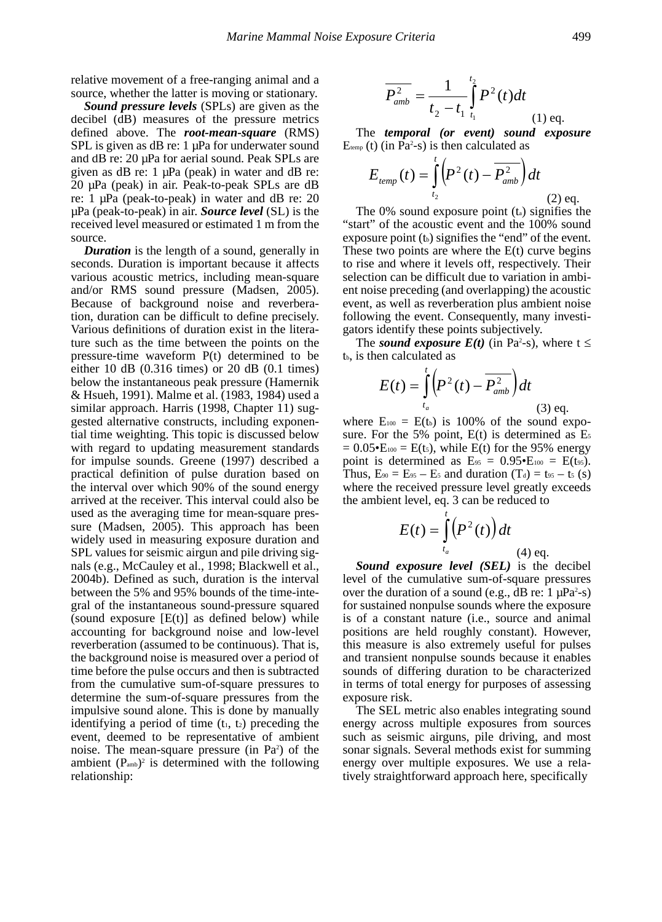relative movement of a free-ranging animal and a source, whether the latter is moving or stationary.

***Sound pressure levels*** (SPLs) are given as the decibel (dB) measures of the pressure metrics defined above. The ***root-mean-square*** (RMS) SPL is given as dB re: 1 µPa for underwater sound and dB re: 20 µPa for aerial sound. Peak SPLs are given as dB re: 1 µPa (peak) in water and dB re: 20 µPa (peak) in air. Peak-to-peak SPLs are dB re: 1 µPa (peak-to-peak) in water and dB re: 20 µPa (peak-to-peak) in air. ***Source level*** (SL) is the received level measured or estimated 1 m from the source.

***Duration*** is the length of a sound, generally in seconds. Duration is important because it affects various acoustic metrics, including mean-square and/or RMS sound pressure (Madsen, 2005). Because of background noise and reverberation, duration can be difficult to define precisely. Various definitions of duration exist in the literature such as the time between the points on the pressure-time waveform P(t) determined to be either 10 dB (0.316 times) or 20 dB (0.1 times) below the instantaneous peak pressure (Hamernik & Hsueh, 1991). Malme et al. (1983, 1984) used a similar approach. Harris (1998, Chapter 11) suggested alternative constructs, including exponential time weighting. This topic is discussed below with regard to updating measurement standards for impulse sounds. Greene (1997) described a practical definition of pulse duration based on the interval over which 90% of the sound energy arrived at the receiver. This interval could also be used as the averaging time for mean-square pressure (Madsen, 2005). This approach has been widely used in measuring exposure duration and SPL values for seismic airgun and pile driving signals (e.g., McCauley et al., 1998; Blackwell et al., 2004b). Defined as such, duration is the interval between the 5% and 95% bounds of the time-integral of the instantaneous sound-pressure squared (sound exposure [E(t)] as defined below) while accounting for background noise and low-level reverberation (assumed to be continuous). That is, the background noise is measured over a period of time before the pulse occurs and then is subtracted from the cumulative sum-of-square pressures to determine the sum-of-square pressures from the impulsive sound alone. This is done by manually identifying a period of time ($t_1$, $t_2$) preceding the event, deemed to be representative of ambient noise. The mean-square pressure (in Pa$^2$) of the ambient $(P_{amb})^2$ is determined with the following relationship:

$$\overline{P^2_{amb}} = \frac{1}{t_2 - t_1}\int_{t_1}^{t_2} P^2(t)dt \qquad (1) \text{ eq.}$$

The ***temporal (or event) sound exposure*** $E_{temp}$ (t) (in Pa$^2$-s) is then calculated as

$$E_{temp}(t) = \int_{t_2}^{t}\left(P^2(t) - \overline{P^2_{amb}}\right)dt \qquad (2) \text{ eq.}$$

The 0% sound exposure point ($t_a$) signifies the "start" of the acoustic event and the 100% sound exposure point ($t_b$) signifies the "end" of the event. These two points are where the E(t) curve begins to rise and where it levels off, respectively. Their selection can be difficult due to variation in ambient noise preceding (and overlapping) the acoustic event, as well as reverberation plus ambient noise following the event. Consequently, many investigators identify these points subjectively.

The ***sound exposure E(t)*** (in Pa$^2$-s), where $t \leq t_b$, is then calculated as

$$E(t) = \int_{t_a}^{t}\left(P^2(t) - \overline{P^2_{amb}}\right)dt \qquad (3) \text{ eq.}$$

where $E_{100} = E(t_b)$ is 100% of the sound exposure. For the 5% point, E(t) is determined as $E_5 = 0.05 \bullet E_{100} = E(t_5)$, while E(t) for the 95% energy point is determined as $E_{95} = 0.95 \bullet E_{100} = E(t_{95})$. Thus, $E_{90} = E_{95} - E_5$ and duration $(T_d) = t_{95} - t_5$ (s) where the received pressure level greatly exceeds the ambient level, eq. 3 can be reduced to

$$E(t) = \int_{t_a}^{t}\left(P^2(t)\right)dt \qquad (4) \text{ eq.}$$

***Sound exposure level (SEL)*** is the decibel level of the cumulative sum-of-square pressures over the duration of a sound (e.g., dB re: 1 µPa$^2$-s) for sustained nonpulse sounds where the exposure is of a constant nature (i.e., source and animal positions are held roughly constant). However, this measure is also extremely useful for pulses and transient nonpulse sounds because it enables sounds of differing duration to be characterized in terms of total energy for purposes of assessing exposure risk.

The SEL metric also enables integrating sound energy across multiple exposures from sources such as seismic airguns, pile driving, and most sonar signals. Several methods exist for summing energy over multiple exposures. We use a relatively straightforward approach here, specifically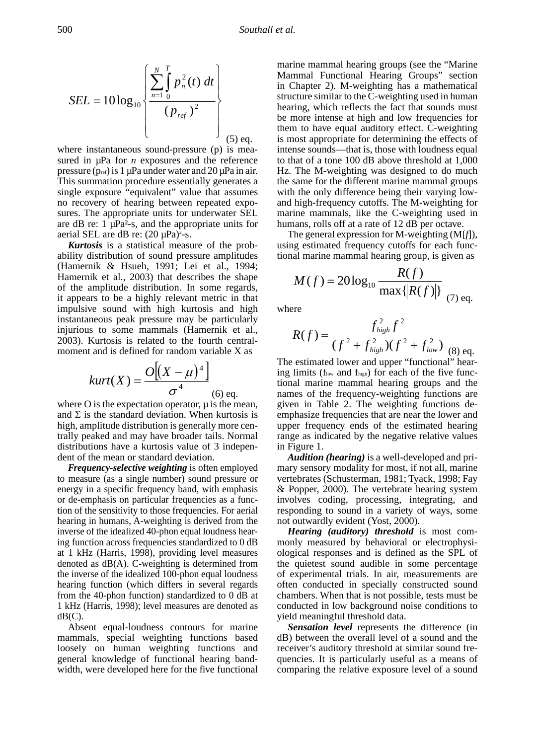$$SEL = 10\log_{10}\left\{\frac{\sum_{n=1}^{N}\int_{0}^{T} p_n^2(t)\,dt}{(p_{ref})^2}\right\} \quad (5) \text{ eq.}$$

where instantaneous sound-pressure (p) is measured in µPa for *n* exposures and the reference pressure ($p_{ref}$) is 1 µPa under water and 20 µPa in air. This summation procedure essentially generates a single exposure "equivalent" value that assumes no recovery of hearing between repeated exposures. The appropriate units for underwater SEL are dB re: 1 µPa²-s, and the appropriate units for aerial SEL are dB re: (20 µPa)²-s.

***Kurtosis*** is a statistical measure of the probability distribution of sound pressure amplitudes (Hamernik & Hsueh, 1991; Lei et al., 1994; Hamernik et al., 2003) that describes the shape of the amplitude distribution. In some regards, it appears to be a highly relevant metric in that impulsive sound with high kurtosis and high instantaneous peak pressure may be particularly injurious to some mammals (Hamernik et al., 2003). Kurtosis is related to the fourth central-moment and is defined for random variable X as

$$kurt(X) = \frac{O\left[(X-\mu)^4\right]}{\sigma^4} \quad (6) \text{ eq.}$$

where O is the expectation operator, µ is the mean, and Σ is the standard deviation. When kurtosis is high, amplitude distribution is generally more centrally peaked and may have broader tails. Normal distributions have a kurtosis value of 3 independent of the mean or standard deviation.

***Frequency-selective weighting*** is often employed to measure (as a single number) sound pressure or energy in a specific frequency band, with emphasis or de-emphasis on particular frequencies as a function of the sensitivity to those frequencies. For aerial hearing in humans, A-weighting is derived from the inverse of the idealized 40-phon equal loudness hearing function across frequencies standardized to 0 dB at 1 kHz (Harris, 1998), providing level measures denoted as dB(A). C-weighting is determined from the inverse of the idealized 100-phon equal loudness hearing function (which differs in several regards from the 40-phon function) standardized to 0 dB at 1 kHz (Harris, 1998); level measures are denoted as dB(C).

Absent equal-loudness contours for marine mammals, special weighting functions based loosely on human weighting functions and general knowledge of functional hearing bandwidth, were developed here for the five functional marine mammal hearing groups (see the "Marine Mammal Functional Hearing Groups" section in Chapter 2). M-weighting has a mathematical structure similar to the C-weighting used in human hearing, which reflects the fact that sounds must be more intense at high and low frequencies for them to have equal auditory effect. C-weighting is most appropriate for determining the effects of intense sounds—that is, those with loudness equal to that of a tone 100 dB above threshold at 1,000 Hz. The M-weighting was designed to do much the same for the different marine mammal groups with the only difference being their varying low- and high-frequency cutoffs. The M-weighting for marine mammals, like the C-weighting used in humans, rolls off at a rate of 12 dB per octave.

The general expression for M-weighting (M[*f*]), using estimated frequency cutoffs for each functional marine mammal hearing group, is given as

$$M(f) = 20\log_{10}\frac{R(f)}{\max\{|R(f)|\}} \quad (7) \text{ eq.}$$

where

$$R(f) = \frac{f_{high}^2 f^2}{(f^2 + f_{high}^2)(f^2 + f_{low}^2)} \quad (8) \text{ eq.}$$

The estimated lower and upper "functional" hearing limits ($f_{low}$ and $f_{high}$) for each of the five functional marine mammal hearing groups and the names of the frequency-weighting functions are given in Table 2. The weighting functions de-emphasize frequencies that are near the lower and upper frequency ends of the estimated hearing range as indicated by the negative relative values in Figure 1.

***Audition (hearing)*** is a well-developed and primary sensory modality for most, if not all, marine vertebrates (Schusterman, 1981; Tyack, 1998; Fay & Popper, 2000). The vertebrate hearing system involves coding, processing, integrating, and responding to sound in a variety of ways, some not outwardly evident (Yost, 2000).

***Hearing (auditory) threshold*** is most commonly measured by behavioral or electrophysiological responses and is defined as the SPL of the quietest sound audible in some percentage of experimental trials. In air, measurements are often conducted in specially constructed sound chambers. When that is not possible, tests must be conducted in low background noise conditions to yield meaningful threshold data.

***Sensation level*** represents the difference (in dB) between the overall level of a sound and the receiver's auditory threshold at similar sound frequencies. It is particularly useful as a means of comparing the relative exposure level of a sound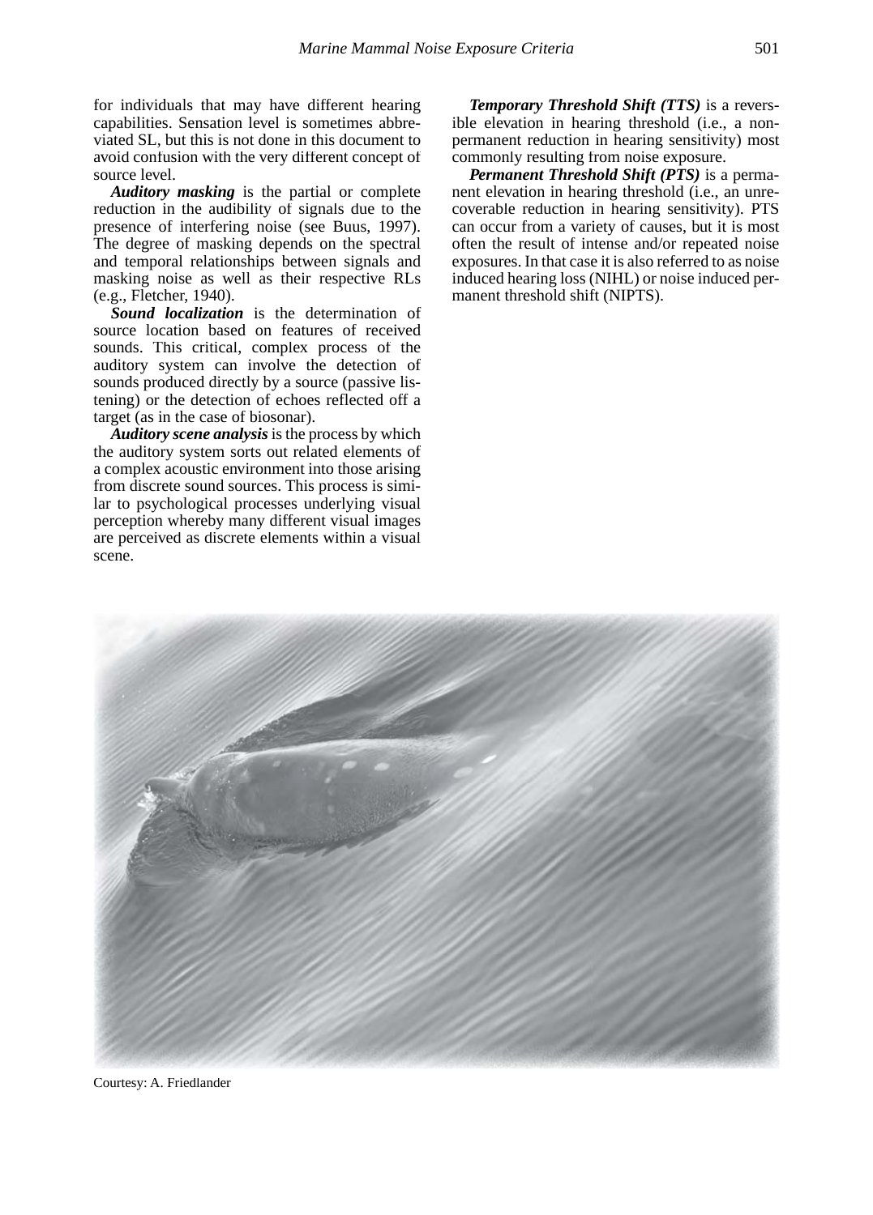for individuals that may have different hearing capabilities. Sensation level is sometimes abbreviated SL, but this is not done in this document to avoid confusion with the very different concept of source level.

***Auditory masking*** is the partial or complete reduction in the audibility of signals due to the presence of interfering noise (see Buus, 1997). The degree of masking depends on the spectral and temporal relationships between signals and masking noise as well as their respective RLs (e.g., Fletcher, 1940).

***Sound localization*** is the determination of source location based on features of received sounds. This critical, complex process of the auditory system can involve the detection of sounds produced directly by a source (passive listening) or the detection of echoes reflected off a target (as in the case of biosonar).

***Auditory scene analysis*** is the process by which the auditory system sorts out related elements of a complex acoustic environment into those arising from discrete sound sources. This process is similar to psychological processes underlying visual perception whereby many different visual images are perceived as discrete elements within a visual scene.

***Temporary Threshold Shift (TTS)*** is a reversible elevation in hearing threshold (i.e., a nonpermanent reduction in hearing sensitivity) most commonly resulting from noise exposure.

***Permanent Threshold Shift (PTS)*** is a permanent elevation in hearing threshold (i.e., an unrecoverable reduction in hearing sensitivity). PTS can occur from a variety of causes, but it is most often the result of intense and/or repeated noise exposures. In that case it is also referred to as noise induced hearing loss (NIHL) or noise induced permanent threshold shift (NIPTS).

Courtesy: A. Friedlander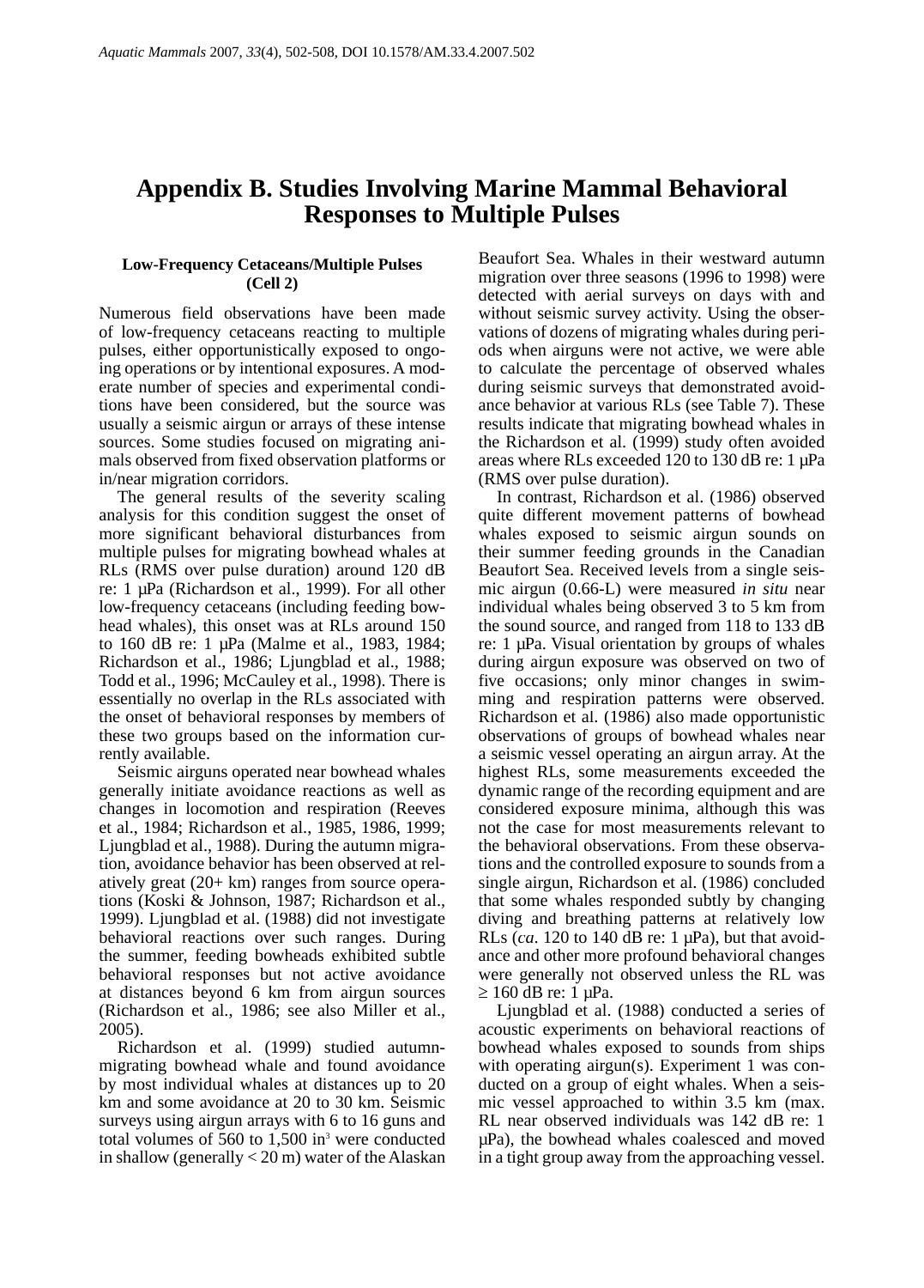# Appendix B. Studies Involving Marine Mammal Behavioral Responses to Multiple Pulses

### Low-Frequency Cetaceans/Multiple Pulses (Cell 2)

Numerous field observations have been made of low-frequency cetaceans reacting to multiple pulses, either opportunistically exposed to ongoing operations or by intentional exposures. A moderate number of species and experimental conditions have been considered, but the source was usually a seismic airgun or arrays of these intense sources. Some studies focused on migrating animals observed from fixed observation platforms or in/near migration corridors.

The general results of the severity scaling analysis for this condition suggest the onset of more significant behavioral disturbances from multiple pulses for migrating bowhead whales at RLs (RMS over pulse duration) around 120 dB re: 1 µPa (Richardson et al., 1999). For all other low-frequency cetaceans (including feeding bowhead whales), this onset was at RLs around 150 to 160 dB re: 1 µPa (Malme et al., 1983, 1984; Richardson et al., 1986; Ljungblad et al., 1988; Todd et al., 1996; McCauley et al., 1998). There is essentially no overlap in the RLs associated with the onset of behavioral responses by members of these two groups based on the information currently available.

Seismic airguns operated near bowhead whales generally initiate avoidance reactions as well as changes in locomotion and respiration (Reeves et al., 1984; Richardson et al., 1985, 1986, 1999; Ljungblad et al., 1988). During the autumn migration, avoidance behavior has been observed at relatively great (20+ km) ranges from source operations (Koski & Johnson, 1987; Richardson et al., 1999). Ljungblad et al. (1988) did not investigate behavioral reactions over such ranges. During the summer, feeding bowheads exhibited subtle behavioral responses but not active avoidance at distances beyond 6 km from airgun sources (Richardson et al., 1986; see also Miller et al., 2005).

Richardson et al. (1999) studied autumn-migrating bowhead whale and found avoidance by most individual whales at distances up to 20 km and some avoidance at 20 to 30 km. Seismic surveys using airgun arrays with 6 to 16 guns and total volumes of 560 to 1,500 in$^3$ were conducted in shallow (generally < 20 m) water of the Alaskan Beaufort Sea. Whales in their westward autumn migration over three seasons (1996 to 1998) were detected with aerial surveys on days with and without seismic survey activity. Using the observations of dozens of migrating whales during periods when airguns were not active, we were able to calculate the percentage of observed whales during seismic surveys that demonstrated avoidance behavior at various RLs (see Table 7). These results indicate that migrating bowhead whales in the Richardson et al. (1999) study often avoided areas where RLs exceeded 120 to 130 dB re: 1 µPa (RMS over pulse duration).

In contrast, Richardson et al. (1986) observed quite different movement patterns of bowhead whales exposed to seismic airgun sounds on their summer feeding grounds in the Canadian Beaufort Sea. Received levels from a single seismic airgun (0.66-L) were measured *in situ* near individual whales being observed 3 to 5 km from the sound source, and ranged from 118 to 133 dB re: 1 µPa. Visual orientation by groups of whales during airgun exposure was observed on two of five occasions; only minor changes in swimming and respiration patterns were observed. Richardson et al. (1986) also made opportunistic observations of groups of bowhead whales near a seismic vessel operating an airgun array. At the highest RLs, some measurements exceeded the dynamic range of the recording equipment and are considered exposure minima, although this was not the case for most measurements relevant to the behavioral observations. From these observations and the controlled exposure to sounds from a single airgun, Richardson et al. (1986) concluded that some whales responded subtly by changing diving and breathing patterns at relatively low RLs (*ca*. 120 to 140 dB re: 1 µPa), but that avoidance and other more profound behavioral changes were generally not observed unless the RL was ≥ 160 dB re: 1 µPa.

Ljungblad et al. (1988) conducted a series of acoustic experiments on behavioral reactions of bowhead whales exposed to sounds from ships with operating airgun(s). Experiment 1 was conducted on a group of eight whales. When a seismic vessel approached to within 3.5 km (max. RL near observed individuals was 142 dB re: 1 µPa), the bowhead whales coalesced and moved in a tight group away from the approaching vessel.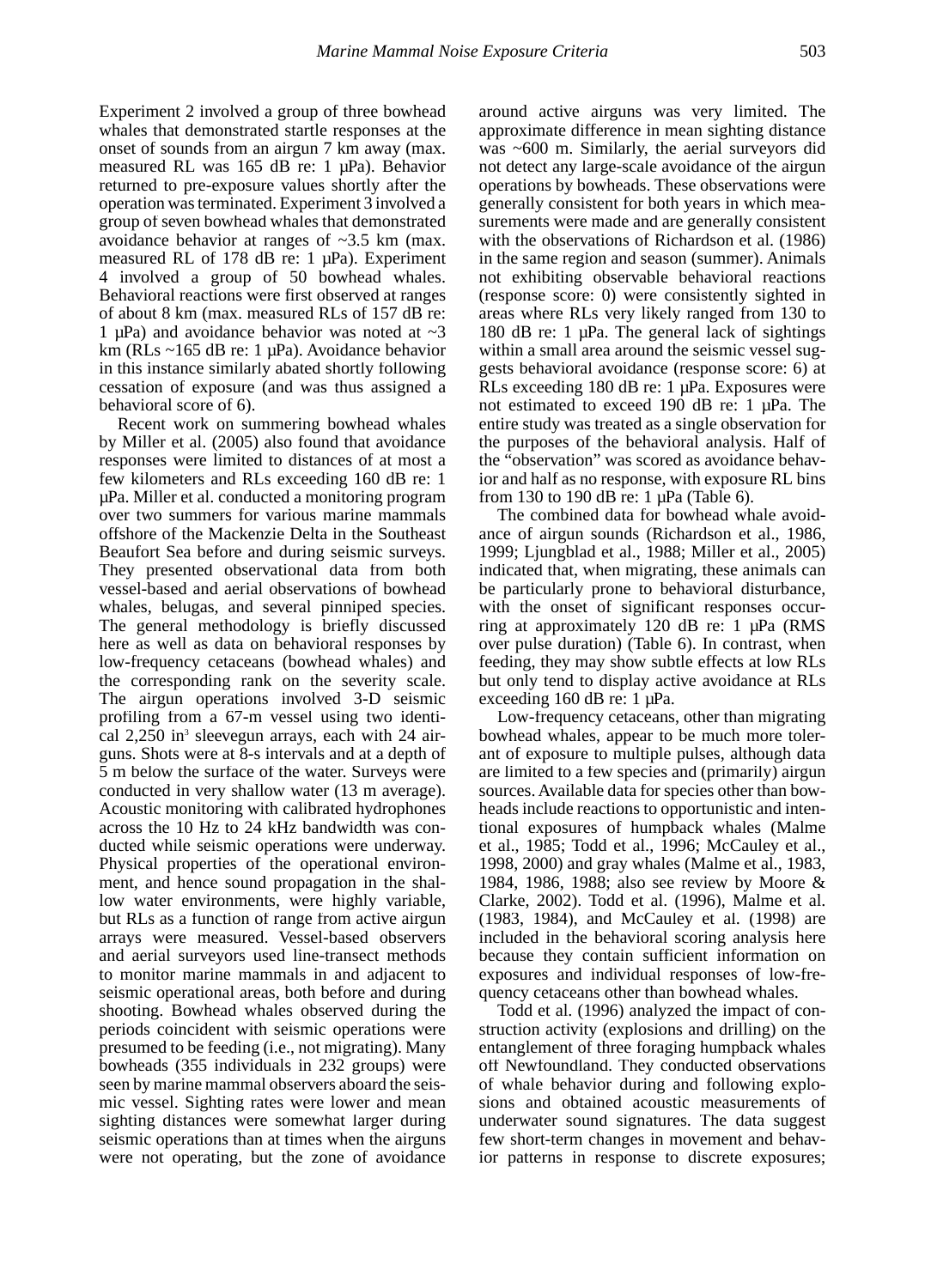Experiment 2 involved a group of three bowhead whales that demonstrated startle responses at the onset of sounds from an airgun 7 km away (max. measured RL was 165 dB re: 1 µPa). Behavior returned to pre-exposure values shortly after the operation was terminated. Experiment 3 involved a group of seven bowhead whales that demonstrated avoidance behavior at ranges of ~3.5 km (max. measured RL of 178 dB re: 1 µPa). Experiment 4 involved a group of 50 bowhead whales. Behavioral reactions were first observed at ranges of about 8 km (max. measured RLs of 157 dB re: 1 µPa) and avoidance behavior was noted at ~3 km (RLs ~165 dB re: 1 µPa). Avoidance behavior in this instance similarly abated shortly following cessation of exposure (and was thus assigned a behavioral score of 6).

Recent work on summering bowhead whales by Miller et al. (2005) also found that avoidance responses were limited to distances of at most a few kilometers and RLs exceeding 160 dB re: 1 µPa. Miller et al. conducted a monitoring program over two summers for various marine mammals offshore of the Mackenzie Delta in the Southeast Beaufort Sea before and during seismic surveys. They presented observational data from both vessel-based and aerial observations of bowhead whales, belugas, and several pinniped species. The general methodology is briefly discussed here as well as data on behavioral responses by low-frequency cetaceans (bowhead whales) and the corresponding rank on the severity scale. The airgun operations involved 3-D seismic profiling from a 67-m vessel using two identical 2,250 in$^3$ sleevegun arrays, each with 24 airguns. Shots were at 8-s intervals and at a depth of 5 m below the surface of the water. Surveys were conducted in very shallow water (13 m average). Acoustic monitoring with calibrated hydrophones across the 10 Hz to 24 kHz bandwidth was conducted while seismic operations were underway. Physical properties of the operational environment, and hence sound propagation in the shallow water environments, were highly variable, but RLs as a function of range from active airgun arrays were measured. Vessel-based observers and aerial surveyors used line-transect methods to monitor marine mammals in and adjacent to seismic operational areas, both before and during shooting. Bowhead whales observed during the periods coincident with seismic operations were presumed to be feeding (i.e., not migrating). Many bowheads (355 individuals in 232 groups) were seen by marine mammal observers aboard the seismic vessel. Sighting rates were lower and mean sighting distances were somewhat larger during seismic operations than at times when the airguns were not operating, but the zone of avoidance around active airguns was very limited. The approximate difference in mean sighting distance was ~600 m. Similarly, the aerial surveyors did not detect any large-scale avoidance of the airgun operations by bowheads. These observations were generally consistent for both years in which measurements were made and are generally consistent with the observations of Richardson et al. (1986) in the same region and season (summer). Animals not exhibiting observable behavioral reactions (response score: 0) were consistently sighted in areas where RLs very likely ranged from 130 to 180 dB re: 1 µPa. The general lack of sightings within a small area around the seismic vessel suggests behavioral avoidance (response score: 6) at RLs exceeding 180 dB re: 1 µPa. Exposures were not estimated to exceed 190 dB re: 1 µPa. The entire study was treated as a single observation for the purposes of the behavioral analysis. Half of the "observation" was scored as avoidance behavior and half as no response, with exposure RL bins from 130 to 190 dB re: 1 µPa (Table 6).

The combined data for bowhead whale avoidance of airgun sounds (Richardson et al., 1986, 1999; Ljungblad et al., 1988; Miller et al., 2005) indicated that, when migrating, these animals can be particularly prone to behavioral disturbance, with the onset of significant responses occurring at approximately 120 dB re: 1 µPa (RMS over pulse duration) (Table 6). In contrast, when feeding, they may show subtle effects at low RLs but only tend to display active avoidance at RLs exceeding 160 dB re: 1 µPa.

Low-frequency cetaceans, other than migrating bowhead whales, appear to be much more tolerant of exposure to multiple pulses, although data are limited to a few species and (primarily) airgun sources. Available data for species other than bowheads include reactions to opportunistic and intentional exposures of humpback whales (Malme et al., 1985; Todd et al., 1996; McCauley et al., 1998, 2000) and gray whales (Malme et al., 1983, 1984, 1986, 1988; also see review by Moore & Clarke, 2002). Todd et al. (1996), Malme et al. (1983, 1984), and McCauley et al. (1998) are included in the behavioral scoring analysis here because they contain sufficient information on exposures and individual responses of low-frequency cetaceans other than bowhead whales.

Todd et al. (1996) analyzed the impact of construction activity (explosions and drilling) on the entanglement of three foraging humpback whales off Newfoundland. They conducted observations of whale behavior during and following explosions and obtained acoustic measurements of underwater sound signatures. The data suggest few short-term changes in movement and behavior patterns in response to discrete exposures;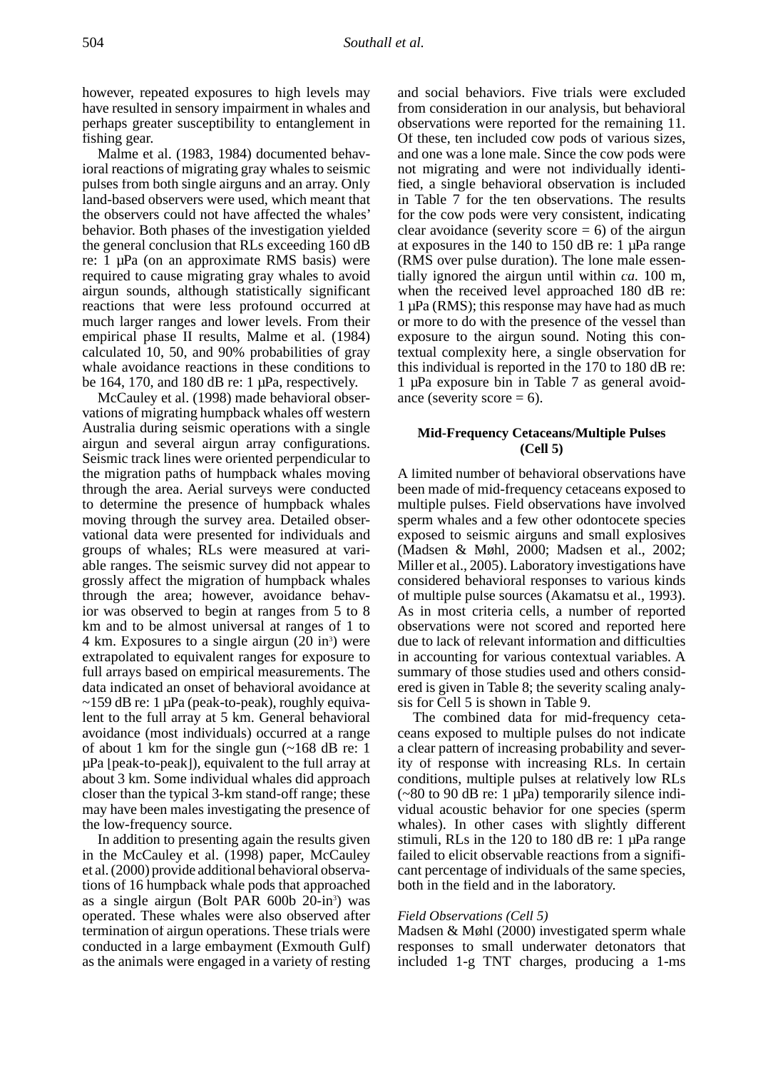however, repeated exposures to high levels may have resulted in sensory impairment in whales and perhaps greater susceptibility to entanglement in fishing gear.

Malme et al. (1983, 1984) documented behavioral reactions of migrating gray whales to seismic pulses from both single airguns and an array. Only land-based observers were used, which meant that the observers could not have affected the whales' behavior. Both phases of the investigation yielded the general conclusion that RLs exceeding 160 dB re: 1 µPa (on an approximate RMS basis) were required to cause migrating gray whales to avoid airgun sounds, although statistically significant reactions that were less profound occurred at much larger ranges and lower levels. From their empirical phase II results, Malme et al. (1984) calculated 10, 50, and 90% probabilities of gray whale avoidance reactions in these conditions to be 164, 170, and 180 dB re: 1 µPa, respectively.

McCauley et al. (1998) made behavioral observations of migrating humpback whales off western Australia during seismic operations with a single airgun and several airgun array configurations. Seismic track lines were oriented perpendicular to the migration paths of humpback whales moving through the area. Aerial surveys were conducted to determine the presence of humpback whales moving through the survey area. Detailed observational data were presented for individuals and groups of whales; RLs were measured at variable ranges. The seismic survey did not appear to grossly affect the migration of humpback whales through the area; however, avoidance behavior was observed to begin at ranges from 5 to 8 km and to be almost universal at ranges of 1 to 4 km. Exposures to a single airgun (20 in$^3$) were extrapolated to equivalent ranges for exposure to full arrays based on empirical measurements. The data indicated an onset of behavioral avoidance at ~159 dB re: 1 µPa (peak-to-peak), roughly equivalent to the full array at 5 km. General behavioral avoidance (most individuals) occurred at a range of about 1 km for the single gun (~168 dB re: 1 µPa [peak-to-peak]), equivalent to the full array at about 3 km. Some individual whales did approach closer than the typical 3-km stand-off range; these may have been males investigating the presence of the low-frequency source.

In addition to presenting again the results given in the McCauley et al. (1998) paper, McCauley et al. (2000) provide additional behavioral observations of 16 humpback whale pods that approached as a single airgun (Bolt PAR 600b 20-in$^3$) was operated. These whales were also observed after termination of airgun operations. These trials were conducted in a large embayment (Exmouth Gulf) as the animals were engaged in a variety of resting and social behaviors. Five trials were excluded from consideration in our analysis, but behavioral observations were reported for the remaining 11. Of these, ten included cow pods of various sizes, and one was a lone male. Since the cow pods were not migrating and were not individually identified, a single behavioral observation is included in Table 7 for the ten observations. The results for the cow pods were very consistent, indicating clear avoidance (severity score = 6) of the airgun at exposures in the 140 to 150 dB re: 1 µPa range (RMS over pulse duration). The lone male essentially ignored the airgun until within *ca.* 100 m, when the received level approached 180 dB re: 1 µPa (RMS); this response may have had as much or more to do with the presence of the vessel than exposure to the airgun sound. Noting this contextual complexity here, a single observation for this individual is reported in the 170 to 180 dB re: 1 µPa exposure bin in Table 7 as general avoidance (severity score = 6).

### Mid-Frequency Cetaceans/Multiple Pulses (Cell 5)

A limited number of behavioral observations have been made of mid-frequency cetaceans exposed to multiple pulses. Field observations have involved sperm whales and a few other odontocete species exposed to seismic airguns and small explosives (Madsen & Møhl, 2000; Madsen et al., 2002; Miller et al., 2005). Laboratory investigations have considered behavioral responses to various kinds of multiple pulse sources (Akamatsu et al., 1993). As in most criteria cells, a number of reported observations were not scored and reported here due to lack of relevant information and difficulties in accounting for various contextual variables. A summary of those studies used and others considered is given in Table 8; the severity scaling analysis for Cell 5 is shown in Table 9.

The combined data for mid-frequency cetaceans exposed to multiple pulses do not indicate a clear pattern of increasing probability and severity of response with increasing RLs. In certain conditions, multiple pulses at relatively low RLs (~80 to 90 dB re: 1 µPa) temporarily silence individual acoustic behavior for one species (sperm whales). In other cases with slightly different stimuli, RLs in the 120 to 180 dB re: 1 µPa range failed to elicit observable reactions from a significant percentage of individuals of the same species, both in the field and in the laboratory.

#### *Field Observations (Cell 5)*

Madsen & Møhl (2000) investigated sperm whale responses to small underwater detonators that included 1-g TNT charges, producing a 1-ms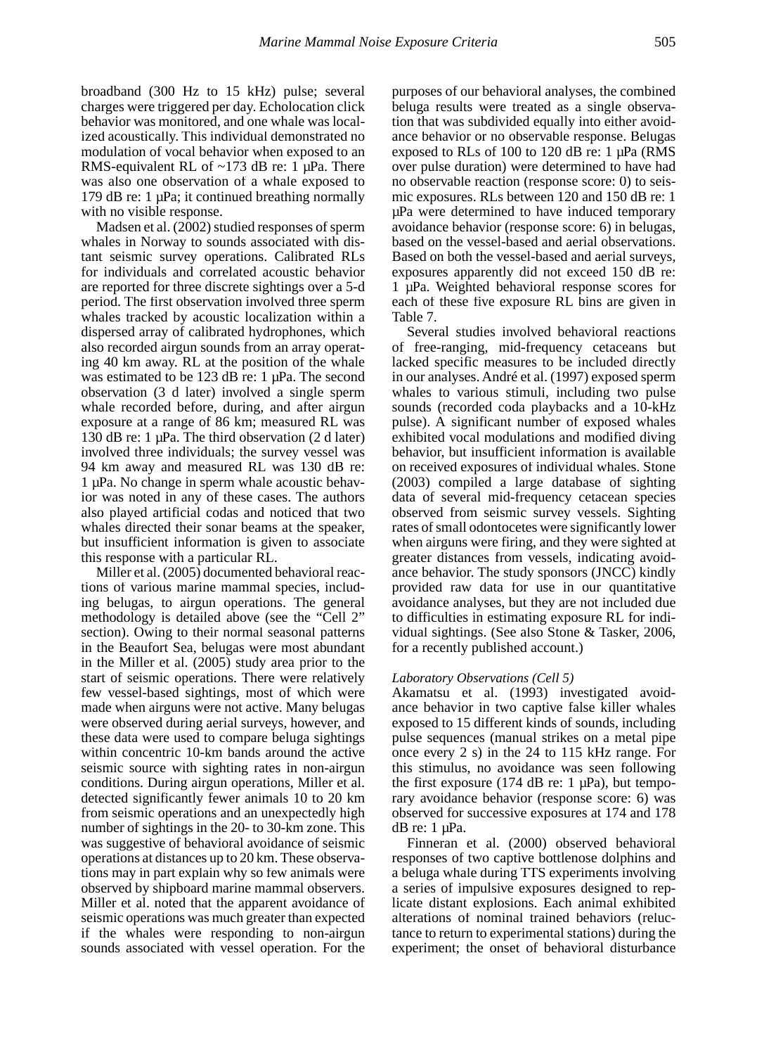broadband (300 Hz to 15 kHz) pulse; several charges were triggered per day. Echolocation click behavior was monitored, and one whale was localized acoustically. This individual demonstrated no modulation of vocal behavior when exposed to an RMS-equivalent RL of ~173 dB re: 1 µPa. There was also one observation of a whale exposed to 179 dB re: 1 µPa; it continued breathing normally with no visible response.

Madsen et al. (2002) studied responses of sperm whales in Norway to sounds associated with distant seismic survey operations. Calibrated RLs for individuals and correlated acoustic behavior are reported for three discrete sightings over a 5-d period. The first observation involved three sperm whales tracked by acoustic localization within a dispersed array of calibrated hydrophones, which also recorded airgun sounds from an array operating 40 km away. RL at the position of the whale was estimated to be 123 dB re: 1 µPa. The second observation (3 d later) involved a single sperm whale recorded before, during, and after airgun exposure at a range of 86 km; measured RL was 130 dB re: 1 µPa. The third observation (2 d later) involved three individuals; the survey vessel was 94 km away and measured RL was 130 dB re: 1 µPa. No change in sperm whale acoustic behavior was noted in any of these cases. The authors also played artificial codas and noticed that two whales directed their sonar beams at the speaker, but insufficient information is given to associate this response with a particular RL.

Miller et al. (2005) documented behavioral reactions of various marine mammal species, including belugas, to airgun operations. The general methodology is detailed above (see the "Cell 2" section). Owing to their normal seasonal patterns in the Beaufort Sea, belugas were most abundant in the Miller et al. (2005) study area prior to the start of seismic operations. There were relatively few vessel-based sightings, most of which were made when airguns were not active. Many belugas were observed during aerial surveys, however, and these data were used to compare beluga sightings within concentric 10-km bands around the active seismic source with sighting rates in non-airgun conditions. During airgun operations, Miller et al. detected significantly fewer animals 10 to 20 km from seismic operations and an unexpectedly high number of sightings in the 20- to 30-km zone. This was suggestive of behavioral avoidance of seismic operations at distances up to 20 km. These observations may in part explain why so few animals were observed by shipboard marine mammal observers. Miller et al. noted that the apparent avoidance of seismic operations was much greater than expected if the whales were responding to non-airgun sounds associated with vessel operation. For the purposes of our behavioral analyses, the combined beluga results were treated as a single observation that was subdivided equally into either avoidance behavior or no observable response. Belugas exposed to RLs of 100 to 120 dB re: 1 µPa (RMS over pulse duration) were determined to have had no observable reaction (response score: 0) to seismic exposures. RLs between 120 and 150 dB re: 1 µPa were determined to have induced temporary avoidance behavior (response score: 6) in belugas, based on the vessel-based and aerial observations. Based on both the vessel-based and aerial surveys, exposures apparently did not exceed 150 dB re: 1 µPa. Weighted behavioral response scores for each of these five exposure RL bins are given in Table 7.

Several studies involved behavioral reactions of free-ranging, mid-frequency cetaceans but lacked specific measures to be included directly in our analyses. André et al. (1997) exposed sperm whales to various stimuli, including two pulse sounds (recorded coda playbacks and a 10-kHz pulse). A significant number of exposed whales exhibited vocal modulations and modified diving behavior, but insufficient information is available on received exposures of individual whales. Stone (2003) compiled a large database of sighting data of several mid-frequency cetacean species observed from seismic survey vessels. Sighting rates of small odontocetes were significantly lower when airguns were firing, and they were sighted at greater distances from vessels, indicating avoidance behavior. The study sponsors (JNCC) kindly provided raw data for use in our quantitative avoidance analyses, but they are not included due to difficulties in estimating exposure RL for individual sightings. (See also Stone & Tasker, 2006, for a recently published account.)

*Laboratory Observations (Cell 5)*

Akamatsu et al. (1993) investigated avoidance behavior in two captive false killer whales exposed to 15 different kinds of sounds, including pulse sequences (manual strikes on a metal pipe once every 2 s) in the 24 to 115 kHz range. For this stimulus, no avoidance was seen following the first exposure (174 dB re: 1 µPa), but temporary avoidance behavior (response score: 6) was observed for successive exposures at 174 and 178 dB re: 1 µPa.

Finneran et al. (2000) observed behavioral responses of two captive bottlenose dolphins and a beluga whale during TTS experiments involving a series of impulsive exposures designed to replicate distant explosions. Each animal exhibited alterations of nominal trained behaviors (reluctance to return to experimental stations) during the experiment; the onset of behavioral disturbance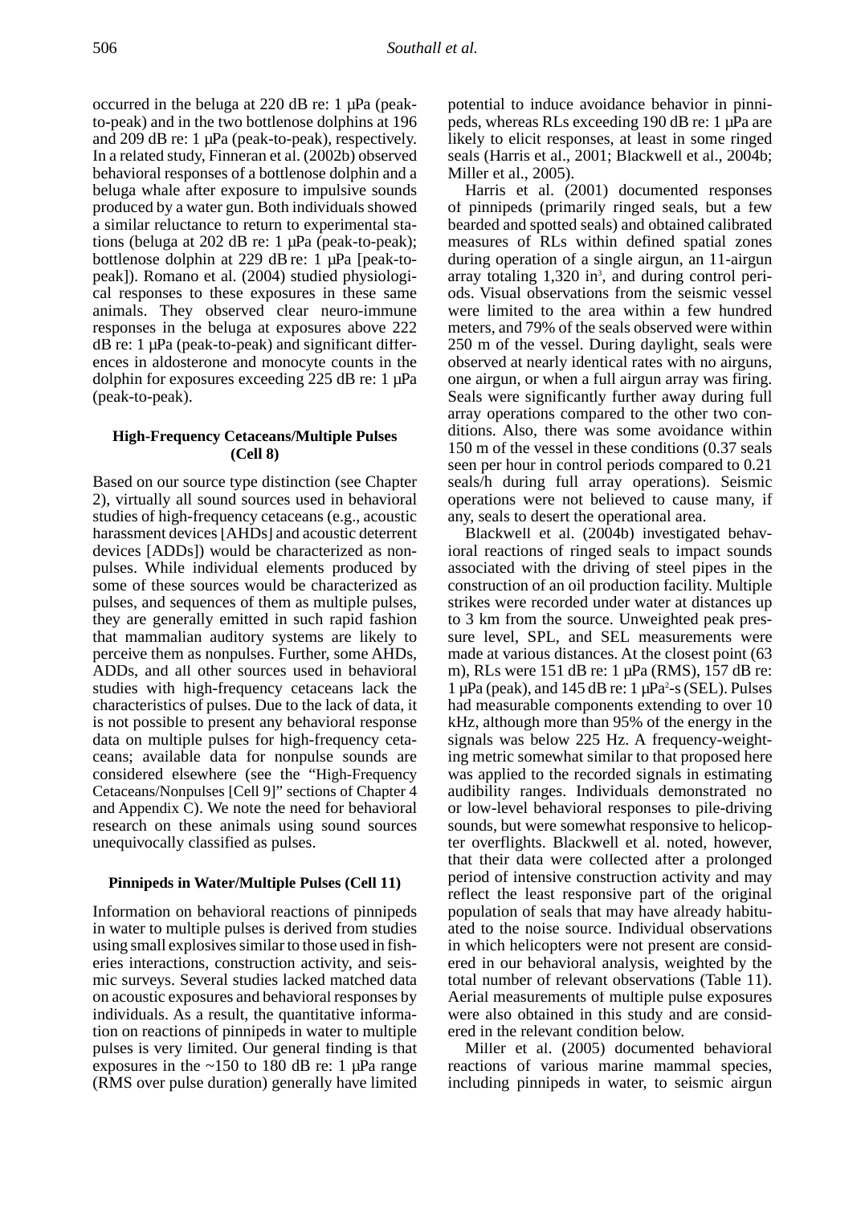occurred in the beluga at 220 dB re: 1 µPa (peak-to-peak) and in the two bottlenose dolphins at 196 and 209 dB re: 1 µPa (peak-to-peak), respectively. In a related study, Finneran et al. (2002b) observed behavioral responses of a bottlenose dolphin and a beluga whale after exposure to impulsive sounds produced by a water gun. Both individuals showed a similar reluctance to return to experimental stations (beluga at 202 dB re: 1 µPa (peak-to-peak); bottlenose dolphin at 229 dB re: 1 µPa [peak-to-peak]). Romano et al. (2004) studied physiological responses to these exposures in these same animals. They observed clear neuro-immune responses in the beluga at exposures above 222 dB re: 1 µPa (peak-to-peak) and significant differences in aldosterone and monocyte counts in the dolphin for exposures exceeding 225 dB re: 1 µPa (peak-to-peak).

### High-Frequency Cetaceans/Multiple Pulses (Cell 8)

Based on our source type distinction (see Chapter 2), virtually all sound sources used in behavioral studies of high-frequency cetaceans (e.g., acoustic harassment devices [AHDs] and acoustic deterrent devices [ADDs]) would be characterized as nonpulses. While individual elements produced by some of these sources would be characterized as pulses, and sequences of them as multiple pulses, they are generally emitted in such rapid fashion that mammalian auditory systems are likely to perceive them as nonpulses. Further, some AHDs, ADDs, and all other sources used in behavioral studies with high-frequency cetaceans lack the characteristics of pulses. Due to the lack of data, it is not possible to present any behavioral response data on multiple pulses for high-frequency cetaceans; available data for nonpulse sounds are considered elsewhere (see the "High-Frequency Cetaceans/Nonpulses [Cell 9]" sections of Chapter 4 and Appendix C). We note the need for behavioral research on these animals using sound sources unequivocally classified as pulses.

### Pinnipeds in Water/Multiple Pulses (Cell 11)

Information on behavioral reactions of pinnipeds in water to multiple pulses is derived from studies using small explosives similar to those used in fisheries interactions, construction activity, and seismic surveys. Several studies lacked matched data on acoustic exposures and behavioral responses by individuals. As a result, the quantitative information on reactions of pinnipeds in water to multiple pulses is very limited. Our general finding is that exposures in the ~150 to 180 dB re: 1 µPa range (RMS over pulse duration) generally have limited potential to induce avoidance behavior in pinnipeds, whereas RLs exceeding 190 dB re: 1 µPa are likely to elicit responses, at least in some ringed seals (Harris et al., 2001; Blackwell et al., 2004b; Miller et al., 2005).

Harris et al. (2001) documented responses of pinnipeds (primarily ringed seals, but a few bearded and spotted seals) and obtained calibrated measures of RLs within defined spatial zones during operation of a single airgun, an 11-airgun array totaling 1,320 in$^3$, and during control periods. Visual observations from the seismic vessel were limited to the area within a few hundred meters, and 79% of the seals observed were within 250 m of the vessel. During daylight, seals were observed at nearly identical rates with no airguns, one airgun, or when a full airgun array was firing. Seals were significantly further away during full array operations compared to the other two conditions. Also, there was some avoidance within 150 m of the vessel in these conditions (0.37 seals seen per hour in control periods compared to 0.21 seals/h during full array operations). Seismic operations were not believed to cause many, if any, seals to desert the operational area.

Blackwell et al. (2004b) investigated behavioral reactions of ringed seals to impact sounds associated with the driving of steel pipes in the construction of an oil production facility. Multiple strikes were recorded under water at distances up to 3 km from the source. Unweighted peak pressure level, SPL, and SEL measurements were made at various distances. At the closest point (63 m), RLs were 151 dB re: 1 µPa (RMS), 157 dB re: 1 µPa (peak), and 145 dB re: 1 µPa$^2$-s (SEL). Pulses had measurable components extending to over 10 kHz, although more than 95% of the energy in the signals was below 225 Hz. A frequency-weighting metric somewhat similar to that proposed here was applied to the recorded signals in estimating audibility ranges. Individuals demonstrated no or low-level behavioral responses to pile-driving sounds, but were somewhat responsive to helicopter overflights. Blackwell et al. noted, however, that their data were collected after a prolonged period of intensive construction activity and may reflect the least responsive part of the original population of seals that may have already habituated to the noise source. Individual observations in which helicopters were not present are considered in our behavioral analysis, weighted by the total number of relevant observations (Table 11). Aerial measurements of multiple pulse exposures were also obtained in this study and are considered in the relevant condition below.

Miller et al. (2005) documented behavioral reactions of various marine mammal species, including pinnipeds in water, to seismic airgun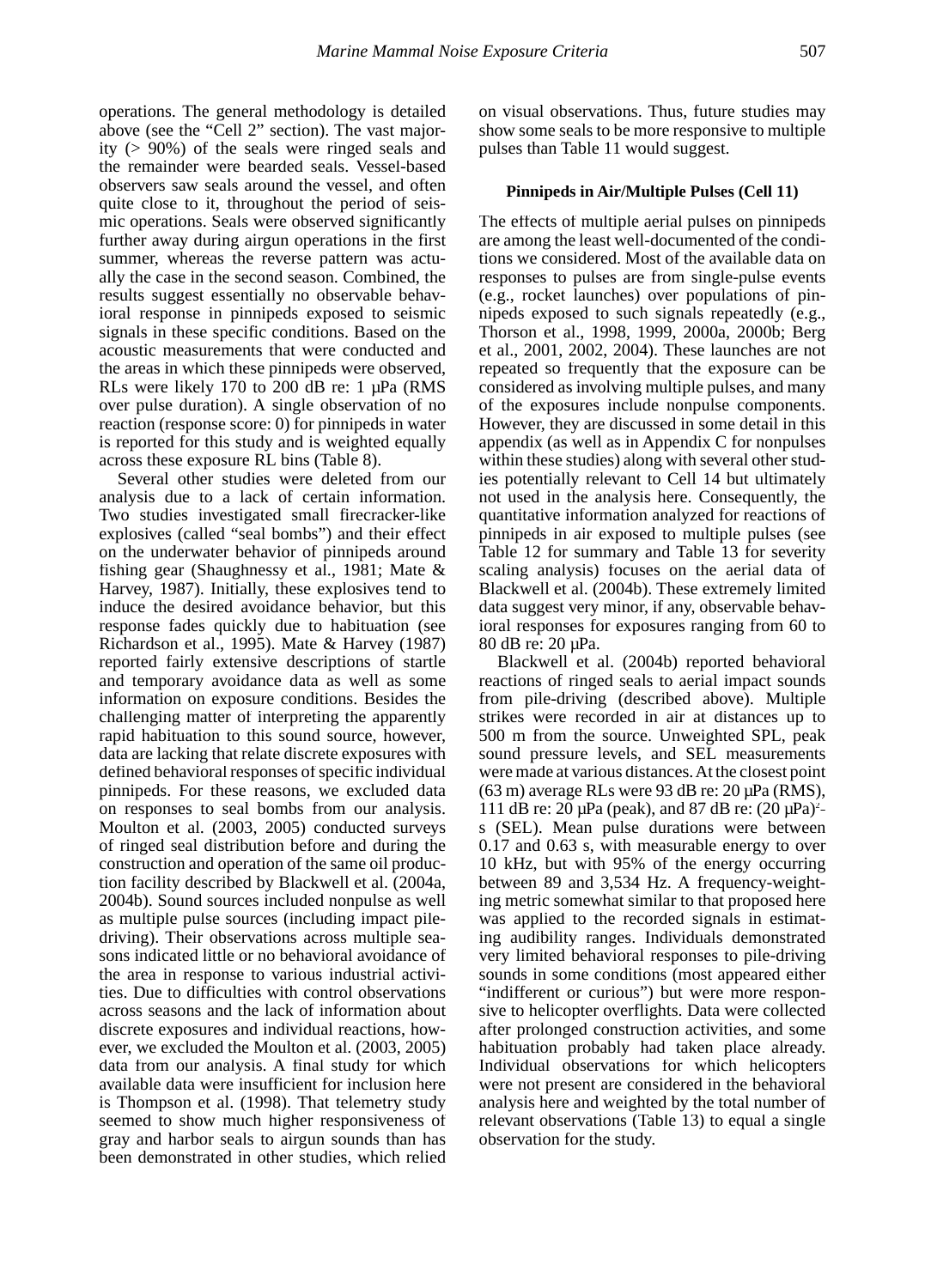operations. The general methodology is detailed above (see the "Cell 2" section). The vast majority (> 90%) of the seals were ringed seals and the remainder were bearded seals. Vessel-based observers saw seals around the vessel, and often quite close to it, throughout the period of seismic operations. Seals were observed significantly further away during airgun operations in the first summer, whereas the reverse pattern was actually the case in the second season. Combined, the results suggest essentially no observable behavioral response in pinnipeds exposed to seismic signals in these specific conditions. Based on the acoustic measurements that were conducted and the areas in which these pinnipeds were observed, RLs were likely 170 to 200 dB re: 1 µPa (RMS over pulse duration). A single observation of no reaction (response score: 0) for pinnipeds in water is reported for this study and is weighted equally across these exposure RL bins (Table 8).

Several other studies were deleted from our analysis due to a lack of certain information. Two studies investigated small firecracker-like explosives (called "seal bombs") and their effect on the underwater behavior of pinnipeds around fishing gear (Shaughnessy et al., 1981; Mate & Harvey, 1987). Initially, these explosives tend to induce the desired avoidance behavior, but this response fades quickly due to habituation (see Richardson et al., 1995). Mate & Harvey (1987) reported fairly extensive descriptions of startle and temporary avoidance data as well as some information on exposure conditions. Besides the challenging matter of interpreting the apparently rapid habituation to this sound source, however, data are lacking that relate discrete exposures with defined behavioral responses of specific individual pinnipeds. For these reasons, we excluded data on responses to seal bombs from our analysis. Moulton et al. (2003, 2005) conducted surveys of ringed seal distribution before and during the construction and operation of the same oil production facility described by Blackwell et al. (2004a, 2004b). Sound sources included nonpulse as well as multiple pulse sources (including impact pile-driving). Their observations across multiple seasons indicated little or no behavioral avoidance of the area in response to various industrial activities. Due to difficulties with control observations across seasons and the lack of information about discrete exposures and individual reactions, however, we excluded the Moulton et al. (2003, 2005) data from our analysis. A final study for which available data were insufficient for inclusion here is Thompson et al. (1998). That telemetry study seemed to show much higher responsiveness of gray and harbor seals to airgun sounds than has been demonstrated in other studies, which relied on visual observations. Thus, future studies may show some seals to be more responsive to multiple pulses than Table 11 would suggest.

**Pinnipeds in Air/Multiple Pulses (Cell 11)**

The effects of multiple aerial pulses on pinnipeds are among the least well-documented of the conditions we considered. Most of the available data on responses to pulses are from single-pulse events (e.g., rocket launches) over populations of pinnipeds exposed to such signals repeatedly (e.g., Thorson et al., 1998, 1999, 2000a, 2000b; Berg et al., 2001, 2002, 2004). These launches are not repeated so frequently that the exposure can be considered as involving multiple pulses, and many of the exposures include nonpulse components. However, they are discussed in some detail in this appendix (as well as in Appendix C for nonpulses within these studies) along with several other studies potentially relevant to Cell 14 but ultimately not used in the analysis here. Consequently, the quantitative information analyzed for reactions of pinnipeds in air exposed to multiple pulses (see Table 12 for summary and Table 13 for severity scaling analysis) focuses on the aerial data of Blackwell et al. (2004b). These extremely limited data suggest very minor, if any, observable behavioral responses for exposures ranging from 60 to 80 dB re: 20 µPa.

Blackwell et al. (2004b) reported behavioral reactions of ringed seals to aerial impact sounds from pile-driving (described above). Multiple strikes were recorded in air at distances up to 500 m from the source. Unweighted SPL, peak sound pressure levels, and SEL measurements were made at various distances. At the closest point (63 m) average RLs were 93 dB re: 20 µPa (RMS), 111 dB re: 20 µPa (peak), and 87 dB re: $(20\ \mu Pa)^2$-s (SEL). Mean pulse durations were between 0.17 and 0.63 s, with measurable energy to over 10 kHz, but with 95% of the energy occurring between 89 and 3,534 Hz. A frequency-weighting metric somewhat similar to that proposed here was applied to the recorded signals in estimating audibility ranges. Individuals demonstrated very limited behavioral responses to pile-driving sounds in some conditions (most appeared either "indifferent or curious") but were more responsive to helicopter overflights. Data were collected after prolonged construction activities, and some habituation probably had taken place already. Individual observations for which helicopters were not present are considered in the behavioral analysis here and weighted by the total number of relevant observations (Table 13) to equal a single observation for the study.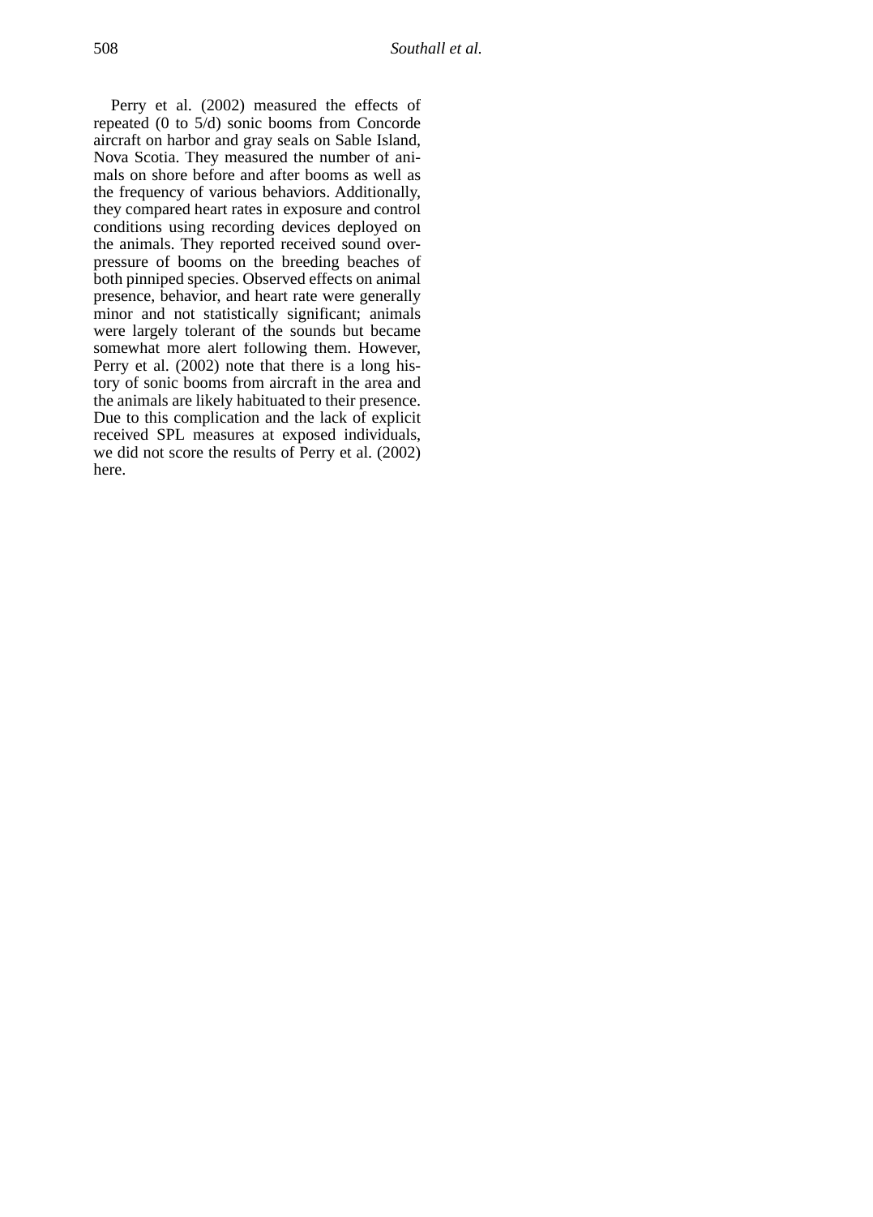Perry et al. (2002) measured the effects of repeated (0 to 5/d) sonic booms from Concorde aircraft on harbor and gray seals on Sable Island, Nova Scotia. They measured the number of animals on shore before and after booms as well as the frequency of various behaviors. Additionally, they compared heart rates in exposure and control conditions using recording devices deployed on the animals. They reported received sound overpressure of booms on the breeding beaches of both pinniped species. Observed effects on animal presence, behavior, and heart rate were generally minor and not statistically significant; animals were largely tolerant of the sounds but became somewhat more alert following them. However, Perry et al. (2002) note that there is a long history of sonic booms from aircraft in the area and the animals are likely habituated to their presence. Due to this complication and the lack of explicit received SPL measures at exposed individuals, we did not score the results of Perry et al. (2002) here.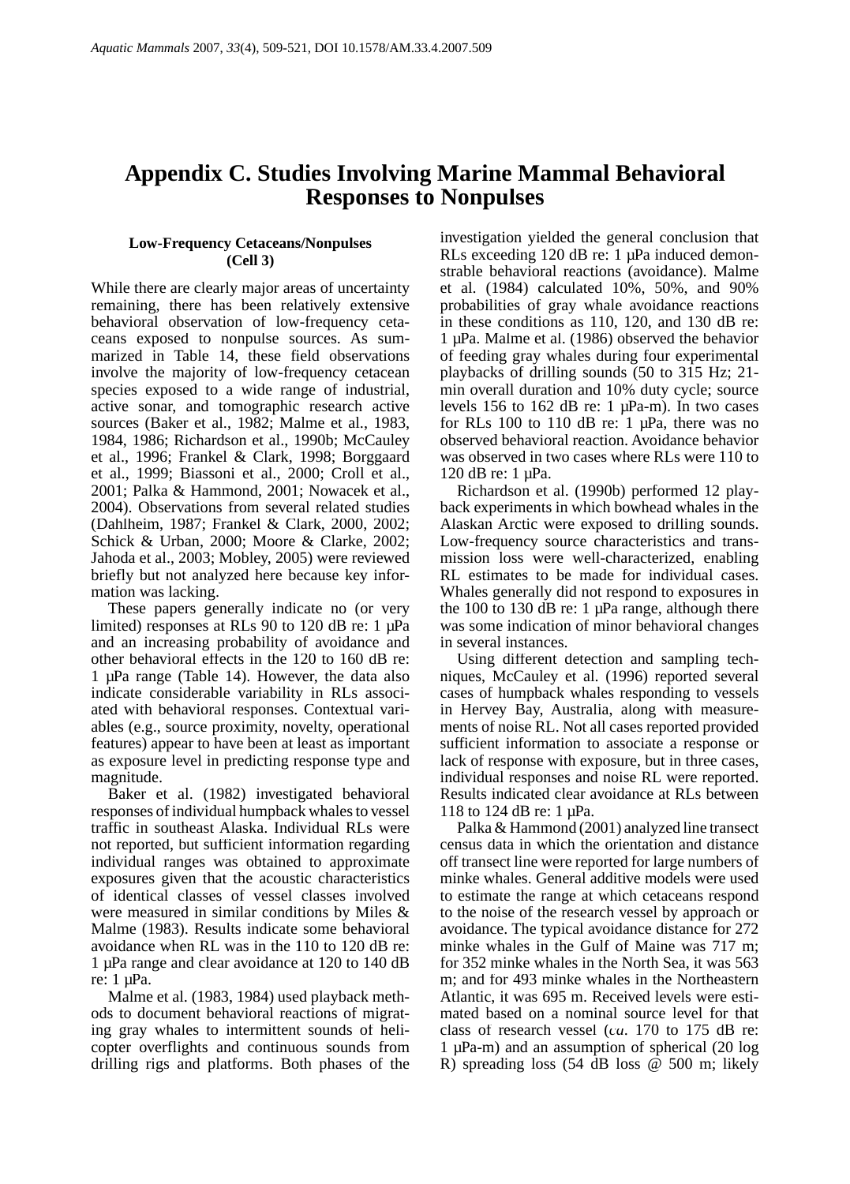# Appendix C. Studies Involving Marine Mammal Behavioral Responses to Nonpulses

### Low-Frequency Cetaceans/Nonpulses (Cell 3)

While there are clearly major areas of uncertainty remaining, there has been relatively extensive behavioral observation of low-frequency cetaceans exposed to nonpulse sources. As summarized in Table 14, these field observations involve the majority of low-frequency cetacean species exposed to a wide range of industrial, active sonar, and tomographic research active sources (Baker et al., 1982; Malme et al., 1983, 1984, 1986; Richardson et al., 1990b; McCauley et al., 1996; Frankel & Clark, 1998; Borggaard et al., 1999; Biassoni et al., 2000; Croll et al., 2001; Palka & Hammond, 2001; Nowacek et al., 2004). Observations from several related studies (Dahlheim, 1987; Frankel & Clark, 2000, 2002; Schick & Urban, 2000; Moore & Clarke, 2002; Jahoda et al., 2003; Mobley, 2005) were reviewed briefly but not analyzed here because key information was lacking.

These papers generally indicate no (or very limited) responses at RLs 90 to 120 dB re: 1 μPa and an increasing probability of avoidance and other behavioral effects in the 120 to 160 dB re: 1 μPa range (Table 14). However, the data also indicate considerable variability in RLs associated with behavioral responses. Contextual variables (e.g., source proximity, novelty, operational features) appear to have been at least as important as exposure level in predicting response type and magnitude.

Baker et al. (1982) investigated behavioral responses of individual humpback whales to vessel traffic in southeast Alaska. Individual RLs were not reported, but sufficient information regarding individual ranges was obtained to approximate exposures given that the acoustic characteristics of identical classes of vessel classes involved were measured in similar conditions by Miles & Malme (1983). Results indicate some behavioral avoidance when RL was in the 110 to 120 dB re: 1 μPa range and clear avoidance at 120 to 140 dB re: 1 μPa.

Malme et al. (1983, 1984) used playback methods to document behavioral reactions of migrating gray whales to intermittent sounds of helicopter overflights and continuous sounds from drilling rigs and platforms. Both phases of the investigation yielded the general conclusion that RLs exceeding 120 dB re: 1 μPa induced demonstrable behavioral reactions (avoidance). Malme et al. (1984) calculated 10%, 50%, and 90% probabilities of gray whale avoidance reactions in these conditions as 110, 120, and 130 dB re: 1 μPa. Malme et al. (1986) observed the behavior of feeding gray whales during four experimental playbacks of drilling sounds (50 to 315 Hz; 21-min overall duration and 10% duty cycle; source levels 156 to 162 dB re: 1 μPa-m). In two cases for RLs 100 to 110 dB re: 1 μPa, there was no observed behavioral reaction. Avoidance behavior was observed in two cases where RLs were 110 to 120 dB re: 1 μPa.

Richardson et al. (1990b) performed 12 playback experiments in which bowhead whales in the Alaskan Arctic were exposed to drilling sounds. Low-frequency source characteristics and transmission loss were well-characterized, enabling RL estimates to be made for individual cases. Whales generally did not respond to exposures in the 100 to 130 dB re: 1 μPa range, although there was some indication of minor behavioral changes in several instances.

Using different detection and sampling techniques, McCauley et al. (1996) reported several cases of humpback whales responding to vessels in Hervey Bay, Australia, along with measurements of noise RL. Not all cases reported provided sufficient information to associate a response or lack of response with exposure, but in three cases, individual responses and noise RL were reported. Results indicated clear avoidance at RLs between 118 to 124 dB re: 1 μPa.

Palka & Hammond (2001) analyzed line transect census data in which the orientation and distance off transect line were reported for large numbers of minke whales. General additive models were used to estimate the range at which cetaceans respond to the noise of the research vessel by approach or avoidance. The typical avoidance distance for 272 minke whales in the Gulf of Maine was 717 m; for 352 minke whales in the North Sea, it was 563 m; and for 493 minke whales in the Northeastern Atlantic, it was 695 m. Received levels were estimated based on a nominal source level for that class of research vessel (*ca.* 170 to 175 dB re: 1 μPa-m) and an assumption of spherical (20 log R) spreading loss (54 dB loss @ 500 m; likely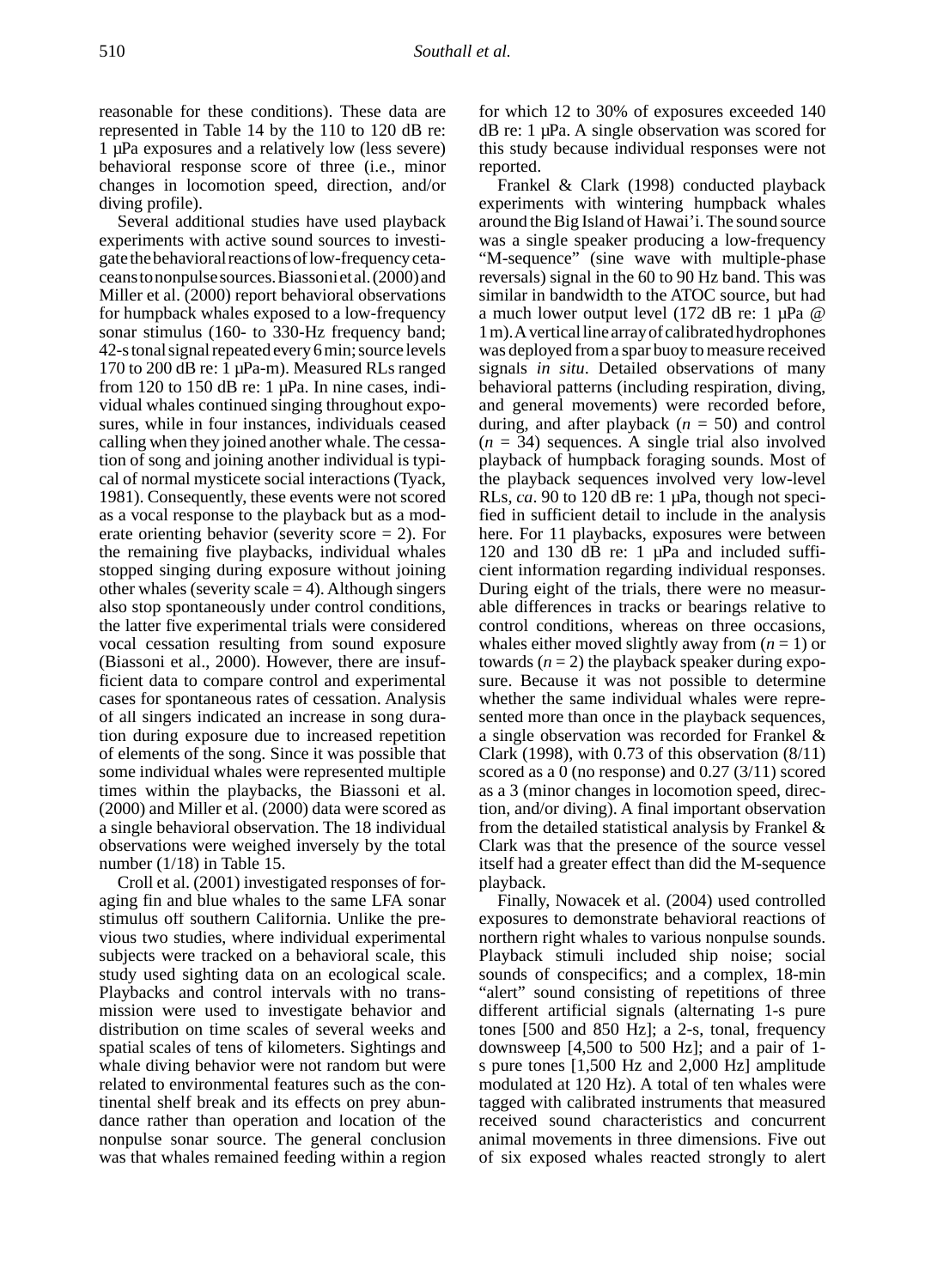reasonable for these conditions). These data are represented in Table 14 by the 110 to 120 dB re: 1 µPa exposures and a relatively low (less severe) behavioral response score of three (i.e., minor changes in locomotion speed, direction, and/or diving profile).

Several additional studies have used playback experiments with active sound sources to investigate the behavioral reactions of low-frequency cetaceans to nonpulse sources. Biassoni et al. (2000) and Miller et al. (2000) report behavioral observations for humpback whales exposed to a low-frequency sonar stimulus (160- to 330-Hz frequency band; 42-s tonal signal repeated every 6 min; source levels 170 to 200 dB re: 1 µPa-m). Measured RLs ranged from 120 to 150 dB re: 1 µPa. In nine cases, individual whales continued singing throughout exposures, while in four instances, individuals ceased calling when they joined another whale. The cessation of song and joining another individual is typical of normal mysticete social interactions (Tyack, 1981). Consequently, these events were not scored as a vocal response to the playback but as a moderate orienting behavior (severity score = 2). For the remaining five playbacks, individual whales stopped singing during exposure without joining other whales (severity scale = 4). Although singers also stop spontaneously under control conditions, the latter five experimental trials were considered vocal cessation resulting from sound exposure (Biassoni et al., 2000). However, there are insufficient data to compare control and experimental cases for spontaneous rates of cessation. Analysis of all singers indicated an increase in song duration during exposure due to increased repetition of elements of the song. Since it was possible that some individual whales were represented multiple times within the playbacks, the Biassoni et al. (2000) and Miller et al. (2000) data were scored as a single behavioral observation. The 18 individual observations were weighed inversely by the total number (1/18) in Table 15.

Croll et al. (2001) investigated responses of foraging fin and blue whales to the same LFA sonar stimulus off southern California. Unlike the previous two studies, where individual experimental subjects were tracked on a behavioral scale, this study used sighting data on an ecological scale. Playbacks and control intervals with no transmission were used to investigate behavior and distribution on time scales of several weeks and spatial scales of tens of kilometers. Sightings and whale diving behavior were not random but were related to environmental features such as the continental shelf break and its effects on prey abundance rather than operation and location of the nonpulse sonar source. The general conclusion was that whales remained feeding within a region for which 12 to 30% of exposures exceeded 140 dB re: 1 µPa. A single observation was scored for this study because individual responses were not reported.

Frankel & Clark (1998) conducted playback experiments with wintering humpback whales around the Big Island of Hawai'i. The sound source was a single speaker producing a low-frequency "M-sequence" (sine wave with multiple-phase reversals) signal in the 60 to 90 Hz band. This was similar in bandwidth to the ATOC source, but had a much lower output level (172 dB re: 1 µPa @ 1 m). A vertical line array of calibrated hydrophones was deployed from a spar buoy to measure received signals *in situ*. Detailed observations of many behavioral patterns (including respiration, diving, and general movements) were recorded before, during, and after playback ($n = 50$) and control ($n = 34$) sequences. A single trial also involved playback of humpback foraging sounds. Most of the playback sequences involved very low-level RLs, *ca*. 90 to 120 dB re: 1 µPa, though not specified in sufficient detail to include in the analysis here. For 11 playbacks, exposures were between 120 and 130 dB re: 1 µPa and included sufficient information regarding individual responses. During eight of the trials, there were no measurable differences in tracks or bearings relative to control conditions, whereas on three occasions, whales either moved slightly away from ($n = 1$) or towards ($n = 2$) the playback speaker during exposure. Because it was not possible to determine whether the same individual whales were represented more than once in the playback sequences, a single observation was recorded for Frankel & Clark (1998), with 0.73 of this observation (8/11) scored as a 0 (no response) and 0.27 (3/11) scored as a 3 (minor changes in locomotion speed, direction, and/or diving). A final important observation from the detailed statistical analysis by Frankel & Clark was that the presence of the source vessel itself had a greater effect than did the M-sequence playback.

Finally, Nowacek et al. (2004) used controlled exposures to demonstrate behavioral reactions of northern right whales to various nonpulse sounds. Playback stimuli included ship noise; social sounds of conspecifics; and a complex, 18-min "alert" sound consisting of repetitions of three different artificial signals (alternating 1-s pure tones [500 and 850 Hz]; a 2-s, tonal, frequency downsweep [4,500 to 500 Hz]; and a pair of 1-s pure tones [1,500 Hz and 2,000 Hz] amplitude modulated at 120 Hz). A total of ten whales were tagged with calibrated instruments that measured received sound characteristics and concurrent animal movements in three dimensions. Five out of six exposed whales reacted strongly to alert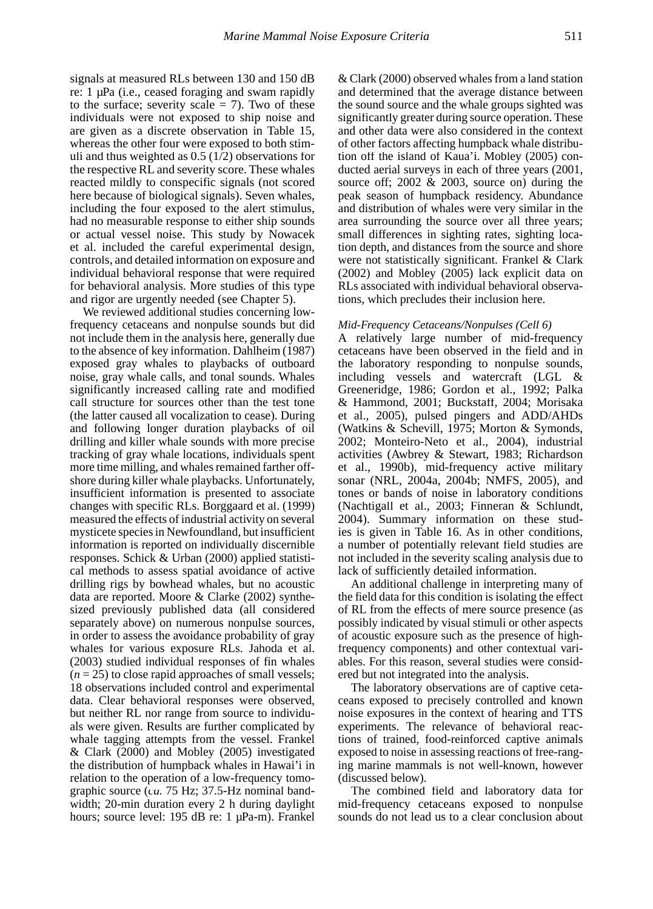signals at measured RLs between 130 and 150 dB re: 1 µPa (i.e., ceased foraging and swam rapidly to the surface; severity scale = 7). Two of these individuals were not exposed to ship noise and are given as a discrete observation in Table 15, whereas the other four were exposed to both stimuli and thus weighted as 0.5 (1/2) observations for the respective RL and severity score. These whales reacted mildly to conspecific signals (not scored here because of biological signals). Seven whales, including the four exposed to the alert stimulus, had no measurable response to either ship sounds or actual vessel noise. This study by Nowacek et al. included the careful experimental design, controls, and detailed information on exposure and individual behavioral response that were required for behavioral analysis. More studies of this type and rigor are urgently needed (see Chapter 5).

We reviewed additional studies concerning low-frequency cetaceans and nonpulse sounds but did not include them in the analysis here, generally due to the absence of key information. Dahlheim (1987) exposed gray whales to playbacks of outboard noise, gray whale calls, and tonal sounds. Whales significantly increased calling rate and modified call structure for sources other than the test tone (the latter caused all vocalization to cease). During and following longer duration playbacks of oil drilling and killer whale sounds with more precise tracking of gray whale locations, individuals spent more time milling, and whales remained farther offshore during killer whale playbacks. Unfortunately, insufficient information is presented to associate changes with specific RLs. Borggaard et al. (1999) measured the effects of industrial activity on several mysticete species in Newfoundland, but insufficient information is reported on individually discernible responses. Schick & Urban (2000) applied statistical methods to assess spatial avoidance of active drilling rigs by bowhead whales, but no acoustic data are reported. Moore & Clarke (2002) synthesized previously published data (all considered separately above) on numerous nonpulse sources, in order to assess the avoidance probability of gray whales for various exposure RLs. Jahoda et al. (2003) studied individual responses of fin whales ($n = 25$) to close rapid approaches of small vessels; 18 observations included control and experimental data. Clear behavioral responses were observed, but neither RL nor range from source to individuals were given. Results are further complicated by whale tagging attempts from the vessel. Frankel & Clark (2000) and Mobley (2005) investigated the distribution of humpback whales in Hawai'i in relation to the operation of a low-frequency tomographic source (*ca.* 75 Hz; 37.5-Hz nominal bandwidth; 20-min duration every 2 h during daylight hours; source level: 195 dB re: 1 µPa-m). Frankel & Clark (2000) observed whales from a land station and determined that the average distance between the sound source and the whale groups sighted was significantly greater during source operation. These and other data were also considered in the context of other factors affecting humpback whale distribution off the island of Kaua'i. Mobley (2005) conducted aerial surveys in each of three years (2001, source off; 2002 & 2003, source on) during the peak season of humpback residency. Abundance and distribution of whales were very similar in the area surrounding the source over all three years; small differences in sighting rates, sighting location depth, and distances from the source and shore were not statistically significant. Frankel & Clark (2002) and Mobley (2005) lack explicit data on RLs associated with individual behavioral observations, which precludes their inclusion here.

#### *Mid-Frequency Cetaceans/Nonpulses (Cell 6)*

A relatively large number of mid-frequency cetaceans have been observed in the field and in the laboratory responding to nonpulse sounds, including vessels and watercraft (LGL & Greeneridge, 1986; Gordon et al., 1992; Palka & Hammond, 2001; Buckstaff, 2004; Morisaka et al., 2005), pulsed pingers and ADD/AHDs (Watkins & Schevill, 1975; Morton & Symonds, 2002; Monteiro-Neto et al., 2004), industrial activities (Awbrey & Stewart, 1983; Richardson et al., 1990b), mid-frequency active military sonar (NRL, 2004a, 2004b; NMFS, 2005), and tones or bands of noise in laboratory conditions (Nachtigall et al., 2003; Finneran & Schlundt, 2004). Summary information on these studies is given in Table 16. As in other conditions, a number of potentially relevant field studies are not included in the severity scaling analysis due to lack of sufficiently detailed information.

An additional challenge in interpreting many of the field data for this condition is isolating the effect of RL from the effects of mere source presence (as possibly indicated by visual stimuli or other aspects of acoustic exposure such as the presence of high-frequency components) and other contextual variables. For this reason, several studies were considered but not integrated into the analysis.

The laboratory observations are of captive cetaceans exposed to precisely controlled and known noise exposures in the context of hearing and TTS experiments. The relevance of behavioral reactions of trained, food-reinforced captive animals exposed to noise in assessing reactions of free-ranging marine mammals is not well-known, however (discussed below).

The combined field and laboratory data for mid-frequency cetaceans exposed to nonpulse sounds do not lead us to a clear conclusion about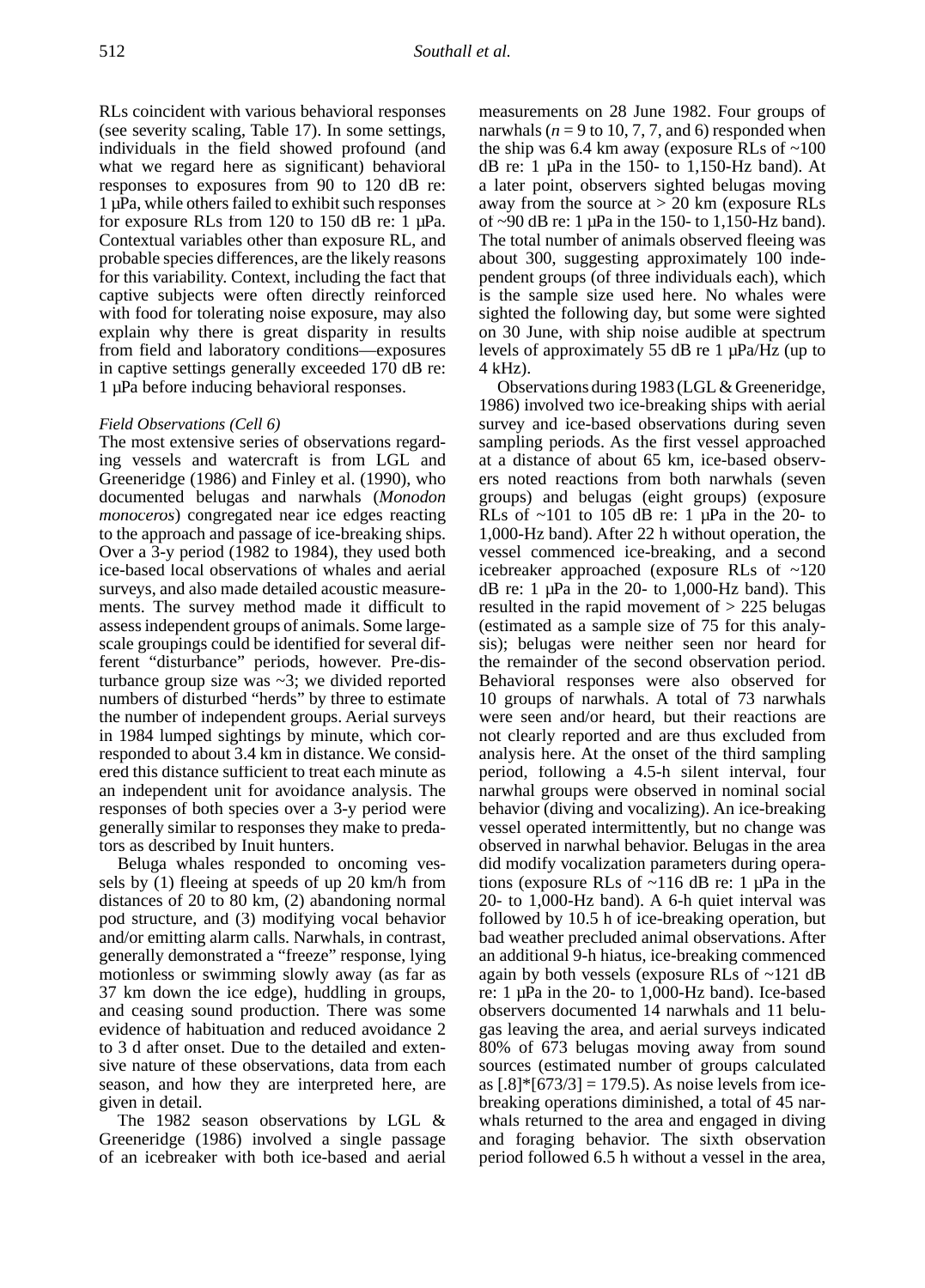RLs coincident with various behavioral responses (see severity scaling, Table 17). In some settings, individuals in the field showed profound (and what we regard here as significant) behavioral responses to exposures from 90 to 120 dB re: 1 µPa, while others failed to exhibit such responses for exposure RLs from 120 to 150 dB re: 1 µPa. Contextual variables other than exposure RL, and probable species differences, are the likely reasons for this variability. Context, including the fact that captive subjects were often directly reinforced with food for tolerating noise exposure, may also explain why there is great disparity in results from field and laboratory conditions—exposures in captive settings generally exceeded 170 dB re: 1 µPa before inducing behavioral responses.

*Field Observations (Cell 6)*

The most extensive series of observations regarding vessels and watercraft is from LGL and Greeneridge (1986) and Finley et al. (1990), who documented belugas and narwhals (*Monodon monoceros*) congregated near ice edges reacting to the approach and passage of ice-breaking ships. Over a 3-y period (1982 to 1984), they used both ice-based local observations of whales and aerial surveys, and also made detailed acoustic measurements. The survey method made it difficult to assess independent groups of animals. Some large-scale groupings could be identified for several different "disturbance" periods, however. Pre-disturbance group size was ~3; we divided reported numbers of disturbed "herds" by three to estimate the number of independent groups. Aerial surveys in 1984 lumped sightings by minute, which corresponded to about 3.4 km in distance. We considered this distance sufficient to treat each minute as an independent unit for avoidance analysis. The responses of both species over a 3-y period were generally similar to responses they make to predators as described by Inuit hunters.

Beluga whales responded to oncoming vessels by (1) fleeing at speeds of up 20 km/h from distances of 20 to 80 km, (2) abandoning normal pod structure, and (3) modifying vocal behavior and/or emitting alarm calls. Narwhals, in contrast, generally demonstrated a "freeze" response, lying motionless or swimming slowly away (as far as 37 km down the ice edge), huddling in groups, and ceasing sound production. There was some evidence of habituation and reduced avoidance 2 to 3 d after onset. Due to the detailed and extensive nature of these observations, data from each season, and how they are interpreted here, are given in detail.

The 1982 season observations by LGL & Greeneridge (1986) involved a single passage of an icebreaker with both ice-based and aerial measurements on 28 June 1982. Four groups of narwhals ($n$ = 9 to 10, 7, 7, and 6) responded when the ship was 6.4 km away (exposure RLs of ~100 dB re: 1 µPa in the 150- to 1,150-Hz band). At a later point, observers sighted belugas moving away from the source at > 20 km (exposure RLs of ~90 dB re: 1 µPa in the 150- to 1,150-Hz band). The total number of animals observed fleeing was about 300, suggesting approximately 100 independent groups (of three individuals each), which is the sample size used here. No whales were sighted the following day, but some were sighted on 30 June, with ship noise audible at spectrum levels of approximately 55 dB re 1 µPa/Hz (up to 4 kHz).

Observations during 1983 (LGL & Greeneridge, 1986) involved two ice-breaking ships with aerial survey and ice-based observations during seven sampling periods. As the first vessel approached at a distance of about 65 km, ice-based observers noted reactions from both narwhals (seven groups) and belugas (eight groups) (exposure RLs of ~101 to 105 dB re: 1 µPa in the 20- to 1,000-Hz band). After 22 h without operation, the vessel commenced ice-breaking, and a second icebreaker approached (exposure RLs of ~120 dB re: 1 µPa in the 20- to 1,000-Hz band). This resulted in the rapid movement of > 225 belugas (estimated as a sample size of 75 for this analysis); belugas were neither seen nor heard for the remainder of the second observation period. Behavioral responses were also observed for 10 groups of narwhals. A total of 73 narwhals were seen and/or heard, but their reactions are not clearly reported and are thus excluded from analysis here. At the onset of the third sampling period, following a 4.5-h silent interval, four narwhal groups were observed in nominal social behavior (diving and vocalizing). An ice-breaking vessel operated intermittently, but no change was observed in narwhal behavior. Belugas in the area did modify vocalization parameters during operations (exposure RLs of ~116 dB re: 1 µPa in the 20- to 1,000-Hz band). A 6-h quiet interval was followed by 10.5 h of ice-breaking operation, but bad weather precluded animal observations. After an additional 9-h hiatus, ice-breaking commenced again by both vessels (exposure RLs of ~121 dB re: 1 µPa in the 20- to 1,000-Hz band). Ice-based observers documented 14 narwhals and 11 belugas leaving the area, and aerial surveys indicated 80% of 673 belugas moving away from sound sources (estimated number of groups calculated as [.8]*[673/3] = 179.5). As noise levels from ice-breaking operations diminished, a total of 45 narwhals returned to the area and engaged in diving and foraging behavior. The sixth observation period followed 6.5 h without a vessel in the area,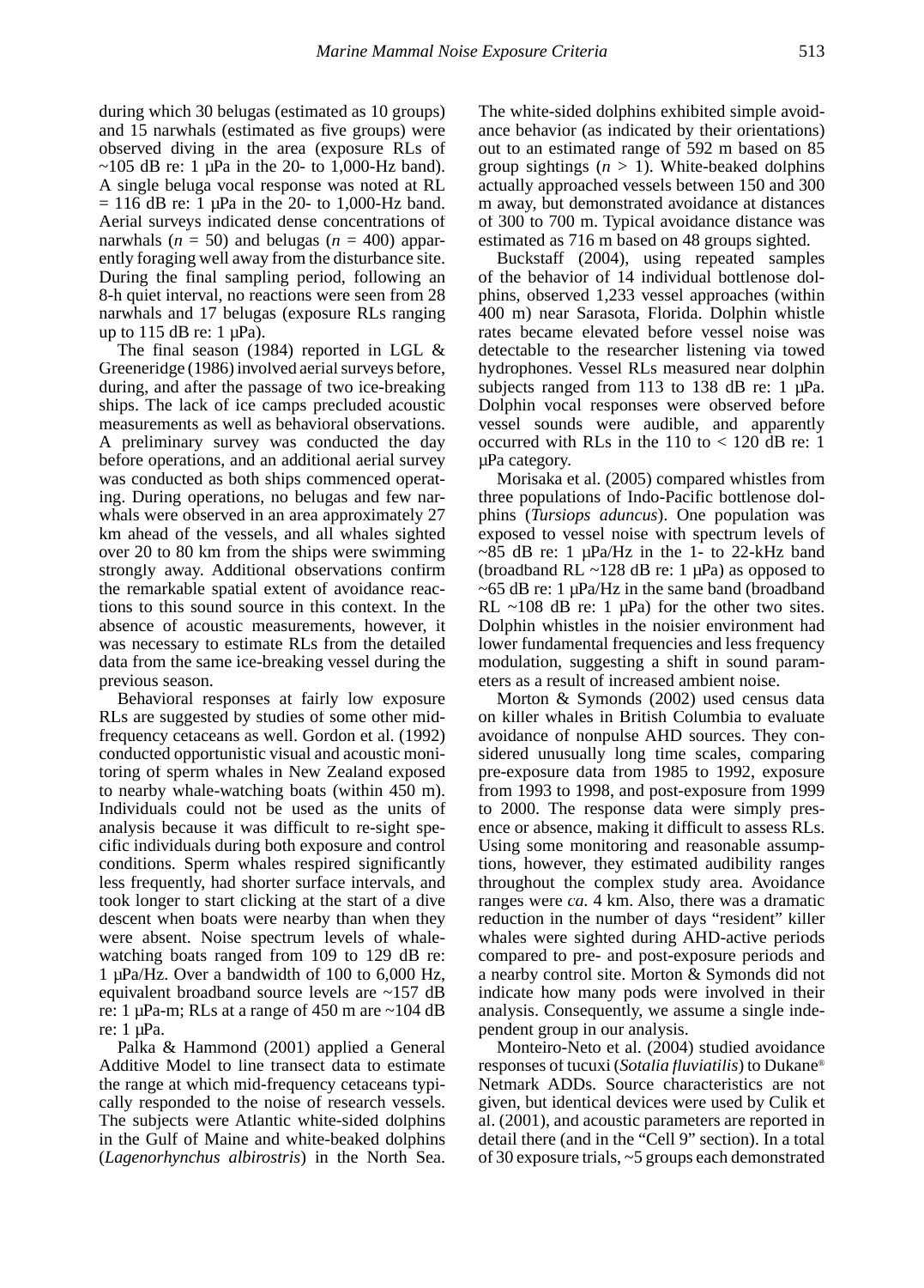during which 30 belugas (estimated as 10 groups) and 15 narwhals (estimated as five groups) were observed diving in the area (exposure RLs of ~105 dB re: 1 µPa in the 20- to 1,000-Hz band). A single beluga vocal response was noted at RL = 116 dB re: 1 µPa in the 20- to 1,000-Hz band. Aerial surveys indicated dense concentrations of narwhals ($n = 50$) and belugas ($n = 400$) apparently foraging well away from the disturbance site. During the final sampling period, following an 8-h quiet interval, no reactions were seen from 28 narwhals and 17 belugas (exposure RLs ranging up to 115 dB re: 1 µPa).

The final season (1984) reported in LGL & Greeneridge (1986) involved aerial surveys before, during, and after the passage of two ice-breaking ships. The lack of ice camps precluded acoustic measurements as well as behavioral observations. A preliminary survey was conducted the day before operations, and an additional aerial survey was conducted as both ships commenced operating. During operations, no belugas and few narwhals were observed in an area approximately 27 km ahead of the vessels, and all whales sighted over 20 to 80 km from the ships were swimming strongly away. Additional observations confirm the remarkable spatial extent of avoidance reactions to this sound source in this context. In the absence of acoustic measurements, however, it was necessary to estimate RLs from the detailed data from the same ice-breaking vessel during the previous season.

Behavioral responses at fairly low exposure RLs are suggested by studies of some other mid-frequency cetaceans as well. Gordon et al. (1992) conducted opportunistic visual and acoustic monitoring of sperm whales in New Zealand exposed to nearby whale-watching boats (within 450 m). Individuals could not be used as the units of analysis because it was difficult to re-sight specific individuals during both exposure and control conditions. Sperm whales respired significantly less frequently, had shorter surface intervals, and took longer to start clicking at the start of a dive descent when boats were nearby than when they were absent. Noise spectrum levels of whale-watching boats ranged from 109 to 129 dB re: 1 µPa/Hz. Over a bandwidth of 100 to 6,000 Hz, equivalent broadband source levels are ~157 dB re: 1 µPa-m; RLs at a range of 450 m are ~104 dB re: 1 µPa.

Palka & Hammond (2001) applied a General Additive Model to line transect data to estimate the range at which mid-frequency cetaceans typically responded to the noise of research vessels. The subjects were Atlantic white-sided dolphins in the Gulf of Maine and white-beaked dolphins (*Lagenorhynchus albirostris*) in the North Sea. The white-sided dolphins exhibited simple avoidance behavior (as indicated by their orientations) out to an estimated range of 592 m based on 85 group sightings ($n > 1$). White-beaked dolphins actually approached vessels between 150 and 300 m away, but demonstrated avoidance at distances of 300 to 700 m. Typical avoidance distance was estimated as 716 m based on 48 groups sighted.

Buckstaff (2004), using repeated samples of the behavior of 14 individual bottlenose dolphins, observed 1,233 vessel approaches (within 400 m) near Sarasota, Florida. Dolphin whistle rates became elevated before vessel noise was detectable to the researcher listening via towed hydrophones. Vessel RLs measured near dolphin subjects ranged from 113 to 138 dB re: 1 µPa. Dolphin vocal responses were observed before vessel sounds were audible, and apparently occurred with RLs in the 110 to < 120 dB re: 1 µPa category.

Morisaka et al. (2005) compared whistles from three populations of Indo-Pacific bottlenose dolphins (*Tursiops aduncus*). One population was exposed to vessel noise with spectrum levels of ~85 dB re: 1 µPa/Hz in the 1- to 22-kHz band (broadband RL ~128 dB re: 1 µPa) as opposed to ~65 dB re: 1 µPa/Hz in the same band (broadband RL ~108 dB re: 1 µPa) for the other two sites. Dolphin whistles in the noisier environment had lower fundamental frequencies and less frequency modulation, suggesting a shift in sound parameters as a result of increased ambient noise.

Morton & Symonds (2002) used census data on killer whales in British Columbia to evaluate avoidance of nonpulse AHD sources. They considered unusually long time scales, comparing pre-exposure data from 1985 to 1992, exposure from 1993 to 1998, and post-exposure from 1999 to 2000. The response data were simply presence or absence, making it difficult to assess RLs. Using some monitoring and reasonable assumptions, however, they estimated audibility ranges throughout the complex study area. Avoidance ranges were *ca.* 4 km. Also, there was a dramatic reduction in the number of days "resident" killer whales were sighted during AHD-active periods compared to pre- and post-exposure periods and a nearby control site. Morton & Symonds did not indicate how many pods were involved in their analysis. Consequently, we assume a single independent group in our analysis.

Monteiro-Neto et al. (2004) studied avoidance responses of tucuxi (*Sotalia fluviatilis*) to Dukane® Netmark ADDs. Source characteristics are not given, but identical devices were used by Culik et al. (2001), and acoustic parameters are reported in detail there (and in the "Cell 9" section). In a total of 30 exposure trials, ~5 groups each demonstrated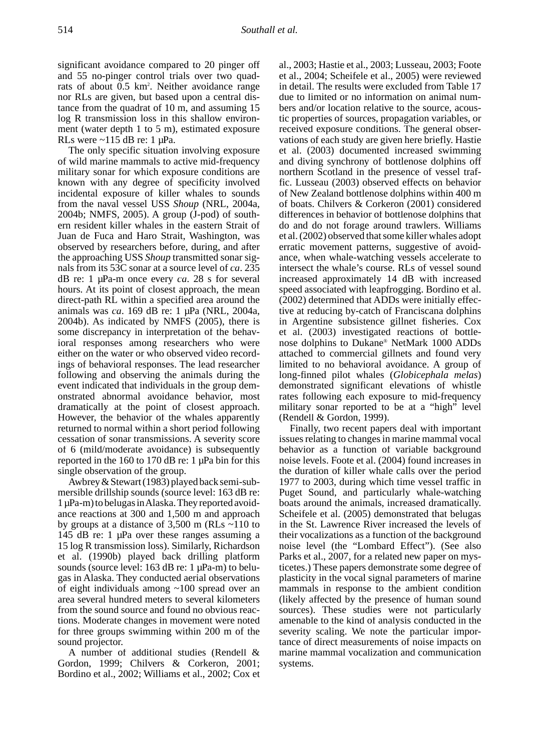significant avoidance compared to 20 pinger off and 55 no-pinger control trials over two quadrats of about 0.5 km$^2$. Neither avoidance range nor RLs are given, but based upon a central distance from the quadrat of 10 m, and assuming 15 log R transmission loss in this shallow environment (water depth 1 to 5 m), estimated exposure RLs were ~115 dB re: 1 µPa.

The only specific situation involving exposure of wild marine mammals to active mid-frequency military sonar for which exposure conditions are known with any degree of specificity involved incidental exposure of killer whales to sounds from the naval vessel USS *Shoup* (NRL, 2004a, 2004b; NMFS, 2005). A group (J-pod) of southern resident killer whales in the eastern Strait of Juan de Fuca and Haro Strait, Washington, was observed by researchers before, during, and after the approaching USS *Shoup* transmitted sonar signals from its 53C sonar at a source level of *ca*. 235 dB re: 1 µPa-m once every *ca*. 28 s for several hours. At its point of closest approach, the mean direct-path RL within a specified area around the animals was *ca*. 169 dB re: 1 µPa (NRL, 2004a, 2004b). As indicated by NMFS (2005), there is some discrepancy in interpretation of the behavioral responses among researchers who were either on the water or who observed video recordings of behavioral responses. The lead researcher following and observing the animals during the event indicated that individuals in the group demonstrated abnormal avoidance behavior, most dramatically at the point of closest approach. However, the behavior of the whales apparently returned to normal within a short period following cessation of sonar transmissions. A severity score of 6 (mild/moderate avoidance) is subsequently reported in the 160 to 170 dB re: 1 µPa bin for this single observation of the group.

Awbrey & Stewart (1983) played back semi-submersible drillship sounds (source level: 163 dB re: 1 µPa-m) to belugas in Alaska. They reported avoidance reactions at 300 and 1,500 m and approach by groups at a distance of 3,500 m (RLs ~110 to 145 dB re: 1 µPa over these ranges assuming a 15 log R transmission loss). Similarly, Richardson et al. (1990b) played back drilling platform sounds (source level: 163 dB re: 1 µPa-m) to belugas in Alaska. They conducted aerial observations of eight individuals among ~100 spread over an area several hundred meters to several kilometers from the sound source and found no obvious reactions. Moderate changes in movement were noted for three groups swimming within 200 m of the sound projector.

A number of additional studies (Rendell & Gordon, 1999; Chilvers & Corkeron, 2001; Bordino et al., 2002; Williams et al., 2002; Cox et al., 2003; Hastie et al., 2003; Lusseau, 2003; Foote et al., 2004; Scheifele et al., 2005) were reviewed in detail. The results were excluded from Table 17 due to limited or no information on animal numbers and/or location relative to the source, acoustic properties of sources, propagation variables, or received exposure conditions. The general observations of each study are given here briefly. Hastie et al. (2003) documented increased swimming and diving synchrony of bottlenose dolphins off northern Scotland in the presence of vessel traffic. Lusseau (2003) observed effects on behavior of New Zealand bottlenose dolphins within 400 m of boats. Chilvers & Corkeron (2001) considered differences in behavior of bottlenose dolphins that do and do not forage around trawlers. Williams et al. (2002) observed that some killer whales adopt erratic movement patterns, suggestive of avoidance, when whale-watching vessels accelerate to intersect the whale's course. RLs of vessel sound increased approximately 14 dB with increased speed associated with leapfrogging. Bordino et al. (2002) determined that ADDs were initially effective at reducing by-catch of Franciscana dolphins in Argentine subsistence gillnet fisheries. Cox et al. (2003) investigated reactions of bottlenose dolphins to Dukane® NetMark 1000 ADDs attached to commercial gillnets and found very limited to no behavioral avoidance. A group of long-finned pilot whales (*Globicephala melas*) demonstrated significant elevations of whistle rates following each exposure to mid-frequency military sonar reported to be at a "high" level (Rendell & Gordon, 1999).

Finally, two recent papers deal with important issues relating to changes in marine mammal vocal behavior as a function of variable background noise levels. Foote et al. (2004) found increases in the duration of killer whale calls over the period 1977 to 2003, during which time vessel traffic in Puget Sound, and particularly whale-watching boats around the animals, increased dramatically. Scheifele et al. (2005) demonstrated that belugas in the St. Lawrence River increased the levels of their vocalizations as a function of the background noise level (the "Lombard Effect"). (See also Parks et al., 2007, for a related new paper on mysticetes.) These papers demonstrate some degree of plasticity in the vocal signal parameters of marine mammals in response to the ambient condition (likely affected by the presence of human sound sources). These studies were not particularly amenable to the kind of analysis conducted in the severity scaling. We note the particular importance of direct measurements of noise impacts on marine mammal vocalization and communication systems.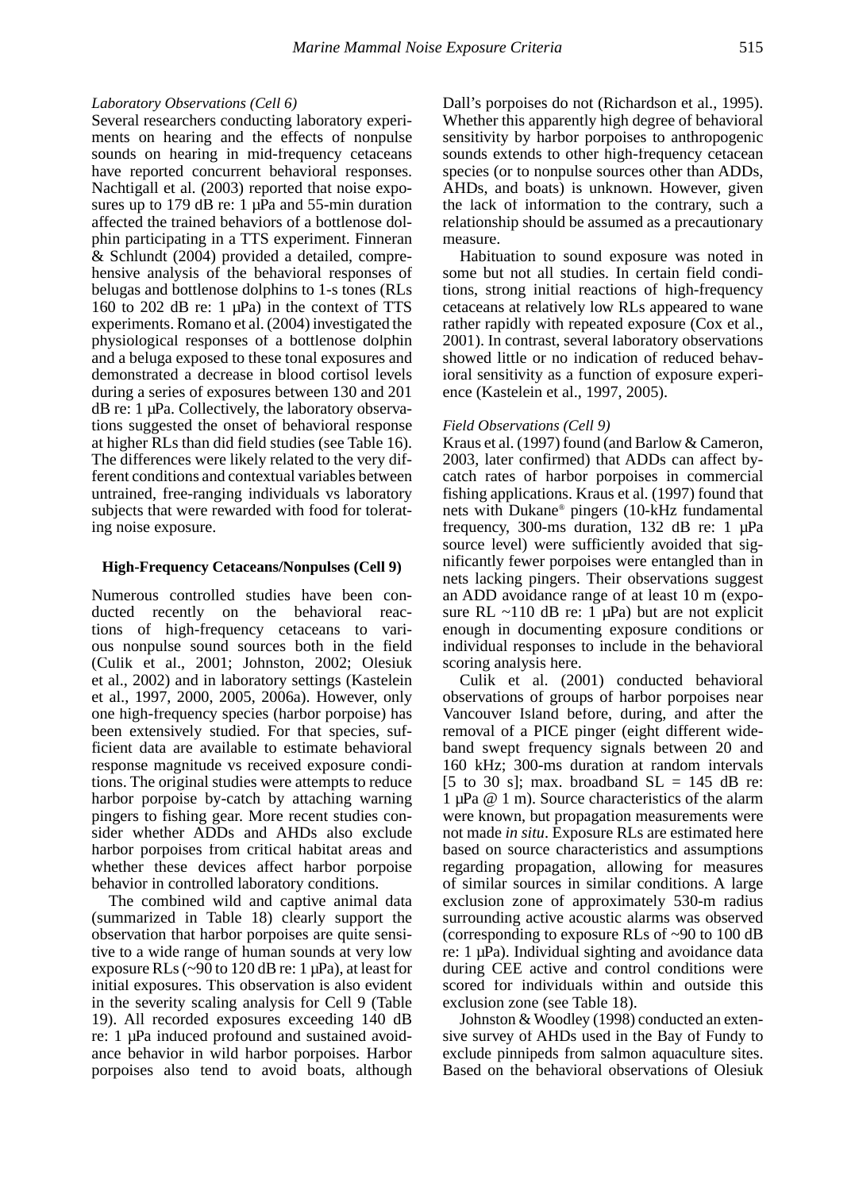*Laboratory Observations (Cell 6)*

Several researchers conducting laboratory experiments on hearing and the effects of nonpulse sounds on hearing in mid-frequency cetaceans have reported concurrent behavioral responses. Nachtigall et al. (2003) reported that noise exposures up to 179 dB re: 1 µPa and 55-min duration affected the trained behaviors of a bottlenose dolphin participating in a TTS experiment. Finneran & Schlundt (2004) provided a detailed, comprehensive analysis of the behavioral responses of belugas and bottlenose dolphins to 1-s tones (RLs 160 to 202 dB re: 1 µPa) in the context of TTS experiments. Romano et al. (2004) investigated the physiological responses of a bottlenose dolphin and a beluga exposed to these tonal exposures and demonstrated a decrease in blood cortisol levels during a series of exposures between 130 and 201 dB re: 1 µPa. Collectively, the laboratory observations suggested the onset of behavioral response at higher RLs than did field studies (see Table 16). The differences were likely related to the very different conditions and contextual variables between untrained, free-ranging individuals vs laboratory subjects that were rewarded with food for tolerating noise exposure.

**High-Frequency Cetaceans/Nonpulses (Cell 9)**

Numerous controlled studies have been conducted recently on the behavioral reactions of high-frequency cetaceans to various nonpulse sound sources both in the field (Culik et al., 2001; Johnston, 2002; Olesiuk et al., 2002) and in laboratory settings (Kastelein et al., 1997, 2000, 2005, 2006a). However, only one high-frequency species (harbor porpoise) has been extensively studied. For that species, sufficient data are available to estimate behavioral response magnitude vs received exposure conditions. The original studies were attempts to reduce harbor porpoise by-catch by attaching warning pingers to fishing gear. More recent studies consider whether ADDs and AHDs also exclude harbor porpoises from critical habitat areas and whether these devices affect harbor porpoise behavior in controlled laboratory conditions.

The combined wild and captive animal data (summarized in Table 18) clearly support the observation that harbor porpoises are quite sensitive to a wide range of human sounds at very low exposure RLs (~90 to 120 dB re: 1 µPa), at least for initial exposures. This observation is also evident in the severity scaling analysis for Cell 9 (Table 19). All recorded exposures exceeding 140 dB re: 1 µPa induced profound and sustained avoidance behavior in wild harbor porpoises. Harbor porpoises also tend to avoid boats, although Dall's porpoises do not (Richardson et al., 1995). Whether this apparently high degree of behavioral sensitivity by harbor porpoises to anthropogenic sounds extends to other high-frequency cetacean species (or to nonpulse sources other than ADDs, AHDs, and boats) is unknown. However, given the lack of information to the contrary, such a relationship should be assumed as a precautionary measure.

Habituation to sound exposure was noted in some but not all studies. In certain field conditions, strong initial reactions of high-frequency cetaceans at relatively low RLs appeared to wane rather rapidly with repeated exposure (Cox et al., 2001). In contrast, several laboratory observations showed little or no indication of reduced behavioral sensitivity as a function of exposure experience (Kastelein et al., 1997, 2005).

*Field Observations (Cell 9)*

Kraus et al. (1997) found (and Barlow & Cameron, 2003, later confirmed) that ADDs can affect by-catch rates of harbor porpoises in commercial fishing applications. Kraus et al. (1997) found that nets with Dukane® pingers (10-kHz fundamental frequency, 300-ms duration, 132 dB re: 1 µPa source level) were sufficiently avoided that significantly fewer porpoises were entangled than in nets lacking pingers. Their observations suggest an ADD avoidance range of at least 10 m (exposure RL ~110 dB re: 1 µPa) but are not explicit enough in documenting exposure conditions or individual responses to include in the behavioral scoring analysis here.

Culik et al. (2001) conducted behavioral observations of groups of harbor porpoises near Vancouver Island before, during, and after the removal of a PICE pinger (eight different wideband swept frequency signals between 20 and 160 kHz; 300-ms duration at random intervals [5 to 30 s]; max. broadband SL = 145 dB re: 1 µPa @ 1 m). Source characteristics of the alarm were known, but propagation measurements were not made *in situ*. Exposure RLs are estimated here based on source characteristics and assumptions regarding propagation, allowing for measures of similar sources in similar conditions. A large exclusion zone of approximately 530-m radius surrounding active acoustic alarms was observed (corresponding to exposure RLs of ~90 to 100 dB re: 1 µPa). Individual sighting and avoidance data during CEE active and control conditions were scored for individuals within and outside this exclusion zone (see Table 18).

Johnston & Woodley (1998) conducted an extensive survey of AHDs used in the Bay of Fundy to exclude pinnipeds from salmon aquaculture sites. Based on the behavioral observations of Olesiuk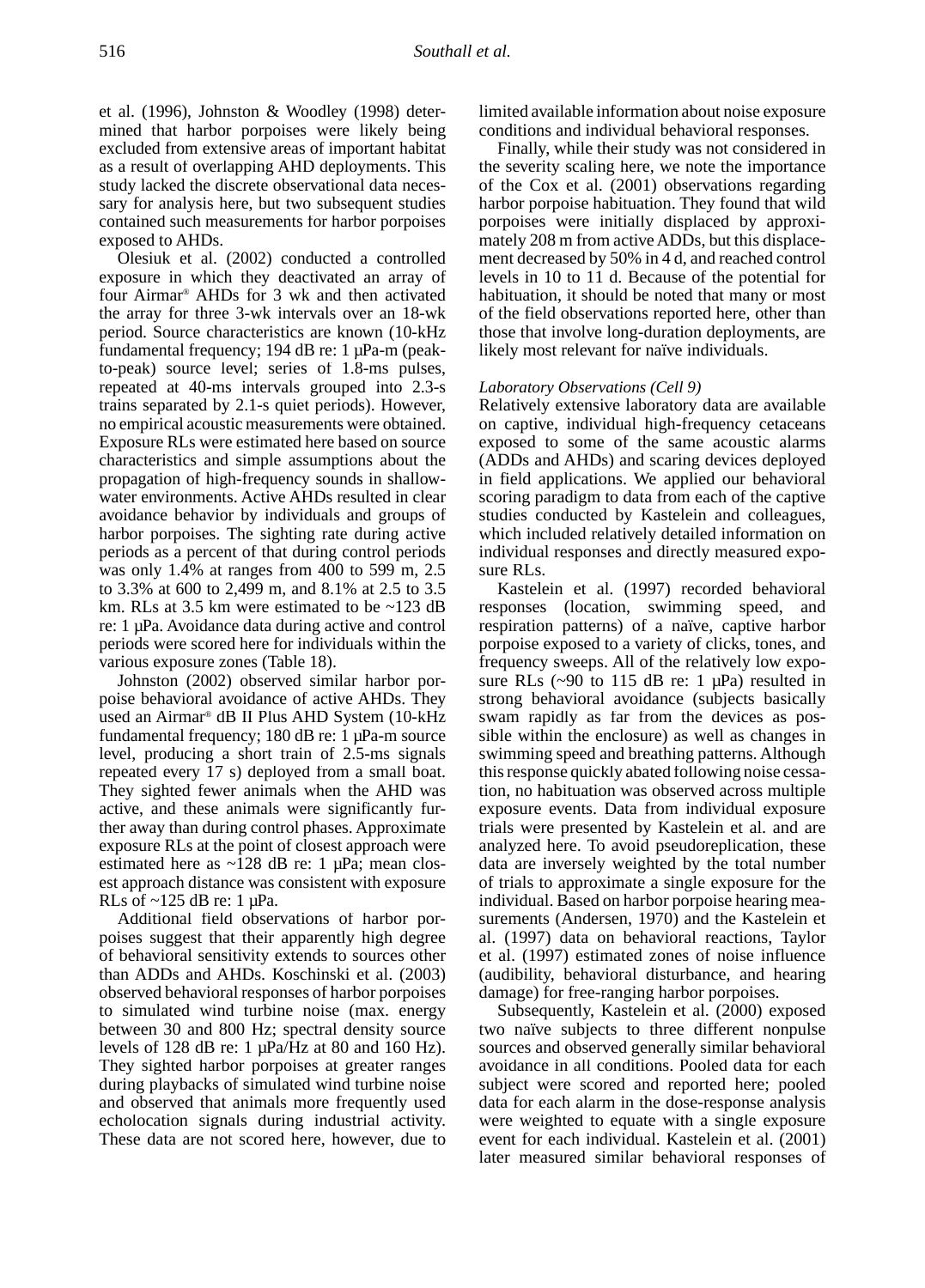et al. (1996), Johnston & Woodley (1998) determined that harbor porpoises were likely being excluded from extensive areas of important habitat as a result of overlapping AHD deployments. This study lacked the discrete observational data necessary for analysis here, but two subsequent studies contained such measurements for harbor porpoises exposed to AHDs.

Olesiuk et al. (2002) conducted a controlled exposure in which they deactivated an array of four Airmar® AHDs for 3 wk and then activated the array for three 3-wk intervals over an 18-wk period. Source characteristics are known (10-kHz fundamental frequency; 194 dB re: 1 µPa-m (peak-to-peak) source level; series of 1.8-ms pulses, repeated at 40-ms intervals grouped into 2.3-s trains separated by 2.1-s quiet periods). However, no empirical acoustic measurements were obtained. Exposure RLs were estimated here based on source characteristics and simple assumptions about the propagation of high-frequency sounds in shallow-water environments. Active AHDs resulted in clear avoidance behavior by individuals and groups of harbor porpoises. The sighting rate during active periods as a percent of that during control periods was only 1.4% at ranges from 400 to 599 m, 2.5 to 3.3% at 600 to 2,499 m, and 8.1% at 2.5 to 3.5 km. RLs at 3.5 km were estimated to be ~123 dB re: 1 µPa. Avoidance data during active and control periods were scored here for individuals within the various exposure zones (Table 18).

Johnston (2002) observed similar harbor porpoise behavioral avoidance of active AHDs. They used an Airmar® dB II Plus AHD System (10-kHz fundamental frequency; 180 dB re: 1 µPa-m source level, producing a short train of 2.5-ms signals repeated every 17 s) deployed from a small boat. They sighted fewer animals when the AHD was active, and these animals were significantly further away than during control phases. Approximate exposure RLs at the point of closest approach were estimated here as ~128 dB re: 1 µPa; mean closest approach distance was consistent with exposure RLs of ~125 dB re: 1 µPa.

Additional field observations of harbor porpoises suggest that their apparently high degree of behavioral sensitivity extends to sources other than ADDs and AHDs. Koschinski et al. (2003) observed behavioral responses of harbor porpoises to simulated wind turbine noise (max. energy between 30 and 800 Hz; spectral density source levels of 128 dB re: 1 µPa/Hz at 80 and 160 Hz). They sighted harbor porpoises at greater ranges during playbacks of simulated wind turbine noise and observed that animals more frequently used echolocation signals during industrial activity. These data are not scored here, however, due to limited available information about noise exposure conditions and individual behavioral responses.

Finally, while their study was not considered in the severity scaling here, we note the importance of the Cox et al. (2001) observations regarding harbor porpoise habituation. They found that wild porpoises were initially displaced by approximately 208 m from active ADDs, but this displacement decreased by 50% in 4 d, and reached control levels in 10 to 11 d. Because of the potential for habituation, it should be noted that many or most of the field observations reported here, other than those that involve long-duration deployments, are likely most relevant for naïve individuals.

*Laboratory Observations (Cell 9)*

Relatively extensive laboratory data are available on captive, individual high-frequency cetaceans exposed to some of the same acoustic alarms (ADDs and AHDs) and scaring devices deployed in field applications. We applied our behavioral scoring paradigm to data from each of the captive studies conducted by Kastelein and colleagues, which included relatively detailed information on individual responses and directly measured exposure RLs.

Kastelein et al. (1997) recorded behavioral responses (location, swimming speed, and respiration patterns) of a naïve, captive harbor porpoise exposed to a variety of clicks, tones, and frequency sweeps. All of the relatively low exposure RLs (~90 to 115 dB re: 1 µPa) resulted in strong behavioral avoidance (subjects basically swam rapidly as far from the devices as possible within the enclosure) as well as changes in swimming speed and breathing patterns. Although this response quickly abated following noise cessation, no habituation was observed across multiple exposure events. Data from individual exposure trials were presented by Kastelein et al. and are analyzed here. To avoid pseudoreplication, these data are inversely weighted by the total number of trials to approximate a single exposure for the individual. Based on harbor porpoise hearing measurements (Andersen, 1970) and the Kastelein et al. (1997) data on behavioral reactions, Taylor et al. (1997) estimated zones of noise influence (audibility, behavioral disturbance, and hearing damage) for free-ranging harbor porpoises.

Subsequently, Kastelein et al. (2000) exposed two naïve subjects to three different nonpulse sources and observed generally similar behavioral avoidance in all conditions. Pooled data for each subject were scored and reported here; pooled data for each alarm in the dose-response analysis were weighted to equate with a single exposure event for each individual. Kastelein et al. (2001) later measured similar behavioral responses of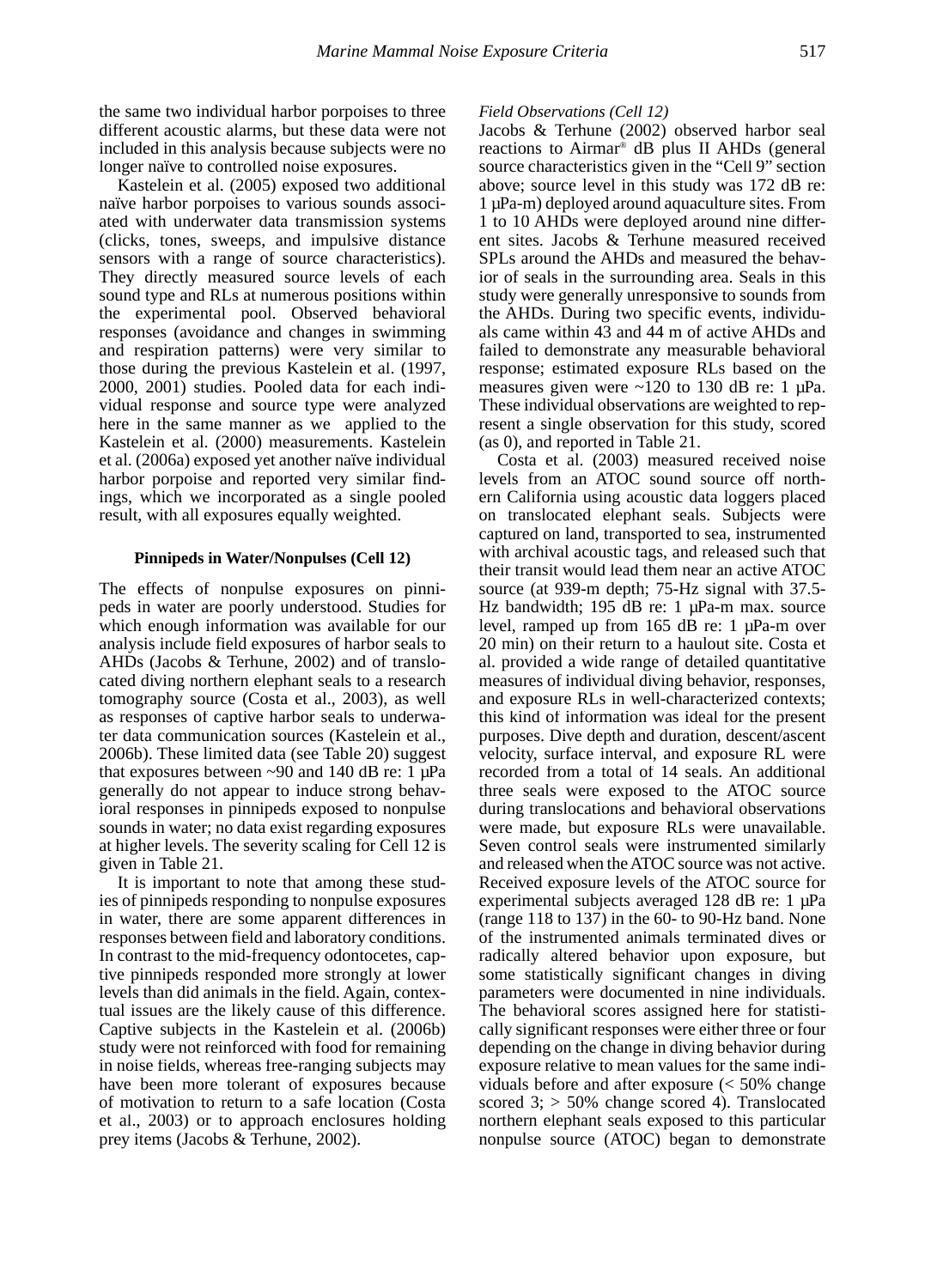the same two individual harbor porpoises to three different acoustic alarms, but these data were not included in this analysis because subjects were no longer naïve to controlled noise exposures.

Kastelein et al. (2005) exposed two additional naïve harbor porpoises to various sounds associated with underwater data transmission systems (clicks, tones, sweeps, and impulsive distance sensors with a range of source characteristics). They directly measured source levels of each sound type and RLs at numerous positions within the experimental pool. Observed behavioral responses (avoidance and changes in swimming and respiration patterns) were very similar to those during the previous Kastelein et al. (1997, 2000, 2001) studies. Pooled data for each individual response and source type were analyzed here in the same manner as we applied to the Kastelein et al. (2000) measurements. Kastelein et al. (2006a) exposed yet another naïve individual harbor porpoise and reported very similar findings, which we incorporated as a single pooled result, with all exposures equally weighted.

**Pinnipeds in Water/Nonpulses (Cell 12)**

The effects of nonpulse exposures on pinnipeds in water are poorly understood. Studies for which enough information was available for our analysis include field exposures of harbor seals to AHDs (Jacobs & Terhune, 2002) and of translocated diving northern elephant seals to a research tomography source (Costa et al., 2003), as well as responses of captive harbor seals to underwater data communication sources (Kastelein et al., 2006b). These limited data (see Table 20) suggest that exposures between ~90 and 140 dB re: 1 µPa generally do not appear to induce strong behavioral responses in pinnipeds exposed to nonpulse sounds in water; no data exist regarding exposures at higher levels. The severity scaling for Cell 12 is given in Table 21.

It is important to note that among these studies of pinnipeds responding to nonpulse exposures in water, there are some apparent differences in responses between field and laboratory conditions. In contrast to the mid-frequency odontocetes, captive pinnipeds responded more strongly at lower levels than did animals in the field. Again, contextual issues are the likely cause of this difference. Captive subjects in the Kastelein et al. (2006b) study were not reinforced with food for remaining in noise fields, whereas free-ranging subjects may have been more tolerant of exposures because of motivation to return to a safe location (Costa et al., 2003) or to approach enclosures holding prey items (Jacobs & Terhune, 2002).

*Field Observations (Cell 12)*

Jacobs & Terhune (2002) observed harbor seal reactions to Airmar® dB plus II AHDs (general source characteristics given in the "Cell 9" section above; source level in this study was 172 dB re: 1 µPa-m) deployed around aquaculture sites. From 1 to 10 AHDs were deployed around nine different sites. Jacobs & Terhune measured received SPLs around the AHDs and measured the behavior of seals in the surrounding area. Seals in this study were generally unresponsive to sounds from the AHDs. During two specific events, individuals came within 43 and 44 m of active AHDs and failed to demonstrate any measurable behavioral response; estimated exposure RLs based on the measures given were ~120 to 130 dB re: 1 µPa. These individual observations are weighted to represent a single observation for this study, scored (as 0), and reported in Table 21.

Costa et al. (2003) measured received noise levels from an ATOC sound source off northern California using acoustic data loggers placed on translocated elephant seals. Subjects were captured on land, transported to sea, instrumented with archival acoustic tags, and released such that their transit would lead them near an active ATOC source (at 939-m depth; 75-Hz signal with 37.5-Hz bandwidth; 195 dB re: 1 µPa-m max. source level, ramped up from 165 dB re: 1 µPa-m over 20 min) on their return to a haulout site. Costa et al. provided a wide range of detailed quantitative measures of individual diving behavior, responses, and exposure RLs in well-characterized contexts; this kind of information was ideal for the present purposes. Dive depth and duration, descent/ascent velocity, surface interval, and exposure RL were recorded from a total of 14 seals. An additional three seals were exposed to the ATOC source during translocations and behavioral observations were made, but exposure RLs were unavailable. Seven control seals were instrumented similarly and released when the ATOC source was not active. Received exposure levels of the ATOC source for experimental subjects averaged 128 dB re: 1 µPa (range 118 to 137) in the 60- to 90-Hz band. None of the instrumented animals terminated dives or radically altered behavior upon exposure, but some statistically significant changes in diving parameters were documented in nine individuals. The behavioral scores assigned here for statistically significant responses were either three or four depending on the change in diving behavior during exposure relative to mean values for the same individuals before and after exposure (< 50% change scored 3; > 50% change scored 4). Translocated northern elephant seals exposed to this particular nonpulse source (ATOC) began to demonstrate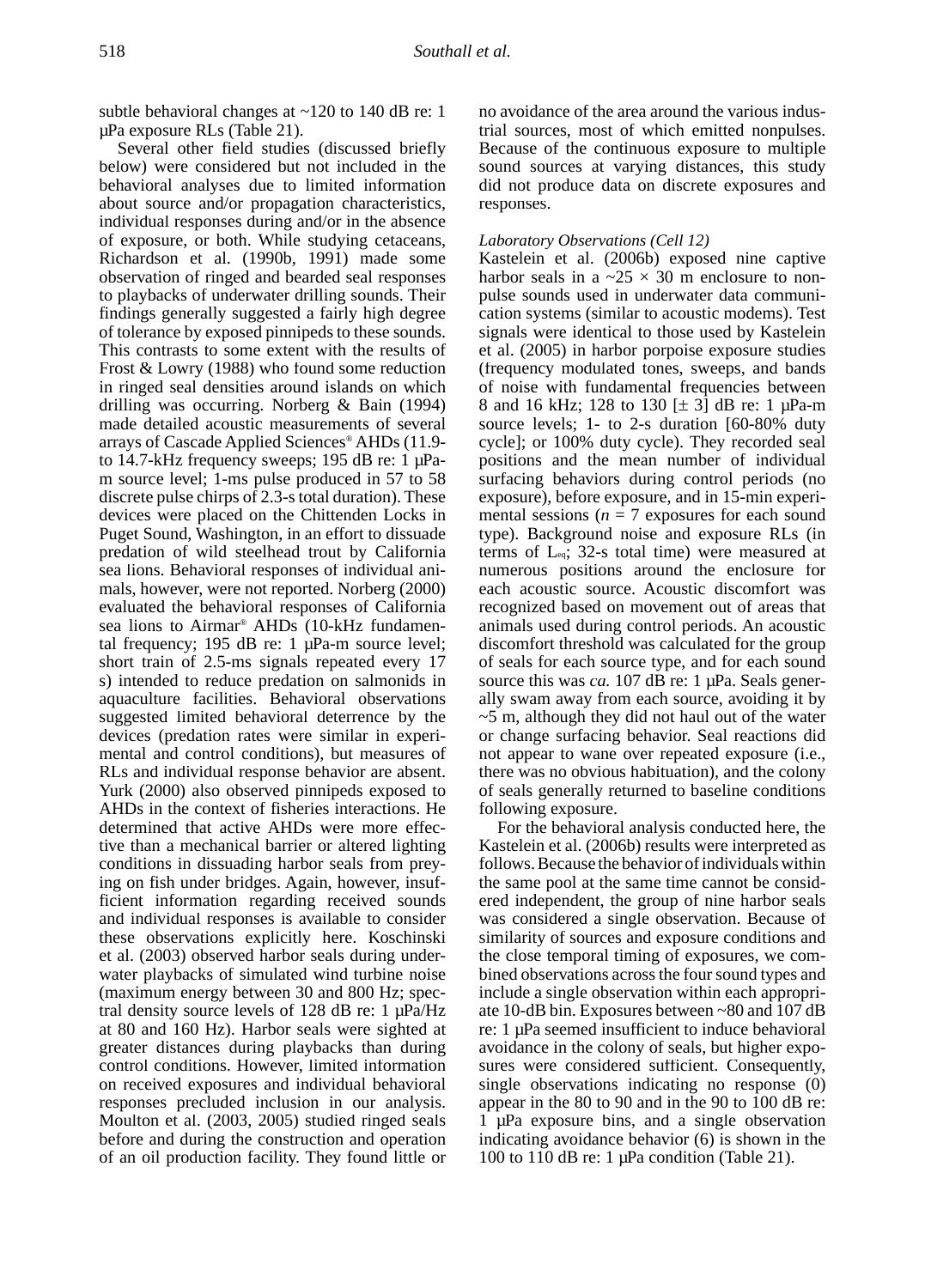subtle behavioral changes at ~120 to 140 dB re: 1 µPa exposure RLs (Table 21).

Several other field studies (discussed briefly below) were considered but not included in the behavioral analyses due to limited information about source and/or propagation characteristics, individual responses during and/or in the absence of exposure, or both. While studying cetaceans, Richardson et al. (1990b, 1991) made some observation of ringed and bearded seal responses to playbacks of underwater drilling sounds. Their findings generally suggested a fairly high degree of tolerance by exposed pinnipeds to these sounds. This contrasts to some extent with the results of Frost & Lowry (1988) who found some reduction in ringed seal densities around islands on which drilling was occurring. Norberg & Bain (1994) made detailed acoustic measurements of several arrays of Cascade Applied Sciences® AHDs (11.9- to 14.7-kHz frequency sweeps; 195 dB re: 1 µPa-m source level; 1-ms pulse produced in 57 to 58 discrete pulse chirps of 2.3-s total duration). These devices were placed on the Chittenden Locks in Puget Sound, Washington, in an effort to dissuade predation of wild steelhead trout by California sea lions. Behavioral responses of individual animals, however, were not reported. Norberg (2000) evaluated the behavioral responses of California sea lions to Airmar® AHDs (10-kHz fundamental frequency; 195 dB re: 1 µPa-m source level; short train of 2.5-ms signals repeated every 17 s) intended to reduce predation on salmonids in aquaculture facilities. Behavioral observations suggested limited behavioral deterrence by the devices (predation rates were similar in experimental and control conditions), but measures of RLs and individual response behavior are absent. Yurk (2000) also observed pinnipeds exposed to AHDs in the context of fisheries interactions. He determined that active AHDs were more effective than a mechanical barrier or altered lighting conditions in dissuading harbor seals from preying on fish under bridges. Again, however, insufficient information regarding received sounds and individual responses is available to consider these observations explicitly here. Koschinski et al. (2003) observed harbor seals during underwater playbacks of simulated wind turbine noise (maximum energy between 30 and 800 Hz; spectral density source levels of 128 dB re: 1 µPa/Hz at 80 and 160 Hz). Harbor seals were sighted at greater distances during playbacks than during control conditions. However, limited information on received exposures and individual behavioral responses precluded inclusion in our analysis. Moulton et al. (2003, 2005) studied ringed seals before and during the construction and operation of an oil production facility. They found little or no avoidance of the area around the various industrial sources, most of which emitted nonpulses. Because of the continuous exposure to multiple sound sources at varying distances, this study did not produce data on discrete exposures and responses.

*Laboratory Observations (Cell 12)*

Kastelein et al. (2006b) exposed nine captive harbor seals in a ~25 × 30 m enclosure to nonpulse sounds used in underwater data communication systems (similar to acoustic modems). Test signals were identical to those used by Kastelein et al. (2005) in harbor porpoise exposure studies (frequency modulated tones, sweeps, and bands of noise with fundamental frequencies between 8 and 16 kHz; 128 to 130 [± 3] dB re: 1 µPa-m source levels; 1- to 2-s duration [60-80% duty cycle]; or 100% duty cycle). They recorded seal positions and the mean number of individual surfacing behaviors during control periods (no exposure), before exposure, and in 15-min experimental sessions ($n = 7$ exposures for each sound type). Background noise and exposure RLs (in terms of $L_{eq}$; 32-s total time) were measured at numerous positions around the enclosure for each acoustic source. Acoustic discomfort was recognized based on movement out of areas that animals used during control periods. An acoustic discomfort threshold was calculated for the group of seals for each source type, and for each sound source this was *ca.* 107 dB re: 1 µPa. Seals generally swam away from each source, avoiding it by ~5 m, although they did not haul out of the water or change surfacing behavior. Seal reactions did not appear to wane over repeated exposure (i.e., there was no obvious habituation), and the colony of seals generally returned to baseline conditions following exposure.

For the behavioral analysis conducted here, the Kastelein et al. (2006b) results were interpreted as follows. Because the behavior of individuals within the same pool at the same time cannot be considered independent, the group of nine harbor seals was considered a single observation. Because of similarity of sources and exposure conditions and the close temporal timing of exposures, we combined observations across the four sound types and include a single observation within each appropriate 10-dB bin. Exposures between ~80 and 107 dB re: 1 µPa seemed insufficient to induce behavioral avoidance in the colony of seals, but higher exposures were considered sufficient. Consequently, single observations indicating no response (0) appear in the 80 to 90 and in the 90 to 100 dB re: 1 µPa exposure bins, and a single observation indicating avoidance behavior (6) is shown in the 100 to 110 dB re: 1 µPa condition (Table 21).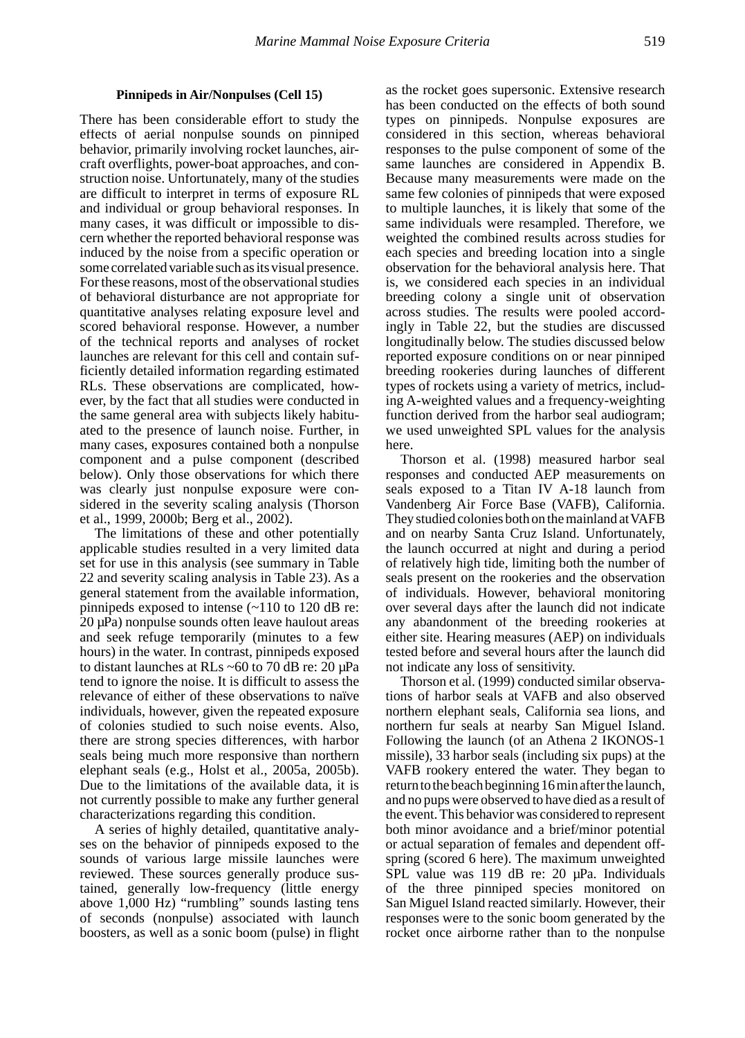### Pinnipeds in Air/Nonpulses (Cell 15)

There has been considerable effort to study the effects of aerial nonpulse sounds on pinniped behavior, primarily involving rocket launches, aircraft overflights, power-boat approaches, and construction noise. Unfortunately, many of the studies are difficult to interpret in terms of exposure RL and individual or group behavioral responses. In many cases, it was difficult or impossible to discern whether the reported behavioral response was induced by the noise from a specific operation or some correlated variable such as its visual presence. For these reasons, most of the observational studies of behavioral disturbance are not appropriate for quantitative analyses relating exposure level and scored behavioral response. However, a number of the technical reports and analyses of rocket launches are relevant for this cell and contain sufficiently detailed information regarding estimated RLs. These observations are complicated, however, by the fact that all studies were conducted in the same general area with subjects likely habituated to the presence of launch noise. Further, in many cases, exposures contained both a nonpulse component and a pulse component (described below). Only those observations for which there was clearly just nonpulse exposure were considered in the severity scaling analysis (Thorson et al., 1999, 2000b; Berg et al., 2002).

The limitations of these and other potentially applicable studies resulted in a very limited data set for use in this analysis (see summary in Table 22 and severity scaling analysis in Table 23). As a general statement from the available information, pinnipeds exposed to intense (~110 to 120 dB re: 20 µPa) nonpulse sounds often leave haulout areas and seek refuge temporarily (minutes to a few hours) in the water. In contrast, pinnipeds exposed to distant launches at RLs ~60 to 70 dB re: 20 µPa tend to ignore the noise. It is difficult to assess the relevance of either of these observations to naïve individuals, however, given the repeated exposure of colonies studied to such noise events. Also, there are strong species differences, with harbor seals being much more responsive than northern elephant seals (e.g., Holst et al., 2005a, 2005b). Due to the limitations of the available data, it is not currently possible to make any further general characterizations regarding this condition.

A series of highly detailed, quantitative analyses on the behavior of pinnipeds exposed to the sounds of various large missile launches were reviewed. These sources generally produce sustained, generally low-frequency (little energy above 1,000 Hz) "rumbling" sounds lasting tens of seconds (nonpulse) associated with launch boosters, as well as a sonic boom (pulse) in flight as the rocket goes supersonic. Extensive research has been conducted on the effects of both sound types on pinnipeds. Nonpulse exposures are considered in this section, whereas behavioral responses to the pulse component of some of the same launches are considered in Appendix B. Because many measurements were made on the same few colonies of pinnipeds that were exposed to multiple launches, it is likely that some of the same individuals were resampled. Therefore, we weighted the combined results across studies for each species and breeding location into a single observation for the behavioral analysis here. That is, we considered each species in an individual breeding colony a single unit of observation across studies. The results were pooled accordingly in Table 22, but the studies are discussed longitudinally below. The studies discussed below reported exposure conditions on or near pinniped breeding rookeries during launches of different types of rockets using a variety of metrics, including A-weighted values and a frequency-weighting function derived from the harbor seal audiogram; we used unweighted SPL values for the analysis here.

Thorson et al. (1998) measured harbor seal responses and conducted AEP measurements on seals exposed to a Titan IV A-18 launch from Vandenberg Air Force Base (VAFB), California. They studied colonies both on the mainland at VAFB and on nearby Santa Cruz Island. Unfortunately, the launch occurred at night and during a period of relatively high tide, limiting both the number of seals present on the rookeries and the observation of individuals. However, behavioral monitoring over several days after the launch did not indicate any abandonment of the breeding rookeries at either site. Hearing measures (AEP) on individuals tested before and several hours after the launch did not indicate any loss of sensitivity.

Thorson et al. (1999) conducted similar observations of harbor seals at VAFB and also observed northern elephant seals, California sea lions, and northern fur seals at nearby San Miguel Island. Following the launch (of an Athena 2 IKONOS-1 missile), 33 harbor seals (including six pups) at the VAFB rookery entered the water. They began to return to the beach beginning 16 min after the launch, and no pups were observed to have died as a result of the event. This behavior was considered to represent both minor avoidance and a brief/minor potential or actual separation of females and dependent offspring (scored 6 here). The maximum unweighted SPL value was 119 dB re: 20 µPa. Individuals of the three pinniped species monitored on San Miguel Island reacted similarly. However, their responses were to the sonic boom generated by the rocket once airborne rather than to the nonpulse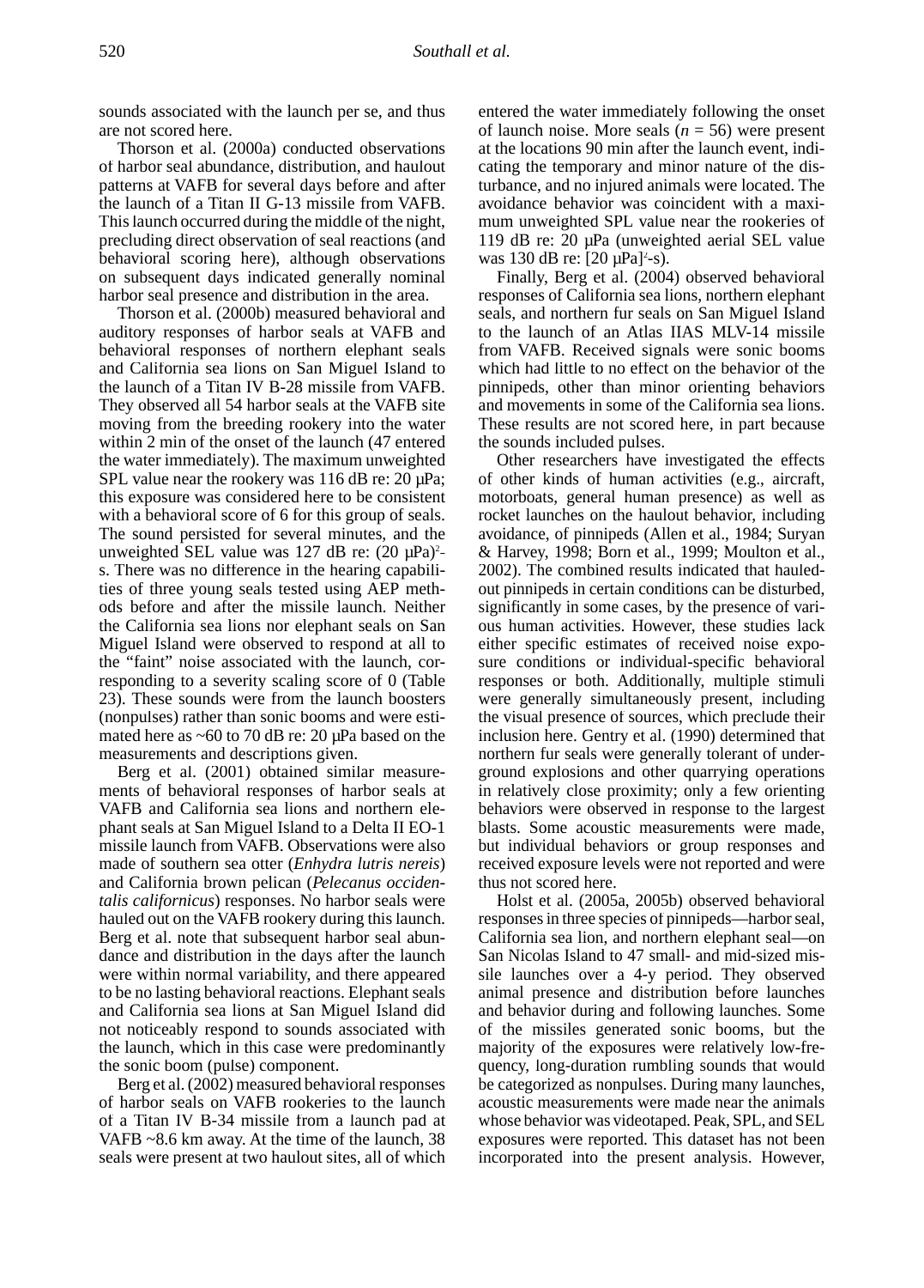sounds associated with the launch per se, and thus are not scored here.

Thorson et al. (2000a) conducted observations of harbor seal abundance, distribution, and haulout patterns at VAFB for several days before and after the launch of a Titan II G-13 missile from VAFB. This launch occurred during the middle of the night, precluding direct observation of seal reactions (and behavioral scoring here), although observations on subsequent days indicated generally nominal harbor seal presence and distribution in the area.

Thorson et al. (2000b) measured behavioral and auditory responses of harbor seals at VAFB and behavioral responses of northern elephant seals and California sea lions on San Miguel Island to the launch of a Titan IV B-28 missile from VAFB. They observed all 54 harbor seals at the VAFB site moving from the breeding rookery into the water within 2 min of the onset of the launch (47 entered the water immediately). The maximum unweighted SPL value near the rookery was 116 dB re: 20 µPa; this exposure was considered here to be consistent with a behavioral score of 6 for this group of seals. The sound persisted for several minutes, and the unweighted SEL value was 127 dB re: $(20\ \mu Pa)^2$-s. There was no difference in the hearing capabilities of three young seals tested using AEP methods before and after the missile launch. Neither the California sea lions nor elephant seals on San Miguel Island were observed to respond at all to the "faint" noise associated with the launch, corresponding to a severity scaling score of 0 (Table 23). These sounds were from the launch boosters (nonpulses) rather than sonic booms and were estimated here as ~60 to 70 dB re: 20 µPa based on the measurements and descriptions given.

Berg et al. (2001) obtained similar measurements of behavioral responses of harbor seals at VAFB and California sea lions and northern elephant seals at San Miguel Island to a Delta II EO-1 missile launch from VAFB. Observations were also made of southern sea otter (*Enhydra lutris nereis*) and California brown pelican (*Pelecanus occidentalis californicus*) responses. No harbor seals were hauled out on the VAFB rookery during this launch. Berg et al. note that subsequent harbor seal abundance and distribution in the days after the launch were within normal variability, and there appeared to be no lasting behavioral reactions. Elephant seals and California sea lions at San Miguel Island did not noticeably respond to sounds associated with the launch, which in this case were predominantly the sonic boom (pulse) component.

Berg et al. (2002) measured behavioral responses of harbor seals on VAFB rookeries to the launch of a Titan IV B-34 missile from a launch pad at VAFB ~8.6 km away. At the time of the launch, 38 seals were present at two haulout sites, all of which entered the water immediately following the onset of launch noise. More seals ($n = 56$) were present at the locations 90 min after the launch event, indicating the temporary and minor nature of the disturbance, and no injured animals were located. The avoidance behavior was coincident with a maximum unweighted SPL value near the rookeries of 119 dB re: 20 µPa (unweighted aerial SEL value was 130 dB re: $[20\ \mu Pa]^2$-s).

Finally, Berg et al. (2004) observed behavioral responses of California sea lions, northern elephant seals, and northern fur seals on San Miguel Island to the launch of an Atlas IIAS MLV-14 missile from VAFB. Received signals were sonic booms which had little to no effect on the behavior of the pinnipeds, other than minor orienting behaviors and movements in some of the California sea lions. These results are not scored here, in part because the sounds included pulses.

Other researchers have investigated the effects of other kinds of human activities (e.g., aircraft, motorboats, general human presence) as well as rocket launches on the haulout behavior, including avoidance, of pinnipeds (Allen et al., 1984; Suryan & Harvey, 1998; Born et al., 1999; Moulton et al., 2002). The combined results indicated that hauled-out pinnipeds in certain conditions can be disturbed, significantly in some cases, by the presence of various human activities. However, these studies lack either specific estimates of received noise exposure conditions or individual-specific behavioral responses or both. Additionally, multiple stimuli were generally simultaneously present, including the visual presence of sources, which preclude their inclusion here. Gentry et al. (1990) determined that northern fur seals were generally tolerant of underground explosions and other quarrying operations in relatively close proximity; only a few orienting behaviors were observed in response to the largest blasts. Some acoustic measurements were made, but individual behaviors or group responses and received exposure levels were not reported and were thus not scored here.

Holst et al. (2005a, 2005b) observed behavioral responses in three species of pinnipeds—harbor seal, California sea lion, and northern elephant seal—on San Nicolas Island to 47 small- and mid-sized missile launches over a 4-y period. They observed animal presence and distribution before launches and behavior during and following launches. Some of the missiles generated sonic booms, but the majority of the exposures were relatively low-frequency, long-duration rumbling sounds that would be categorized as nonpulses. During many launches, acoustic measurements were made near the animals whose behavior was videotaped. Peak, SPL, and SEL exposures were reported. This dataset has not been incorporated into the present analysis. However,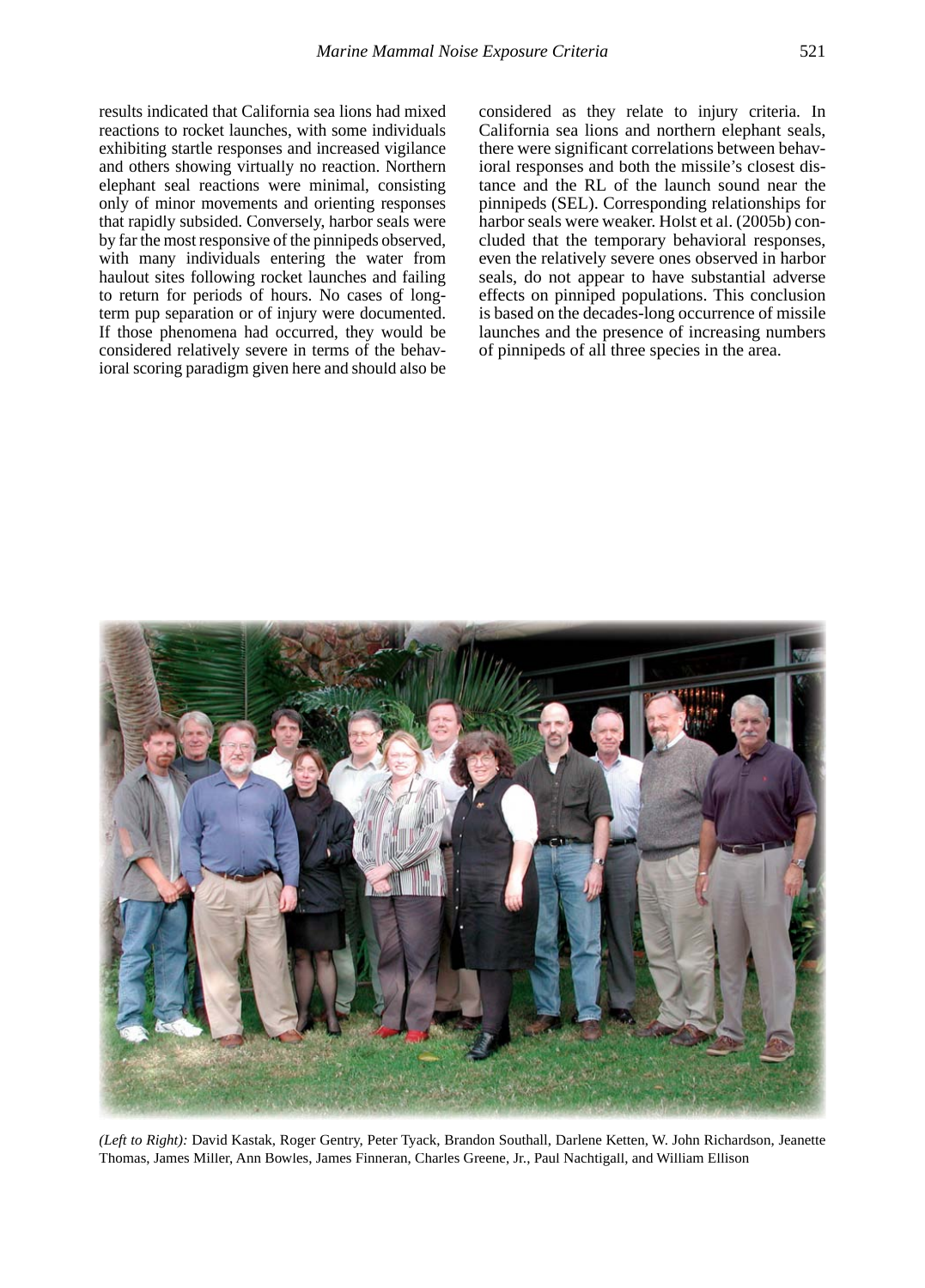results indicated that California sea lions had mixed reactions to rocket launches, with some individuals exhibiting startle responses and increased vigilance and others showing virtually no reaction. Northern elephant seal reactions were minimal, consisting only of minor movements and orienting responses that rapidly subsided. Conversely, harbor seals were by far the most responsive of the pinnipeds observed, with many individuals entering the water from haulout sites following rocket launches and failing to return for periods of hours. No cases of long-term pup separation or of injury were documented. If those phenomena had occurred, they would be considered relatively severe in terms of the behavioral scoring paradigm given here and should also be considered as they relate to injury criteria. In California sea lions and northern elephant seals, there were significant correlations between behavioral responses and both the missile's closest distance and the RL of the launch sound near the pinnipeds (SEL). Corresponding relationships for harbor seals were weaker. Holst et al. (2005b) concluded that the temporary behavioral responses, even the relatively severe ones observed in harbor seals, do not appear to have substantial adverse effects on pinniped populations. This conclusion is based on the decades-long occurrence of missile launches and the presence of increasing numbers of pinnipeds of all three species in the area.

*(Left to Right):* David Kastak, Roger Gentry, Peter Tyack, Brandon Southall, Darlene Ketten, W. John Richardson, Jeanette Thomas, James Miller, Ann Bowles, James Finneran, Charles Greene, Jr., Paul Nachtigall, and William Ellison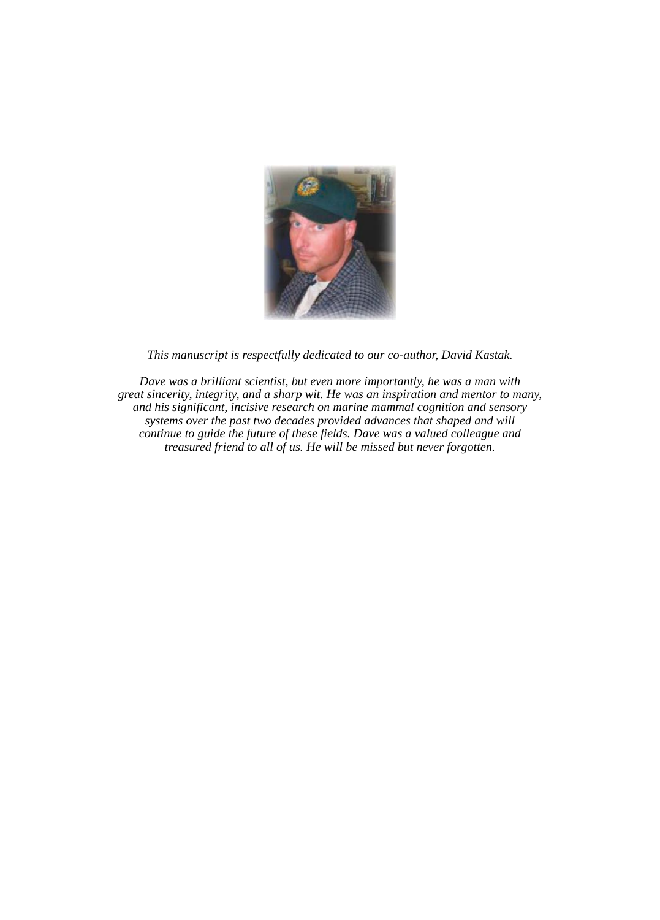*This manuscript is respectfully dedicated to our co-author, David Kastak.*

*Dave was a brilliant scientist, but even more importantly, he was a man with great sincerity, integrity, and a sharp wit. He was an inspiration and mentor to many, and his significant, incisive research on marine mammal cognition and sensory systems over the past two decades provided advances that shaped and will continue to guide the future of these fields. Dave was a valued colleague and treasured friend to all of us. He will be missed but never forgotten.*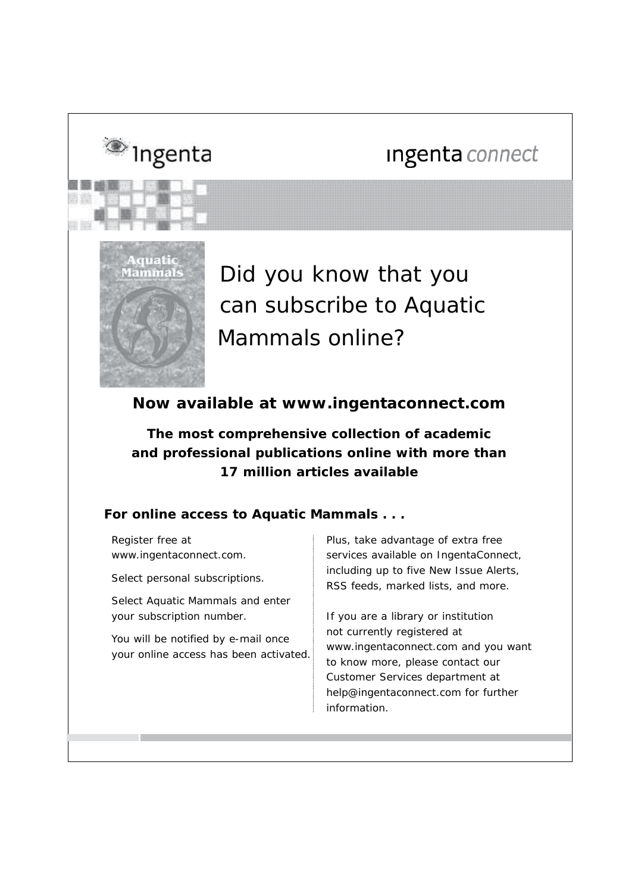Ingenta

ingenta connect

# Did you know that you can subscribe to Aquatic Mammals online?

**Now available at www.ingentaconnect.com**

**The most comprehensive collection of academic and professional publications online with more than 17 million articles available**

**For online access to Aquatic Mammals . . .**

Register free at www.ingentaconnect.com.

Select personal subscriptions.

Select Aquatic Mammals and enter your subscription number.

You will be notified by e-mail once your online access has been activated.

Plus, take advantage of extra free services available on IngentaConnect, including up to five New Issue Alerts, RSS feeds, marked lists, and more.

If you are a library or institution not currently registered at www.ingentaconnect.com and you want to know more, please contact our Customer Services department at help@ingentaconnect.com for further information.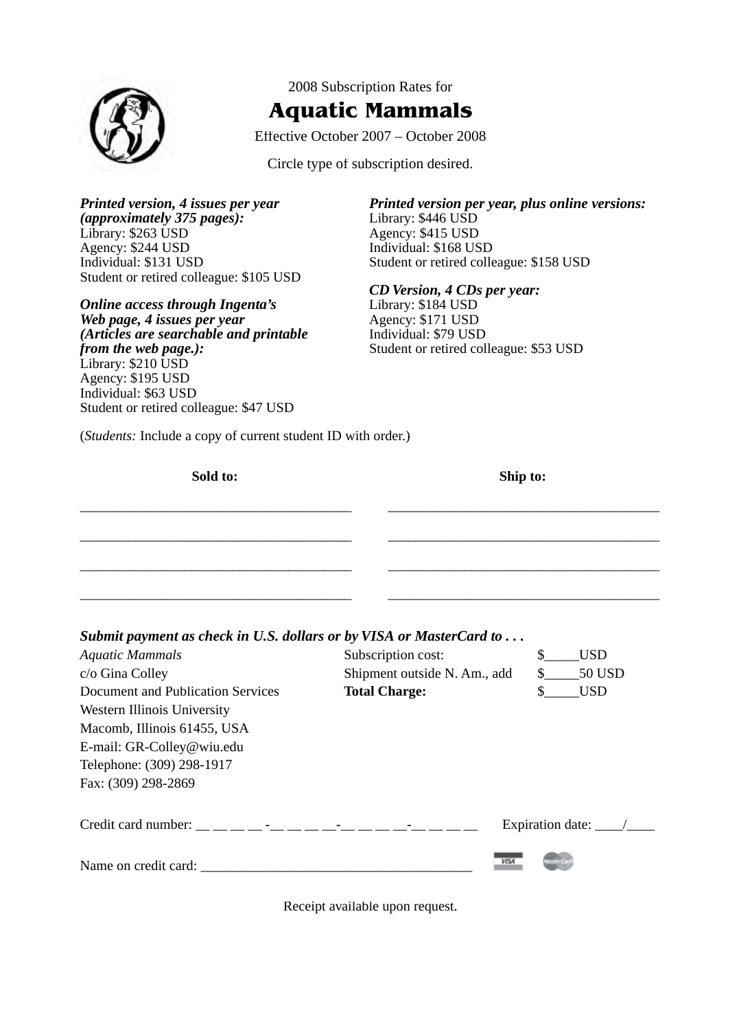2008 Subscription Rates for

# Aquatic Mammals

Effective October 2007 – October 2008

Circle type of subscription desired.

***Printed version, 4 issues per year (approximately 375 pages):***
Library: $263 USD
Agency: $244 USD
Individual: $131 USD
Student or retired colleague: $105 USD

***Online access through Ingenta's Web page, 4 issues per year (Articles are searchable and printable from the web page.):***
Library: $210 USD
Agency: $195 USD
Individual: $63 USD
Student or retired colleague: $47 USD

***Printed version per year, plus online versions:***
Library: $446 USD
Agency: $415 USD
Individual: $168 USD
Student or retired colleague: $158 USD

***CD Version, 4 CDs per year:***
Library: $184 USD
Agency: $171 USD
Individual: $79 USD
Student or retired colleague: $53 USD

(*Students:* Include a copy of current student ID with order.)

**Sold to:**

_______________________________________

_______________________________________

_______________________________________

_______________________________________

**Ship to:**

_______________________________________

_______________________________________

_______________________________________

_______________________________________

***Submit payment as check in U.S. dollars or by VISA or MasterCard to . . .***

*Aquatic Mammals*
c/o Gina Colley
Document and Publication Services
Western Illinois University
Macomb, Illinois 61455, USA
E-mail: GR-Colley@wiu.edu
Telephone: (309) 298-1917
Fax: (309) 298-2869

| | |
|---|---|
| Subscription cost: | $_____USD |
| Shipment outside N. Am., add | $_____50 USD |
| **Total Charge:** | $_____USD |

Credit card number: __ __ __ __ -__ __ __ __-__ __ __ __-__ __ __ __ Expiration date: ____/____

Name on credit card: ______________________________________

Receipt available upon request.